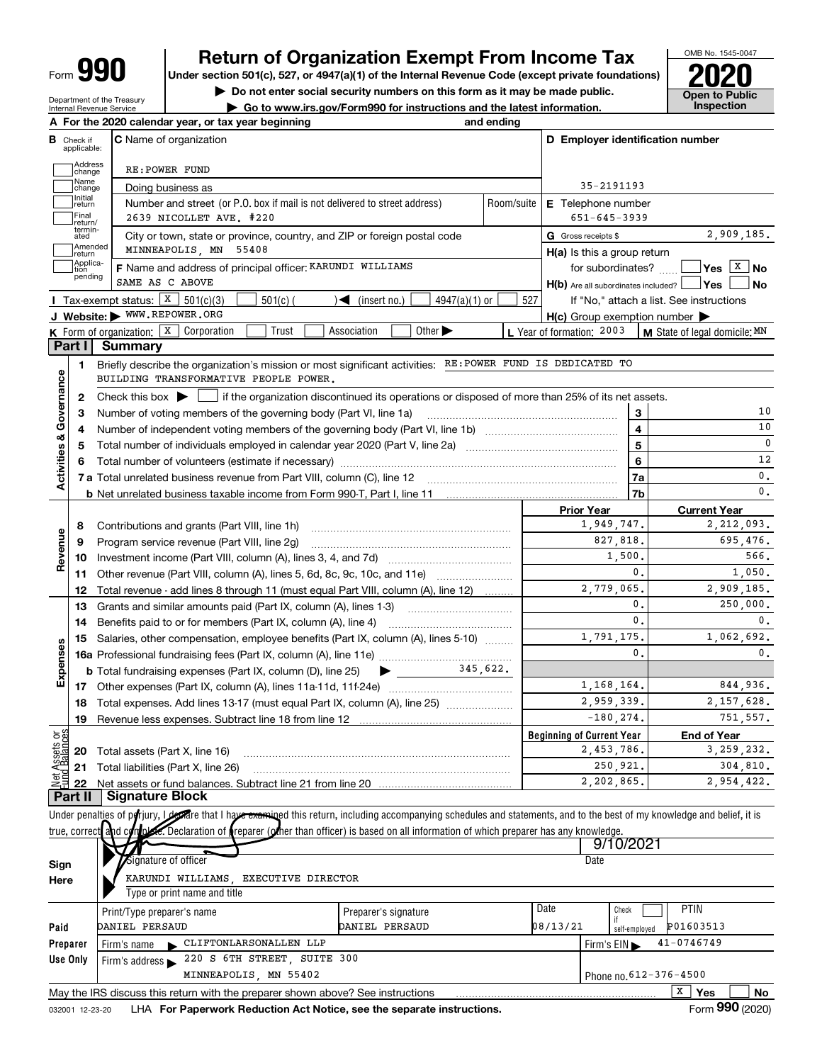# Form 990 — Return of Organization Exempt From Income Tax — 2020

Under section 501(c), 527, or 4947(a)(1) of the Internal Revenue Code (except private foundations)

▶ Do not enter social security numbers on this form as it may be made public.

▶ Go to www.irs.gov/Form990 for instructions and the latest information.

OMB No. 1545-0047

Open to Public Inspection

Department of the Treasury
Internal Revenue Service

**A** For the 2020 calendar year, or tax year beginning and ending

**B** Check if applicable: Address change, Name change, Initial return, Final return/terminated, Amended return, Application pending

**C** Name of organization: RE:POWER FUND

Doing business as

Number and street (or P.O. box if mail is not delivered to street address): 2639 NICOLLET AVE. #220 — Room/suite

City or town, state or province, country, and ZIP or foreign postal code: MINNEAPOLIS, MN 55408

**D** Employer identification number: 35-2191193

**E** Telephone number: 651-645-3939

**G** Gross receipts $ 2,909,185.

**F** Name and address of principal officer: KARUNDI WILLIAMS, SAME AS C ABOVE

**H(a)** Is this a group return for subordinates? Yes [ ] No [X]

**H(b)** Are all subordinates included? Yes [ ] No [ ] If "No," attach a list. See instructions

**H(c)** Group exemption number ▶

**I** Tax-exempt status: [X] 501(c)(3) [ ] 501(c) ( ) ◀ (insert no.) [ ] 4947(a)(1) or [ ] 527

**J** Website: ▶ WWW.REPOWER.ORG

**K** Form of organization: [X] Corporation [ ] Trust [ ] Association [ ] Other ▶

**L** Year of formation: 2003 **M** State of legal domicile: MN

## Part I Summary

### Activities & Governance

1 Briefly describe the organization's mission or most significant activities: RE:POWER FUND IS DEDICATED TO BUILDING TRANSFORMATIVE PEOPLE POWER.

2 Check this box ▶ [ ] if the organization discontinued its operations or disposed of more than 25% of its net assets.

| | | Line | |
|---|---|---|---|
| 3 | Number of voting members of the governing body (Part VI, line 1a) | 3 | 10 |
| 4 | Number of independent voting members of the governing body (Part VI, line 1b) | 4 | 10 |
| 5 | Total number of individuals employed in calendar year 2020 (Part V, line 2a) | 5 | 0 |
| 6 | Total number of volunteers (estimate if necessary) | 6 | 12 |
| 7a | Total unrelated business revenue from Part VIII, column (C), line 12 | 7a | 0. |
| b | Net unrelated business taxable income from Form 990-T, Part I, line 11 | 7b | 0. |

### Revenue / Expenses

| | | Prior Year | Current Year |
|---|---|---|---|
| 8 | Contributions and grants (Part VIII, line 1h) | 1,949,747. | 2,212,093. |
| 9 | Program service revenue (Part VIII, line 2g) | 827,818. | 695,476. |
| 10 | Investment income (Part VIII, column (A), lines 3, 4, and 7d) | 1,500. | 566. |
| 11 | Other revenue (Part VIII, column (A), lines 5, 6d, 8c, 9c, 10c, and 11e) | 0. | 1,050. |
| 12 | Total revenue - add lines 8 through 11 (must equal Part VIII, column (A), line 12) | 2,779,065. | 2,909,185. |
| 13 | Grants and similar amounts paid (Part IX, column (A), lines 1-3) | 0. | 250,000. |
| 14 | Benefits paid to or for members (Part IX, column (A), line 4) | 0. | 0. |
| 15 | Salaries, other compensation, employee benefits (Part IX, column (A), lines 5-10) | 1,791,175. | 1,062,692. |
| 16a | Professional fundraising fees (Part IX, column (A), line 11e) | 0. | 0. |
| b | Total fundraising expenses (Part IX, column (D), line 25) ▶ 345,622. | | |
| 17 | Other expenses (Part IX, column (A), lines 11a-11d, 11f-24e) | 1,168,164. | 844,936. |
| 18 | Total expenses. Add lines 13-17 (must equal Part IX, column (A), line 25) | 2,959,339. | 2,157,628. |
| 19 | Revenue less expenses. Subtract line 18 from line 12 | -180,274. | 751,557. |

### Net Assets or Fund Balances

| | | Beginning of Current Year | End of Year |
|---|---|---|---|
| 20 | Total assets (Part X, line 16) | 2,453,786. | 3,259,232. |
| 21 | Total liabilities (Part X, line 26) | 250,921. | 304,810. |
| 22 | Net assets or fund balances. Subtract line 21 from line 20 | 2,202,865. | 2,954,422. |

## Part II Signature Block

Under penalties of perjury, I declare that I have examined this return, including accompanying schedules and statements, and to the best of my knowledge and belief, it is true, correct, and complete. Declaration of preparer (other than officer) is based on all information of which preparer has any knowledge.

**Sign Here**

Signature of officer — Date: 9/10/2021

KARUNDI WILLIAMS, EXECUTIVE DIRECTOR
Type or print name and title

**Paid Preparer Use Only**

| Print/Type preparer's name | Preparer's signature | Date | Check if self-employed | PTIN |
|---|---|---|---|---|
| DANIEL PERSAUD | DANIEL PERSAUD | 08/13/21 | [ ] | P01603513 |

Firm's name ▶ CLIFTONLARSONALLEN LLP — Firm's EIN ▶ 41-0746749

Firm's address ▶ 220 S 6TH STREET, SUITE 300, MINNEAPOLIS, MN 55402 — Phone no. 612-376-4500

May the IRS discuss this return with the preparer shown above? See instructions [X] Yes [ ] No

032001 12-23-20 LHA For Paperwork Reduction Act Notice, see the separate instructions. Form 990 (2020)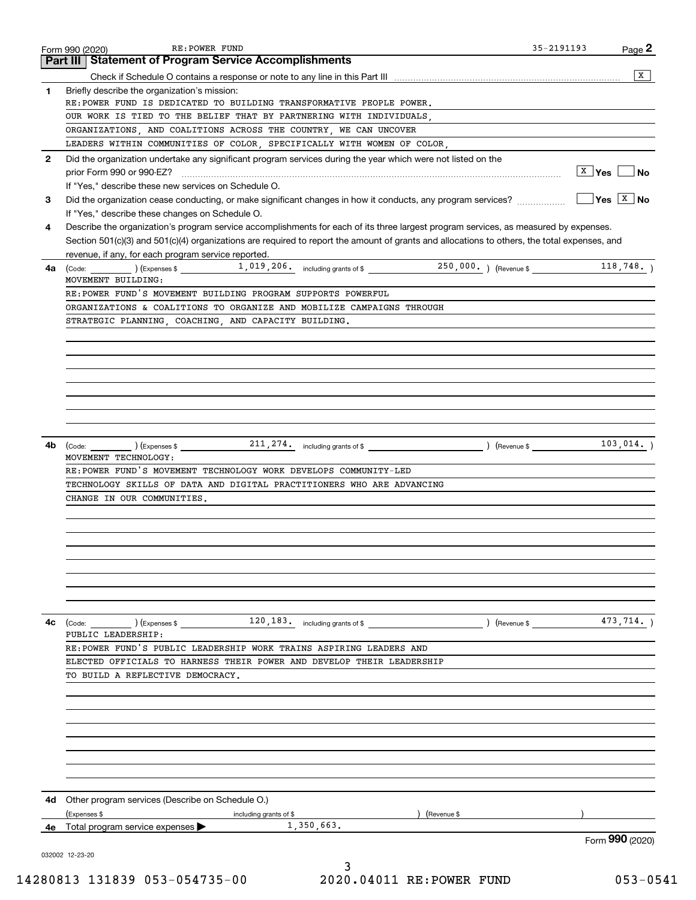Form 990 (2020) RE:POWER FUND 35-2191193 Page **2**

## Part III | Statement of Program Service Accomplishments

Check if Schedule O contains a response or note to any line in this Part III .......... [X]

**1** Briefly describe the organization's mission:

RE:POWER FUND IS DEDICATED TO BUILDING TRANSFORMATIVE PEOPLE POWER. OUR WORK IS TIED TO THE BELIEF THAT BY PARTNERING WITH INDIVIDUALS, ORGANIZATIONS, AND COALITIONS ACROSS THE COUNTRY, WE CAN UNCOVER LEADERS WITHIN COMMUNITIES OF COLOR, SPECIFICALLY WITH WOMEN OF COLOR,

**2** Did the organization undertake any significant program services during the year which were not listed on the prior Form 990 or 990-EZ? .......... [X] Yes [ ] No

If "Yes," describe these new services on Schedule O.

**3** Did the organization cease conducting, or make significant changes in how it conducts, any program services? .......... [ ] Yes [X] No

If "Yes," describe these changes on Schedule O.

**4** Describe the organization's program service accomplishments for each of its three largest program services, as measured by expenses. Section 501(c)(3) and 501(c)(4) organizations are required to report the amount of grants and allocations to others, the total expenses, and revenue, if any, for each program service reported.

**4a** (Code: ) (Expenses $ 1,019,206. including grants of $ 250,000. ) (Revenue $ 118,748. )

MOVEMENT BUILDING:
RE:POWER FUND'S MOVEMENT BUILDING PROGRAM SUPPORTS POWERFUL ORGANIZATIONS & COALITIONS TO ORGANIZE AND MOBILIZE CAMPAIGNS THROUGH STRATEGIC PLANNING, COACHING, AND CAPACITY BUILDING.

**4b** (Code: ) (Expenses $ 211,274. including grants of $ ) (Revenue $ 103,014. )

MOVEMENT TECHNOLOGY:
RE:POWER FUND'S MOVEMENT TECHNOLOGY WORK DEVELOPS COMMUNITY-LED TECHNOLOGY SKILLS OF DATA AND DIGITAL PRACTITIONERS WHO ARE ADVANCING CHANGE IN OUR COMMUNITIES.

**4c** (Code: ) (Expenses $ 120,183. including grants of $ ) (Revenue $ 473,714. )

PUBLIC LEADERSHIP:
RE:POWER FUND'S PUBLIC LEADERSHIP WORK TRAINS ASPIRING LEADERS AND ELECTED OFFICIALS TO HARNESS THEIR POWER AND DEVELOP THEIR LEADERSHIP TO BUILD A REFLECTIVE DEMOCRACY.

**4d** Other program services (Describe on Schedule O.)

(Expenses $ including grants of $ ) (Revenue $ )

**4e** Total program service expenses ▶ 1,350,663.

Form **990** (2020)

032002 12-23-20

14280813 131839 053-054735-00 2020.04011 RE:POWER FUND 053-0541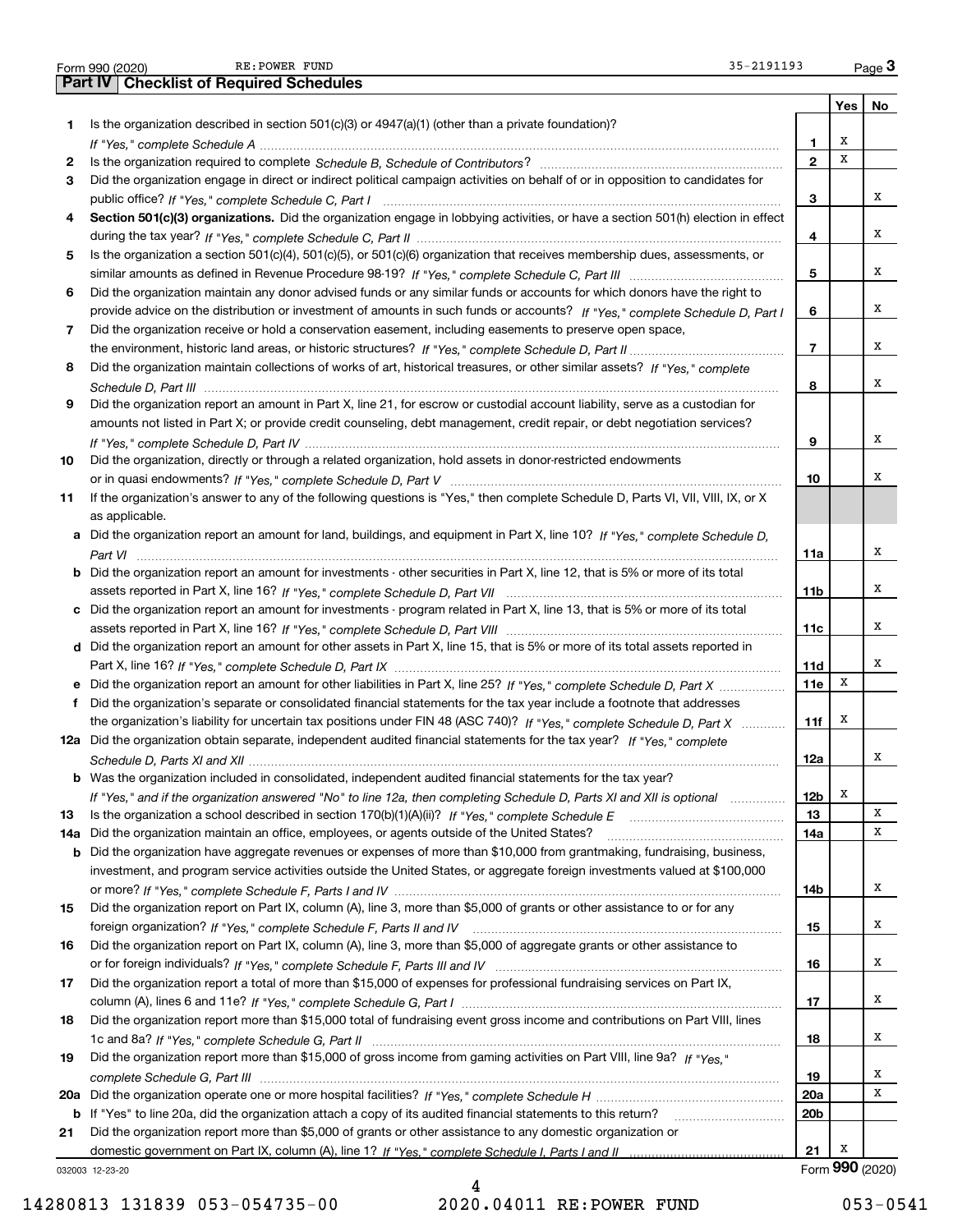Form 990 (2020) RE:POWER FUND 35-2191193 Page 3

## Part IV Checklist of Required Schedules

| | | | Yes | No |
|---|---|---|---|---|
| 1 | Is the organization described in section 501(c)(3) or 4947(a)(1) (other than a private foundation)? *If "Yes," complete Schedule A* | 1 | X | |
| 2 | Is the organization required to complete *Schedule B, Schedule of Contributors*? | 2 | X | |
| 3 | Did the organization engage in direct or indirect political campaign activities on behalf of or in opposition to candidates for public office? *If "Yes," complete Schedule C, Part I* | 3 | | X |
| 4 | **Section 501(c)(3) organizations.** Did the organization engage in lobbying activities, or have a section 501(h) election in effect during the tax year? *If "Yes," complete Schedule C, Part II* | 4 | | X |
| 5 | Is the organization a section 501(c)(4), 501(c)(5), or 501(c)(6) organization that receives membership dues, assessments, or similar amounts as defined in Revenue Procedure 98-19? *If "Yes," complete Schedule C, Part III* | 5 | | X |
| 6 | Did the organization maintain any donor advised funds or any similar funds or accounts for which donors have the right to provide advice on the distribution or investment of amounts in such funds or accounts? *If "Yes," complete Schedule D, Part I* | 6 | | X |
| 7 | Did the organization receive or hold a conservation easement, including easements to preserve open space, the environment, historic land areas, or historic structures? *If "Yes," complete Schedule D, Part II* | 7 | | X |
| 8 | Did the organization maintain collections of works of art, historical treasures, or other similar assets? *If "Yes," complete Schedule D, Part III* | 8 | | X |
| 9 | Did the organization report an amount in Part X, line 21, for escrow or custodial account liability, serve as a custodian for amounts not listed in Part X; or provide credit counseling, debt management, credit repair, or debt negotiation services? *If "Yes," complete Schedule D, Part IV* | 9 | | X |
| 10 | Did the organization, directly or through a related organization, hold assets in donor-restricted endowments or in quasi endowments? *If "Yes," complete Schedule D, Part V* | 10 | | X |
| 11 | If the organization's answer to any of the following questions is "Yes," then complete Schedule D, Parts VI, VII, VIII, IX, or X as applicable. | | | |
| a | Did the organization report an amount for land, buildings, and equipment in Part X, line 10? *If "Yes," complete Schedule D, Part VI* | 11a | | X |
| b | Did the organization report an amount for investments - other securities in Part X, line 12, that is 5% or more of its total assets reported in Part X, line 16? *If "Yes," complete Schedule D, Part VII* | 11b | | X |
| c | Did the organization report an amount for investments - program related in Part X, line 13, that is 5% or more of its total assets reported in Part X, line 16? *If "Yes," complete Schedule D, Part VIII* | 11c | | X |
| d | Did the organization report an amount for other assets in Part X, line 15, that is 5% or more of its total assets reported in Part X, line 16? *If "Yes," complete Schedule D, Part IX* | 11d | | X |
| e | Did the organization report an amount for other liabilities in Part X, line 25? *If "Yes," complete Schedule D, Part X* | 11e | X | |
| f | Did the organization's separate or consolidated financial statements for the tax year include a footnote that addresses the organization's liability for uncertain tax positions under FIN 48 (ASC 740)? *If "Yes," complete Schedule D, Part X* | 11f | X | |
| 12a | Did the organization obtain separate, independent audited financial statements for the tax year? *If "Yes," complete Schedule D, Parts XI and XII* | 12a | | X |
| b | Was the organization included in consolidated, independent audited financial statements for the tax year? *If "Yes," and if the organization answered "No" to line 12a, then completing Schedule D, Parts XI and XII is optional* | 12b | X | |
| 13 | Is the organization a school described in section 170(b)(1)(A)(ii)? *If "Yes," complete Schedule E* | 13 | | X |
| 14a | Did the organization maintain an office, employees, or agents outside of the United States? | 14a | | X |
| b | Did the organization have aggregate revenues or expenses of more than $10,000 from grantmaking, fundraising, business, investment, and program service activities outside the United States, or aggregate foreign investments valued at $100,000 or more? *If "Yes," complete Schedule F, Parts I and IV* | 14b | | X |
| 15 | Did the organization report on Part IX, column (A), line 3, more than $5,000 of grants or other assistance to or for any foreign organization? *If "Yes," complete Schedule F, Parts II and IV* | 15 | | X |
| 16 | Did the organization report on Part IX, column (A), line 3, more than $5,000 of aggregate grants or other assistance to or for foreign individuals? *If "Yes," complete Schedule F, Parts III and IV* | 16 | | X |
| 17 | Did the organization report a total of more than $15,000 of expenses for professional fundraising services on Part IX, column (A), lines 6 and 11e? *If "Yes," complete Schedule G, Part I* | 17 | | X |
| 18 | Did the organization report more than $15,000 total of fundraising event gross income and contributions on Part VIII, lines 1c and 8a? *If "Yes," complete Schedule G, Part II* | 18 | | X |
| 19 | Did the organization report more than $15,000 of gross income from gaming activities on Part VIII, line 9a? *If "Yes," complete Schedule G, Part III* | 19 | | X |
| 20a | Did the organization operate one or more hospital facilities? *If "Yes," complete Schedule H* | 20a | | X |
| b | If "Yes" to line 20a, did the organization attach a copy of its audited financial statements to this return? | 20b | | |
| 21 | Did the organization report more than $5,000 of grants or other assistance to any domestic organization or domestic government on Part IX, column (A), line 1? *If "Yes," complete Schedule I, Parts I and II* | 21 | X | |

032003 12-23-20 Form **990** (2020)

14280813 131839 053-054735-00 2020.04011 RE:POWER FUND 053-0541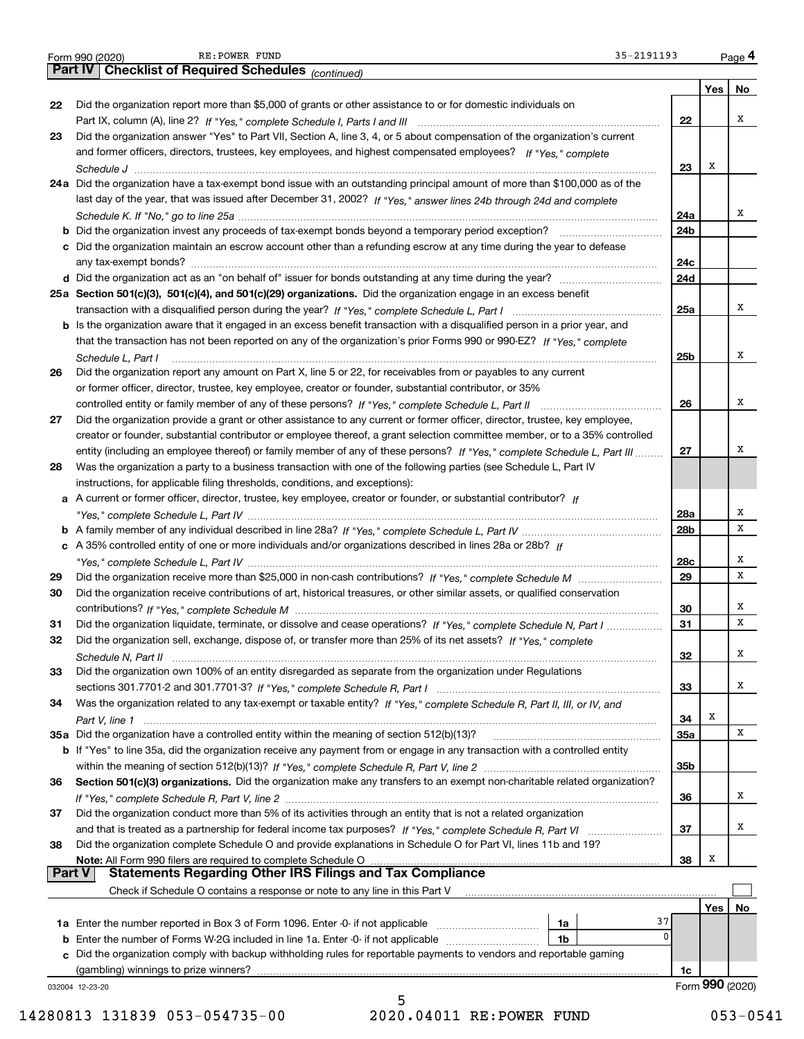Form 990 (2020) RE:POWER FUND 35-2191193 Page **4**

## Part IV Checklist of Required Schedules *(continued)*

| | | | Yes | No |
|---|---|---|---|---|
| **22** | Did the organization report more than $5,000 of grants or other assistance to or for domestic individuals on Part IX, column (A), line 2? *If "Yes," complete Schedule I, Parts I and III* | **22** | | X |
| **23** | Did the organization answer "Yes" to Part VII, Section A, line 3, 4, or 5 about compensation of the organization's current and former officers, directors, trustees, key employees, and highest compensated employees? *If "Yes," complete Schedule J* | **23** | X | |
| **24a** | Did the organization have a tax-exempt bond issue with an outstanding principal amount of more than $100,000 as of the last day of the year, that was issued after December 31, 2002? *If "Yes," answer lines 24b through 24d and complete Schedule K. If "No," go to line 25a* | **24a** | | X |
| **b** | Did the organization invest any proceeds of tax-exempt bonds beyond a temporary period exception? | **24b** | | |
| **c** | Did the organization maintain an escrow account other than a refunding escrow at any time during the year to defease any tax-exempt bonds? | **24c** | | |
| **d** | Did the organization act as an "on behalf of" issuer for bonds outstanding at any time during the year? | **24d** | | |
| **25a** | **Section 501(c)(3), 501(c)(4), and 501(c)(29) organizations.** Did the organization engage in an excess benefit transaction with a disqualified person during the year? *If "Yes," complete Schedule L, Part I* | **25a** | | X |
| **b** | Is the organization aware that it engaged in an excess benefit transaction with a disqualified person in a prior year, and that the transaction has not been reported on any of the organization's prior Forms 990 or 990-EZ? *If "Yes," complete Schedule L, Part I* | **25b** | | X |
| **26** | Did the organization report any amount on Part X, line 5 or 22, for receivables from or payables to any current or former officer, director, trustee, key employee, creator or founder, substantial contributor, or 35% controlled entity or family member of any of these persons? *If "Yes," complete Schedule L, Part II* | **26** | | X |
| **27** | Did the organization provide a grant or other assistance to any current or former officer, director, trustee, key employee, creator or founder, substantial contributor or employee thereof, a grant selection committee member, or to a 35% controlled entity (including an employee thereof) or family member of any of these persons? *If "Yes," complete Schedule L, Part III* | **27** | | X |
| **28** | Was the organization a party to a business transaction with one of the following parties (see Schedule L, Part IV instructions, for applicable filing thresholds, conditions, and exceptions): | | | |
| **a** | A current or former officer, director, trustee, key employee, creator or founder, or substantial contributor? *If "Yes," complete Schedule L, Part IV* | **28a** | | X |
| **b** | A family member of any individual described in line 28a? *If "Yes," complete Schedule L, Part IV* | **28b** | | X |
| **c** | A 35% controlled entity of one or more individuals and/or organizations described in lines 28a or 28b? *If "Yes," complete Schedule L, Part IV* | **28c** | | X |
| **29** | Did the organization receive more than $25,000 in non-cash contributions? *If "Yes," complete Schedule M* | **29** | | X |
| **30** | Did the organization receive contributions of art, historical treasures, or other similar assets, or qualified conservation contributions? *If "Yes," complete Schedule M* | **30** | | X |
| **31** | Did the organization liquidate, terminate, or dissolve and cease operations? *If "Yes," complete Schedule N, Part I* | **31** | | X |
| **32** | Did the organization sell, exchange, dispose of, or transfer more than 25% of its net assets? *If "Yes," complete Schedule N, Part II* | **32** | | X |
| **33** | Did the organization own 100% of an entity disregarded as separate from the organization under Regulations sections 301.7701-2 and 301.7701-3? *If "Yes," complete Schedule R, Part I* | **33** | | X |
| **34** | Was the organization related to any tax-exempt or taxable entity? *If "Yes," complete Schedule R, Part II, III, or IV, and Part V, line 1* | **34** | X | |
| **35a** | Did the organization have a controlled entity within the meaning of section 512(b)(13)? | **35a** | | X |
| **b** | If "Yes" to line 35a, did the organization receive any payment from or engage in any transaction with a controlled entity within the meaning of section 512(b)(13)? *If "Yes," complete Schedule R, Part V, line 2* | **35b** | | |
| **36** | **Section 501(c)(3) organizations.** Did the organization make any transfers to an exempt non-charitable related organization? *If "Yes," complete Schedule R, Part V, line 2* | **36** | | X |
| **37** | Did the organization conduct more than 5% of its activities through an entity that is not a related organization and that is treated as a partnership for federal income tax purposes? *If "Yes," complete Schedule R, Part VI* | **37** | | X |
| **38** | Did the organization complete Schedule O and provide explanations in Schedule O for Part VI, lines 11b and 19? **Note:** All Form 990 filers are required to complete Schedule O | **38** | X | |

## Part V Statements Regarding Other IRS Filings and Tax Compliance

Check if Schedule O contains a response or note to any line in this Part V ☐

| | | | | | Yes | No |
|---|---|---|---|---|---|---|
| **1a** | Enter the number reported in Box 3 of Form 1096. Enter -0- if not applicable | **1a** | 37 | | | |
| **b** | Enter the number of Forms W-2G included in line 1a. Enter -0- if not applicable | **1b** | 0 | | | |
| **c** | Did the organization comply with backup withholding rules for reportable payments to vendors and reportable gaming (gambling) winnings to prize winners? | | | **1c** | | |

032004 12-23-20 Form **990** (2020)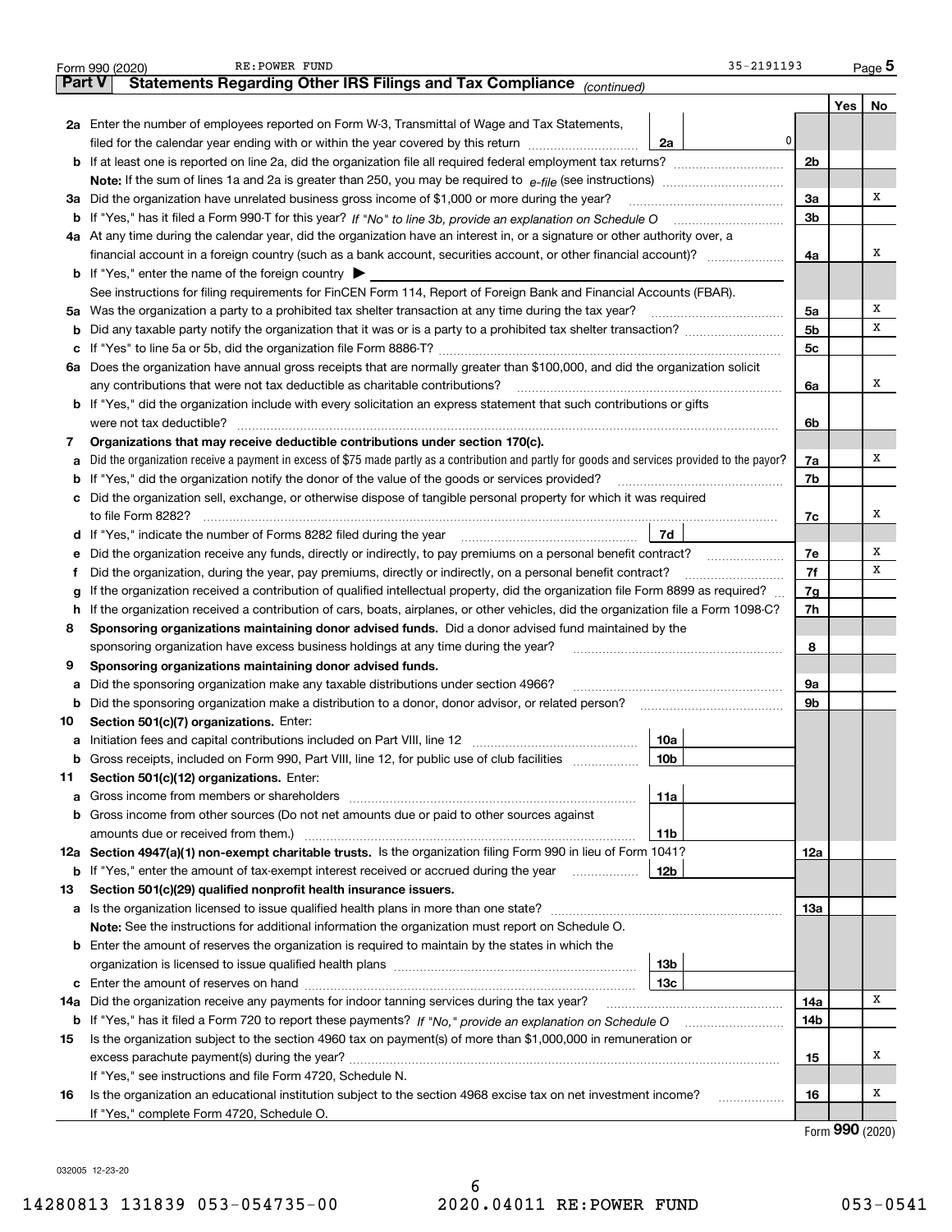Form 990 (2020) RE:POWER FUND 35-2191193 Page 5

## Part V Statements Regarding Other IRS Filings and Tax Compliance *(continued)*

| | | | | Yes | No |
|---|---|---|---|---|---|
| **2a** | Enter the number of employees reported on Form W-3, Transmittal of Wage and Tax Statements, filed for the calendar year ending with or within the year covered by this return | 2a 0 | | | |
| **b** | If at least one is reported on line 2a, did the organization file all required federal employment tax returns? | | 2b | | |
| | **Note:** If the sum of lines 1a and 2a is greater than 250, you may be required to *e-file* (see instructions) | | | | |
| **3a** | Did the organization have unrelated business gross income of $1,000 or more during the year? | | 3a | | X |
| **b** | If "Yes," has it filed a Form 990-T for this year? *If "No" to line 3b, provide an explanation on Schedule O* | | 3b | | |
| **4a** | At any time during the calendar year, did the organization have an interest in, or a signature or other authority over, a financial account in a foreign country (such as a bank account, securities account, or other financial account)? | | 4a | | X |
| **b** | If "Yes," enter the name of the foreign country ▶ | | | | |
| | See instructions for filing requirements for FinCEN Form 114, Report of Foreign Bank and Financial Accounts (FBAR). | | | | |
| **5a** | Was the organization a party to a prohibited tax shelter transaction at any time during the tax year? | | 5a | | X |
| **b** | Did any taxable party notify the organization that it was or is a party to a prohibited tax shelter transaction? | | 5b | | X |
| **c** | If "Yes" to line 5a or 5b, did the organization file Form 8886-T? | | 5c | | |
| **6a** | Does the organization have annual gross receipts that are normally greater than $100,000, and did the organization solicit any contributions that were not tax deductible as charitable contributions? | | 6a | | X |
| **b** | If "Yes," did the organization include with every solicitation an express statement that such contributions or gifts were not tax deductible? | | 6b | | |
| **7** | **Organizations that may receive deductible contributions under section 170(c).** | | | | |
| **a** | Did the organization receive a payment in excess of $75 made partly as a contribution and partly for goods and services provided to the payor? | | 7a | | X |
| **b** | If "Yes," did the organization notify the donor of the value of the goods or services provided? | | 7b | | |
| **c** | Did the organization sell, exchange, or otherwise dispose of tangible personal property for which it was required to file Form 8282? | | 7c | | X |
| **d** | If "Yes," indicate the number of Forms 8282 filed during the year | 7d | | | |
| **e** | Did the organization receive any funds, directly or indirectly, to pay premiums on a personal benefit contract? | | 7e | | X |
| **f** | Did the organization, during the year, pay premiums, directly or indirectly, on a personal benefit contract? | | 7f | | X |
| **g** | If the organization received a contribution of qualified intellectual property, did the organization file Form 8899 as required? | | 7g | | |
| **h** | If the organization received a contribution of cars, boats, airplanes, or other vehicles, did the organization file a Form 1098-C? | | 7h | | |
| **8** | **Sponsoring organizations maintaining donor advised funds.** Did a donor advised fund maintained by the sponsoring organization have excess business holdings at any time during the year? | | 8 | | |
| **9** | **Sponsoring organizations maintaining donor advised funds.** | | | | |
| **a** | Did the sponsoring organization make any taxable distributions under section 4966? | | 9a | | |
| **b** | Did the sponsoring organization make a distribution to a donor, donor advisor, or related person? | | 9b | | |
| **10** | **Section 501(c)(7) organizations.** Enter: | | | | |
| **a** | Initiation fees and capital contributions included on Part VIII, line 12 | 10a | | | |
| **b** | Gross receipts, included on Form 990, Part VIII, line 12, for public use of club facilities | 10b | | | |
| **11** | **Section 501(c)(12) organizations.** Enter: | | | | |
| **a** | Gross income from members or shareholders | 11a | | | |
| **b** | Gross income from other sources (Do not net amounts due or paid to other sources against amounts due or received from them.) | 11b | | | |
| **12a** | **Section 4947(a)(1) non-exempt charitable trusts.** Is the organization filing Form 990 in lieu of Form 1041? | | 12a | | |
| **b** | If "Yes," enter the amount of tax-exempt interest received or accrued during the year | 12b | | | |
| **13** | **Section 501(c)(29) qualified nonprofit health insurance issuers.** | | | | |
| **a** | Is the organization licensed to issue qualified health plans in more than one state? | | 13a | | |
| | **Note:** See the instructions for additional information the organization must report on Schedule O. | | | | |
| **b** | Enter the amount of reserves the organization is required to maintain by the states in which the organization is licensed to issue qualified health plans | 13b | | | |
| **c** | Enter the amount of reserves on hand | 13c | | | |
| **14a** | Did the organization receive any payments for indoor tanning services during the tax year? | | 14a | | X |
| **b** | If "Yes," has it filed a Form 720 to report these payments? *If "No," provide an explanation on Schedule O* | | 14b | | |
| **15** | Is the organization subject to the section 4960 tax on payment(s) of more than $1,000,000 in remuneration or excess parachute payment(s) during the year? | | 15 | | X |
| | If "Yes," see instructions and file Form 4720, Schedule N. | | | | |
| **16** | Is the organization an educational institution subject to the section 4968 excise tax on net investment income? | | 16 | | X |
| | If "Yes," complete Form 4720, Schedule O. | | | | |

Form **990** (2020)

032005 12-23-20

14280813 131839 053-054735-00 2020.04011 RE:POWER FUND 053-0541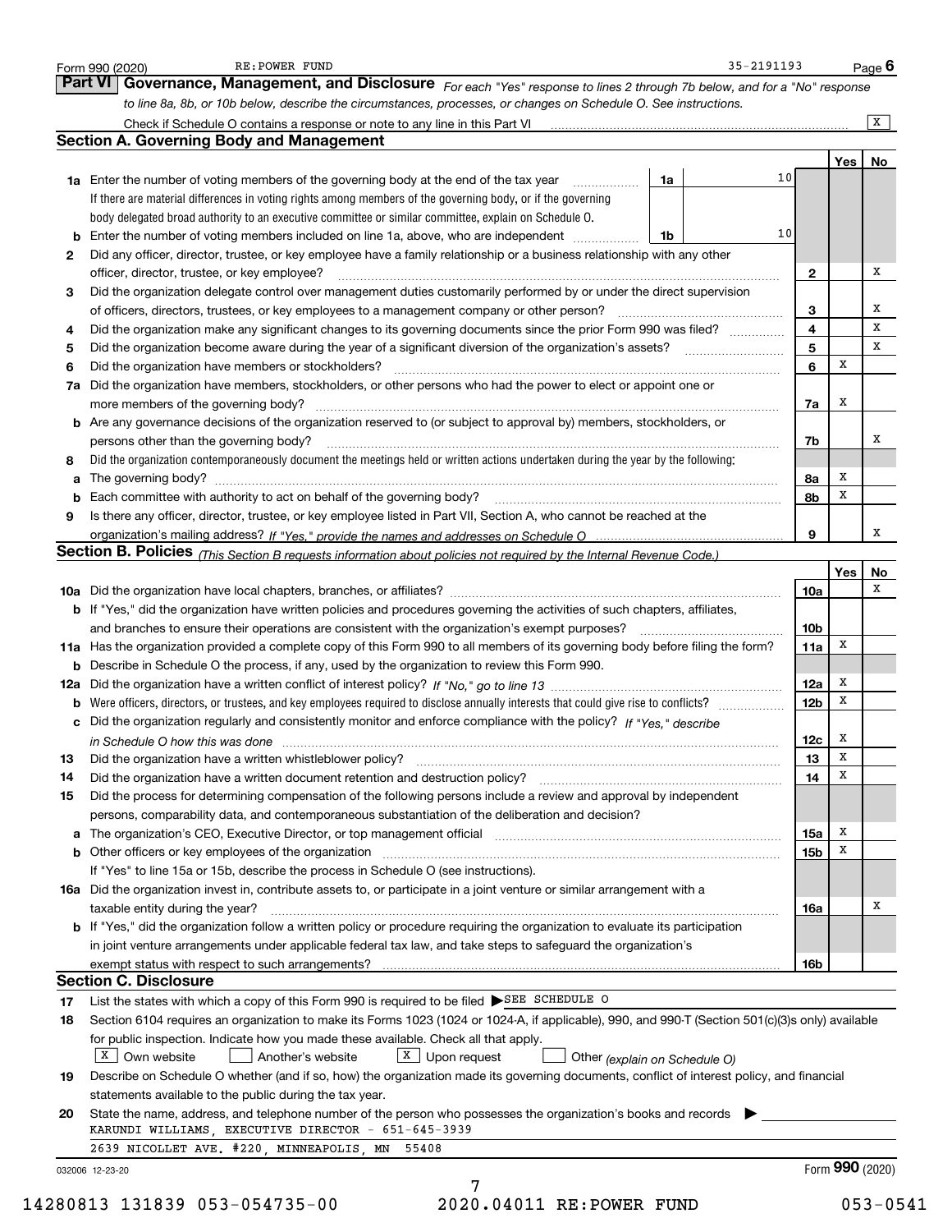Form 990 (2020) RE:POWER FUND 35-2191193

## Part VI Governance, Management, and Disclosure

*For each "Yes" response to lines 2 through 7b below, and for a "No" response to line 8a, 8b, or 10b below, describe the circumstances, processes, or changes on Schedule O. See instructions.*

Check if Schedule O contains a response or note to any line in this Part VI ... [X]

### Section A. Governing Body and Management

| | | | | Yes | No |
|---|---|---|---|---|---|
| **1a** | Enter the number of voting members of the governing body at the end of the tax year. If there are material differences in voting rights among members of the governing body, or if the governing body delegated broad authority to an executive committee or similar committee, explain on Schedule O. | 1a: 10 | | | |
| **b** | Enter the number of voting members included on line 1a, above, who are independent | 1b: 10 | | | |
| **2** | Did any officer, director, trustee, or key employee have a family relationship or a business relationship with any other officer, director, trustee, or key employee? | | 2 | | X |
| **3** | Did the organization delegate control over management duties customarily performed by or under the direct supervision of officers, directors, trustees, or key employees to a management company or other person? | | 3 | | X |
| **4** | Did the organization make any significant changes to its governing documents since the prior Form 990 was filed? | | 4 | | X |
| **5** | Did the organization become aware during the year of a significant diversion of the organization's assets? | | 5 | | X |
| **6** | Did the organization have members or stockholders? | | 6 | X | |
| **7a** | Did the organization have members, stockholders, or other persons who had the power to elect or appoint one or more members of the governing body? | | 7a | X | |
| **b** | Are any governance decisions of the organization reserved to (or subject to approval by) members, stockholders, or persons other than the governing body? | | 7b | | X |
| **8** | Did the organization contemporaneously document the meetings held or written actions undertaken during the year by the following: | | | | |
| **a** | The governing body? | | 8a | X | |
| **b** | Each committee with authority to act on behalf of the governing body? | | 8b | X | |
| **9** | Is there any officer, director, trustee, or key employee listed in Part VII, Section A, who cannot be reached at the organization's mailing address? *If "Yes," provide the names and addresses on Schedule O* | | 9 | | X |

### Section B. Policies *(This Section B requests information about policies not required by the Internal Revenue Code.)*

| | | | Yes | No |
|---|---|---|---|---|
| **10a** | Did the organization have local chapters, branches, or affiliates? | 10a | | X |
| **b** | If "Yes," did the organization have written policies and procedures governing the activities of such chapters, affiliates, and branches to ensure their operations are consistent with the organization's exempt purposes? | 10b | | |
| **11a** | Has the organization provided a complete copy of this Form 990 to all members of its governing body before filing the form? | 11a | X | |
| **b** | Describe in Schedule O the process, if any, used by the organization to review this Form 990. | | | |
| **12a** | Did the organization have a written conflict of interest policy? *If "No," go to line 13* | 12a | X | |
| **b** | Were officers, directors, or trustees, and key employees required to disclose annually interests that could give rise to conflicts? | 12b | X | |
| **c** | Did the organization regularly and consistently monitor and enforce compliance with the policy? *If "Yes," describe in Schedule O how this was done* | 12c | X | |
| **13** | Did the organization have a written whistleblower policy? | 13 | X | |
| **14** | Did the organization have a written document retention and destruction policy? | 14 | X | |
| **15** | Did the process for determining compensation of the following persons include a review and approval by independent persons, comparability data, and contemporaneous substantiation of the deliberation and decision? | | | |
| **a** | The organization's CEO, Executive Director, or top management official | 15a | X | |
| **b** | Other officers or key employees of the organization | 15b | X | |
| | If "Yes" to line 15a or 15b, describe the process in Schedule O (see instructions). | | | |
| **16a** | Did the organization invest in, contribute assets to, or participate in a joint venture or similar arrangement with a taxable entity during the year? | 16a | | X |
| **b** | If "Yes," did the organization follow a written policy or procedure requiring the organization to evaluate its participation in joint venture arrangements under applicable federal tax law, and take steps to safeguard the organization's exempt status with respect to such arrangements? | 16b | | |

### Section C. Disclosure

**17** List the states with which a copy of this Form 990 is required to be filed ▶ SEE SCHEDULE O

**18** Section 6104 requires an organization to make its Forms 1023 (1024 or 1024-A, if applicable), 990, and 990-T (Section 501(c)(3)s only) available for public inspection. Indicate how you made these available. Check all that apply.

[X] Own website [ ] Another's website [X] Upon request [ ] Other *(explain on Schedule O)*

**19** Describe on Schedule O whether (and if so, how) the organization made its governing documents, conflict of interest policy, and financial statements available to the public during the tax year.

**20** State the name, address, and telephone number of the person who possesses the organization's books and records ▶

KARUNDI WILLIAMS, EXECUTIVE DIRECTOR - 651-645-3939
2639 NICOLLET AVE. #220, MINNEAPOLIS, MN 55408

032006 12-23-20 Form **990** (2020)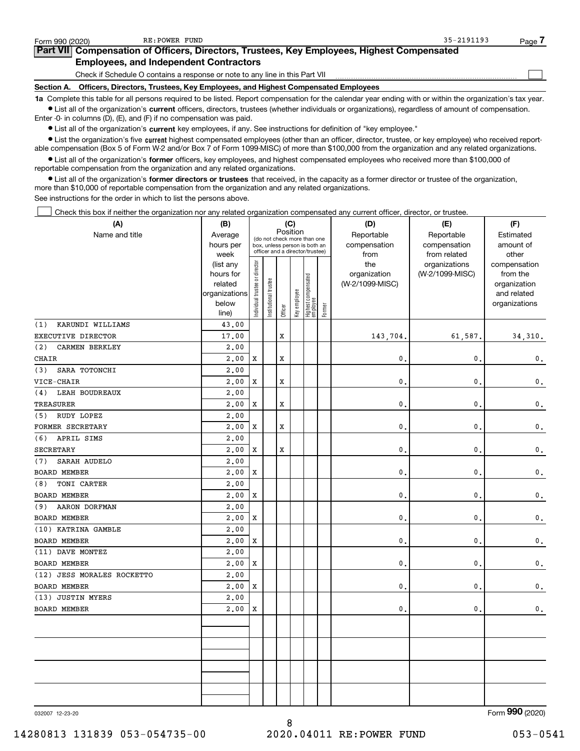Form 990 (2020) RE:POWER FUND 35-2191193

## Part VII Compensation of Officers, Directors, Trustees, Key Employees, Highest Compensated Employees, and Independent Contractors

Check if Schedule O contains a response or note to any line in this Part VII

### Section A. Officers, Directors, Trustees, Key Employees, and Highest Compensated Employees

**1a** Complete this table for all persons required to be listed. Report compensation for the calendar year ending with or within the organization's tax year.

- List all of the organization's **current** officers, directors, trustees (whether individuals or organizations), regardless of amount of compensation. Enter -0- in columns (D), (E), and (F) if no compensation was paid.
- List all of the organization's **current** key employees, if any. See instructions for definition of "key employee."
- List the organization's five **current** highest compensated employees (other than an officer, director, trustee, or key employee) who received reportable compensation (Box 5 of Form W-2 and/or Box 7 of Form 1099-MISC) of more than $100,000 from the organization and any related organizations.
- List all of the organization's **former** officers, key employees, and highest compensated employees who received more than $100,000 of reportable compensation from the organization and any related organizations.
- List all of the organization's **former directors or trustees** that received, in the capacity as a former director or trustee of the organization, more than $10,000 of reportable compensation from the organization and any related organizations.

See instructions for the order in which to list the persons above.

Check this box if neither the organization nor any related organization compensated any current officer, director, or trustee.

| (A) Name and title | (B) Average hours per week (list any hours for related organizations below line) | (C) Position: Individual trustee or director | Institutional trustee | Officer | Key employee | Highest compensated employee | Former | (D) Reportable compensation from the organization (W-2/1099-MISC) | (E) Reportable compensation from related organizations (W-2/1099-MISC) | (F) Estimated amount of other compensation from the organization and related organizations |
|---|---|---|---|---|---|---|---|---|---|---|
| (1) KARUNDI WILLIAMS<br>EXECUTIVE DIRECTOR | 43.00<br>17.00 | | | X | | | | 143,704. | 61,587. | 34,310. |
| (2) CARMEN BERKLEY<br>CHAIR | 2.00<br>2.00 | X | | X | | | | 0. | 0. | 0. |
| (3) SARA TOTONCHI<br>VICE-CHAIR | 2.00<br>2.00 | X | | X | | | | 0. | 0. | 0. |
| (4) LEAH BOUDREAUX<br>TREASURER | 2.00<br>2.00 | X | | X | | | | 0. | 0. | 0. |
| (5) RUDY LOPEZ<br>FORMER SECRETARY | 2.00<br>2.00 | X | | X | | | | 0. | 0. | 0. |
| (6) APRIL SIMS<br>SECRETARY | 2.00<br>2.00 | X | | X | | | | 0. | 0. | 0. |
| (7) SARAH AUDELO<br>BOARD MEMBER | 2.00<br>2.00 | X | | | | | | 0. | 0. | 0. |
| (8) TONI CARTER<br>BOARD MEMBER | 2.00<br>2.00 | X | | | | | | 0. | 0. | 0. |
| (9) AARON DORFMAN<br>BOARD MEMBER | 2.00<br>2.00 | X | | | | | | 0. | 0. | 0. |
| (10) KATRINA GAMBLE<br>BOARD MEMBER | 2.00<br>2.00 | X | | | | | | 0. | 0. | 0. |
| (11) DAVE MONTEZ<br>BOARD MEMBER | 2.00<br>2.00 | X | | | | | | 0. | 0. | 0. |
| (12) JESS MORALES ROCKETTO<br>BOARD MEMBER | 2.00<br>2.00 | X | | | | | | 0. | 0. | 0. |
| (13) JUSTIN MYERS<br>BOARD MEMBER | 2.00<br>2.00 | X | | | | | | 0. | 0. | 0. |

032007 12-23-20 Form 990 (2020)

14280813 131839 053-054735-00 2020.04011 RE:POWER FUND 053-0541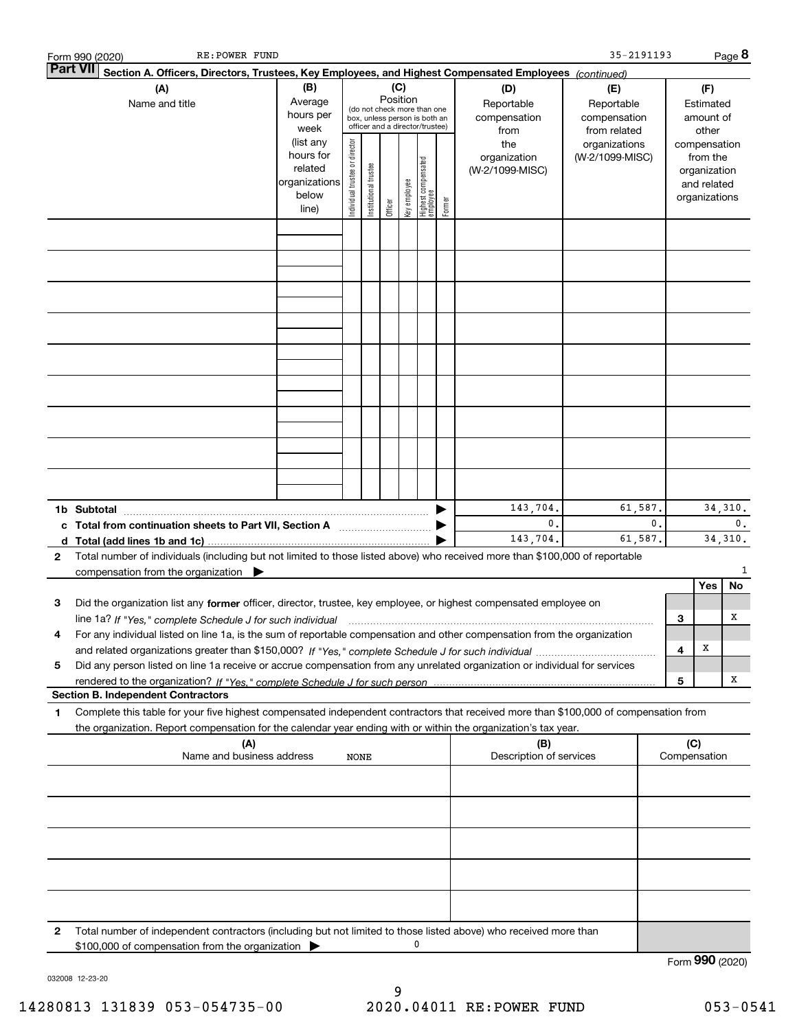Form 990 (2020) RE:POWER FUND 35-2191193

**Part VII** **Section A. Officers, Directors, Trustees, Key Employees, and Highest Compensated Employees** *(continued)*

| (A) Name and title | (B) Average hours per week (list any hours for related organizations below line) | (C) Position (do not check more than one box, unless person is both an officer and a director/trustee) | | | | | | (D) Reportable compensation from the organization (W-2/1099-MISC) | (E) Reportable compensation from related organizations (W-2/1099-MISC) | (F) Estimated amount of other compensation from the organization and related organizations |
|---|---|---|---|---|---|---|---|---|---|---|
| | | Individual trustee or director | Institutional trustee | Officer | Key employee | Highest compensated employee | Former | | | |
| | | | | | | | | | | |
| | | | | | | | | | | |
| | | | | | | | | | | |
| | | | | | | | | | | |
| | | | | | | | | | | |
| | | | | | | | | | | |
| | | | | | | | | | | |
| | | | | | | | | | | |
| | | | | | | | | | | |

| | (D) | (E) | (F) |
|---|---|---|---|
| **1b Subtotal** | 143,704. | 61,587. | 34,310. |
| **c Total from continuation sheets to Part VII, Section A** | 0. | 0. | 0. |
| **d Total (add lines 1b and 1c)** | 143,704. | 61,587. | 34,310. |

**2** Total number of individuals (including but not limited to those listed above) who received more than $100,000 of reportable compensation from the organization ▶ 1

| | | | Yes | No |
|---|---|---|---|---|
| **3** | Did the organization list any **former** officer, director, trustee, key employee, or highest compensated employee on line 1a? *If "Yes," complete Schedule J for such individual* | 3 | | X |
| **4** | For any individual listed on line 1a, is the sum of reportable compensation and other compensation from the organization and related organizations greater than $150,000? *If "Yes," complete Schedule J for such individual* | 4 | X | |
| **5** | Did any person listed on line 1a receive or accrue compensation from any unrelated organization or individual for services rendered to the organization? *If "Yes," complete Schedule J for such person* | 5 | | X |

**Section B. Independent Contractors**

**1** Complete this table for your five highest compensated independent contractors that received more than $100,000 of compensation from the organization. Report compensation for the calendar year ending with or within the organization's tax year.

| (A) Name and business address | (B) Description of services | (C) Compensation |
|---|---|---|
| NONE | | |
| | | |
| | | |
| | | |
| | | |

**2** Total number of independent contractors (including but not limited to those listed above) who received more than $100,000 of compensation from the organization ▶ 0

Form **990** (2020)

032008 12-23-20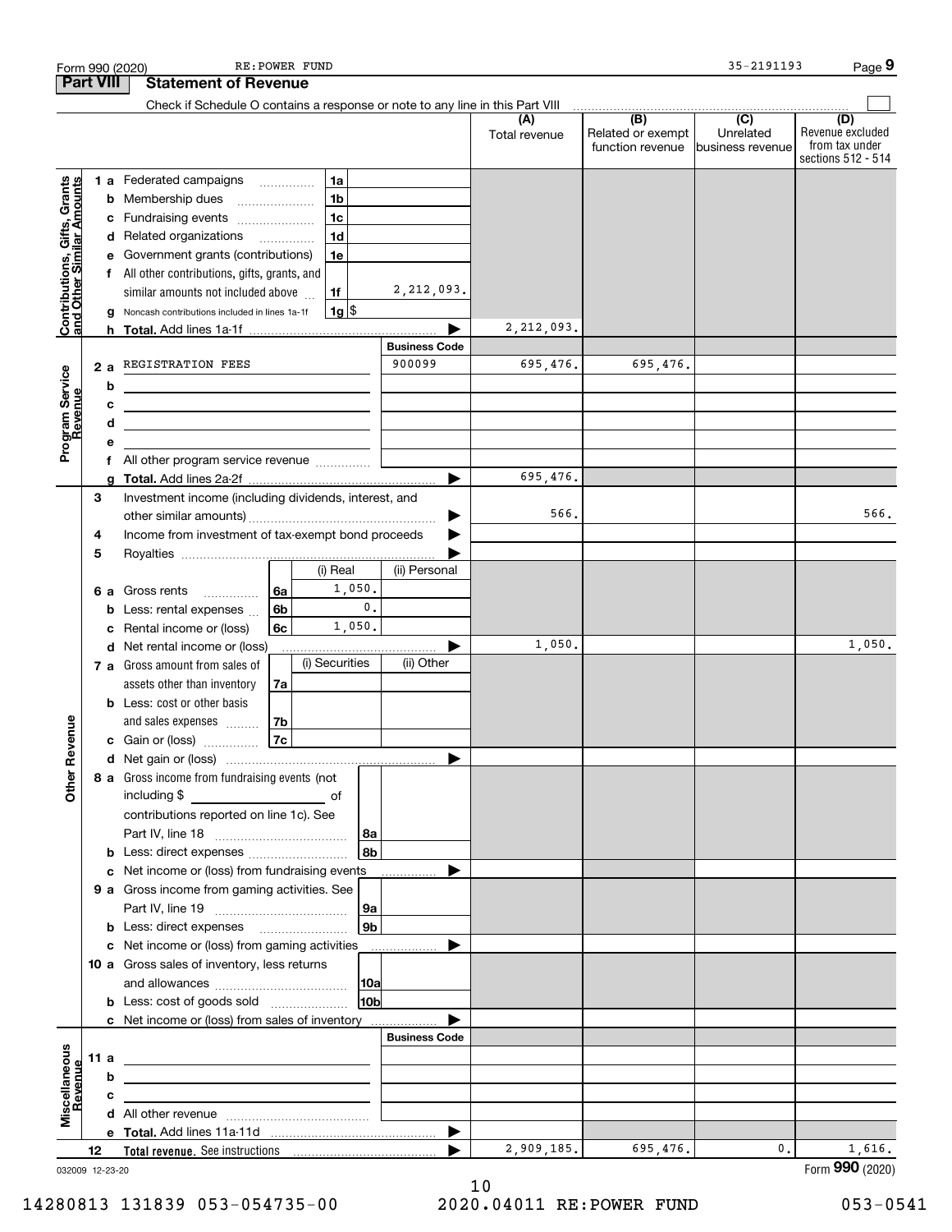Form 990 (2020) RE:POWER FUND 35-2191193

## Part VIII Statement of Revenue

Check if Schedule O contains a response or note to any line in this Part VIII

| | | | (A) Total revenue | (B) Related or exempt function revenue | (C) Unrelated business revenue | (D) Revenue excluded from tax under sections 512 - 514 |
|---|---|---|---|---|---|---|
| **Contributions, Gifts, Grants and Other Similar Amounts** | 1a Federated campaigns | 1a | | | | |
| | b Membership dues | 1b | | | | |
| | c Fundraising events | 1c | | | | |
| | d Related organizations | 1d | | | | |
| | e Government grants (contributions) | 1e | | | | |
| | f All other contributions, gifts, grants, and similar amounts not included above | 1f 2,212,093. | | | | |
| | g Noncash contributions included in lines 1a-1f | 1g $ | | | | |
| | h **Total.** Add lines 1a-1f | | 2,212,093. | | | |
| **Program Service Revenue** | | Business Code | | | | |
| | 2a REGISTRATION FEES | 900099 | 695,476. | 695,476. | | |
| | b | | | | | |
| | c | | | | | |
| | d | | | | | |
| | e | | | | | |
| | f All other program service revenue | | | | | |
| | g **Total.** Add lines 2a-2f | | 695,476. | | | |
| **Other Revenue** | 3 Investment income (including dividends, interest, and other similar amounts) | | 566. | | | 566. |
| | 4 Income from investment of tax-exempt bond proceeds | | | | | |
| | 5 Royalties | | | | | |
| | 6a Gross rents — 6a (i) Real: 1,050. (ii) Personal: | | | | | |
| | b Less: rental expenses — 6b (i) Real: 0. (ii) Personal: | | | | | |
| | c Rental income or (loss) — 6c (i) Real: 1,050. (ii) Personal: | | | | | |
| | d Net rental income or (loss) | | 1,050. | | | 1,050. |
| | 7a Gross amount from sales of assets other than inventory — 7a (i) Securities: (ii) Other: | | | | | |
| | b Less: cost or other basis and sales expenses — 7b | | | | | |
| | c Gain or (loss) — 7c | | | | | |
| | d Net gain or (loss) | | | | | |
| | 8a Gross income from fundraising events (not including $ of contributions reported on line 1c). See Part IV, line 18 | 8a | | | | |
| | b Less: direct expenses | 8b | | | | |
| | c Net income or (loss) from fundraising events | | | | | |
| | 9a Gross income from gaming activities. See Part IV, line 19 | 9a | | | | |
| | b Less: direct expenses | 9b | | | | |
| | c Net income or (loss) from gaming activities | | | | | |
| | 10a Gross sales of inventory, less returns and allowances | 10a | | | | |
| | b Less: cost of goods sold | 10b | | | | |
| | c Net income or (loss) from sales of inventory | | | | | |
| **Miscellaneous Revenue** | | Business Code | | | | |
| | 11a | | | | | |
| | b | | | | | |
| | c | | | | | |
| | d All other revenue | | | | | |
| | e **Total.** Add lines 11a-11d | | | | | |
| | 12 **Total revenue.** See instructions | | 2,909,185. | 695,476. | 0. | 1,616. |

032009 12-23-20

Form **990** (2020)

14280813 131839 053-054735-00 2020.04011 RE:POWER FUND 053-0541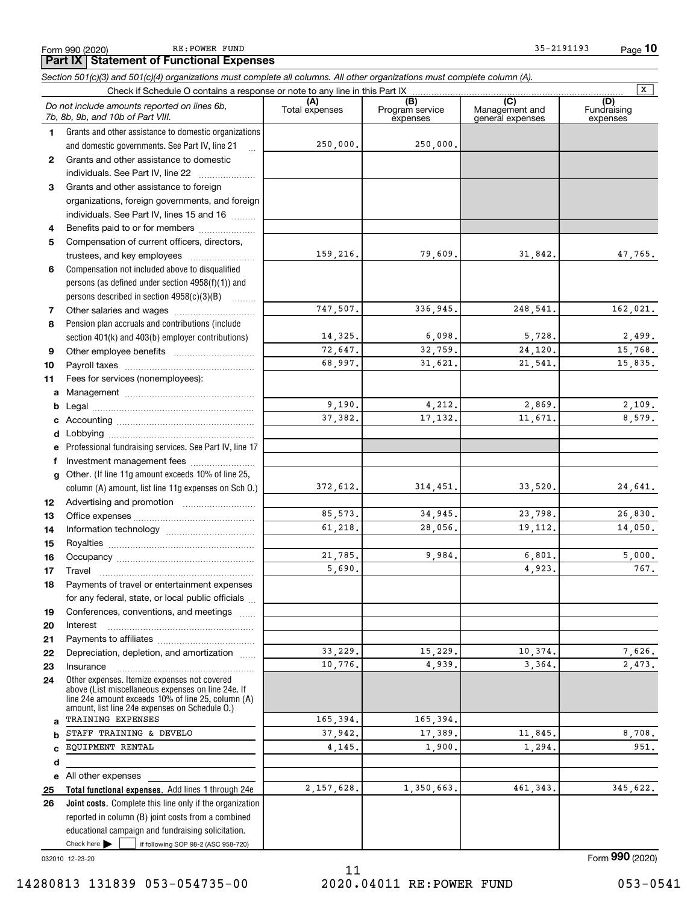Form 990 (2020) RE:POWER FUND 35-2191193

## Part IX Statement of Functional Expenses

*Section 501(c)(3) and 501(c)(4) organizations must complete all columns. All other organizations must complete column (A).*

Check if Schedule O contains a response or note to any line in this Part IX [X]

| | *Do not include amounts reported on lines 6b, 7b, 8b, 9b, and 10b of Part VIII.* | (A) Total expenses | (B) Program service expenses | (C) Management and general expenses | (D) Fundraising expenses |
|---|---|---|---|---|---|
| 1 | Grants and other assistance to domestic organizations and domestic governments. See Part IV, line 21 | 250,000. | 250,000. | | |
| 2 | Grants and other assistance to domestic individuals. See Part IV, line 22 | | | | |
| 3 | Grants and other assistance to foreign organizations, foreign governments, and foreign individuals. See Part IV, lines 15 and 16 | | | | |
| 4 | Benefits paid to or for members | | | | |
| 5 | Compensation of current officers, directors, trustees, and key employees | 159,216. | 79,609. | 31,842. | 47,765. |
| 6 | Compensation not included above to disqualified persons (as defined under section 4958(f)(1)) and persons described in section 4958(c)(3)(B) | | | | |
| 7 | Other salaries and wages | 747,507. | 336,945. | 248,541. | 162,021. |
| 8 | Pension plan accruals and contributions (include section 401(k) and 403(b) employer contributions) | 14,325. | 6,098. | 5,728. | 2,499. |
| 9 | Other employee benefits | 72,647. | 32,759. | 24,120. | 15,768. |
| 10 | Payroll taxes | 68,997. | 31,621. | 21,541. | 15,835. |
| 11 | Fees for services (nonemployees): | | | | |
| a | Management | | | | |
| b | Legal | 9,190. | 4,212. | 2,869. | 2,109. |
| c | Accounting | 37,382. | 17,132. | 11,671. | 8,579. |
| d | Lobbying | | | | |
| e | Professional fundraising services. See Part IV, line 17 | | | | |
| f | Investment management fees | | | | |
| g | Other. (If line 11g amount exceeds 10% of line 25, column (A) amount, list line 11g expenses on Sch O.) | 372,612. | 314,451. | 33,520. | 24,641. |
| 12 | Advertising and promotion | | | | |
| 13 | Office expenses | 85,573. | 34,945. | 23,798. | 26,830. |
| 14 | Information technology | 61,218. | 28,056. | 19,112. | 14,050. |
| 15 | Royalties | | | | |
| 16 | Occupancy | 21,785. | 9,984. | 6,801. | 5,000. |
| 17 | Travel | 5,690. | | 4,923. | 767. |
| 18 | Payments of travel or entertainment expenses for any federal, state, or local public officials | | | | |
| 19 | Conferences, conventions, and meetings | | | | |
| 20 | Interest | | | | |
| 21 | Payments to affiliates | | | | |
| 22 | Depreciation, depletion, and amortization | 33,229. | 15,229. | 10,374. | 7,626. |
| 23 | Insurance | 10,776. | 4,939. | 3,364. | 2,473. |
| 24 | Other expenses. Itemize expenses not covered above (List miscellaneous expenses on line 24e. If line 24e amount exceeds 10% of line 25, column (A) amount, list line 24e expenses on Schedule O.) | | | | |
| a | TRAINING EXPENSES | 165,394. | 165,394. | | |
| b | STAFF TRAINING & DEVELO | 37,942. | 17,389. | 11,845. | 8,708. |
| c | EQUIPMENT RENTAL | 4,145. | 1,900. | 1,294. | 951. |
| d | | | | | |
| e | All other expenses | | | | |
| 25 | **Total functional expenses.** Add lines 1 through 24e | 2,157,628. | 1,350,663. | 461,343. | 345,622. |
| 26 | **Joint costs.** Complete this line only if the organization reported in column (B) joint costs from a combined educational campaign and fundraising solicitation. Check here [ ] if following SOP 98-2 (ASC 958-720) | | | | |

032010 12-23-20

Form **990** (2020)

14280813 131839 053-054735-00 2020.04011 RE:POWER FUND 053-0541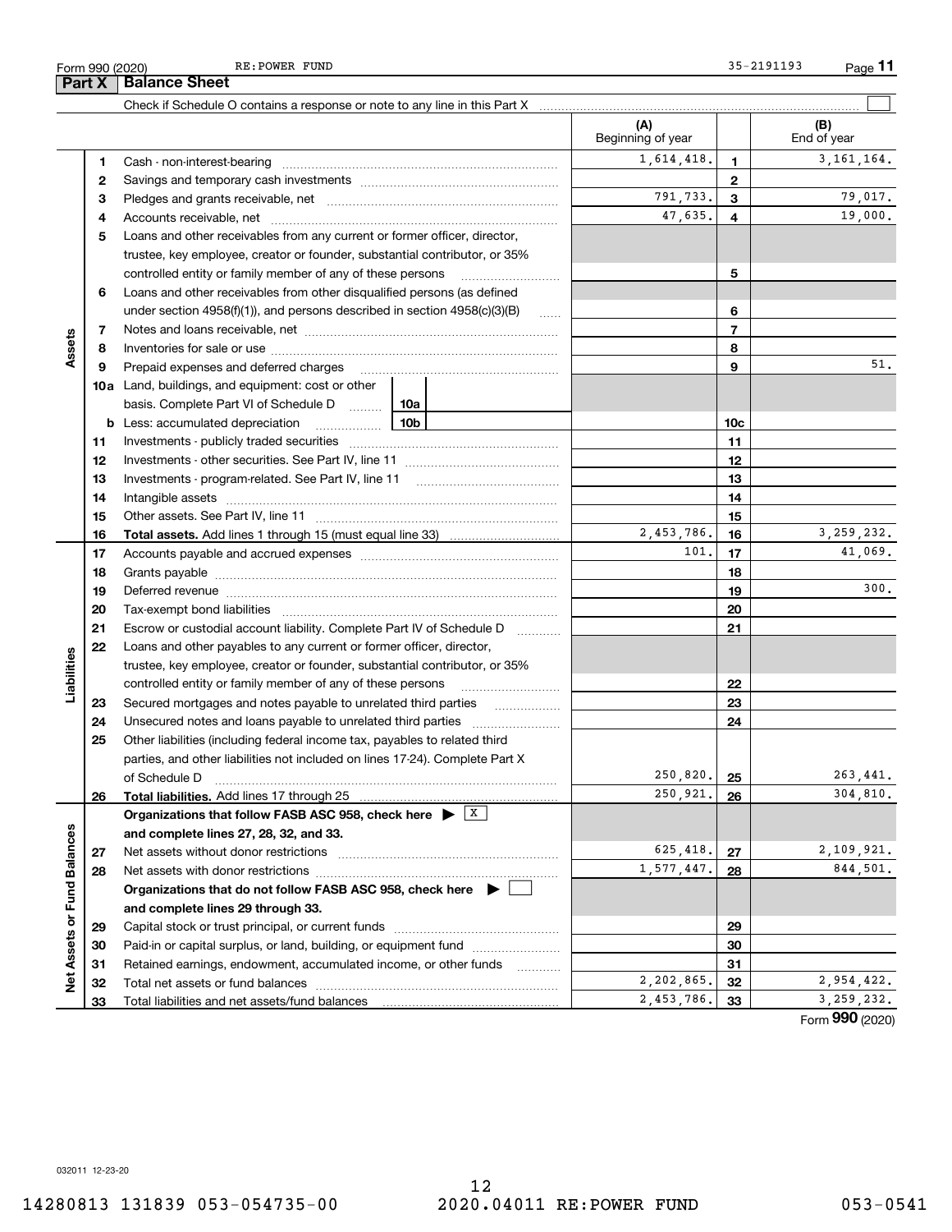Form 990 (2020) RE:POWER FUND 35-2191193

## Part X Balance Sheet

Check if Schedule O contains a response or note to any line in this Part X ☐

| | | | (A) Beginning of year | | (B) End of year |
|---|---|---|---|---|---|
| Assets | 1 | Cash - non-interest-bearing | 1,614,418. | 1 | 3,161,164. |
| | 2 | Savings and temporary cash investments | | 2 | |
| | 3 | Pledges and grants receivable, net | 791,733. | 3 | 79,017. |
| | 4 | Accounts receivable, net | 47,635. | 4 | 19,000. |
| | 5 | Loans and other receivables from any current or former officer, director, trustee, key employee, creator or founder, substantial contributor, or 35% controlled entity or family member of any of these persons | | 5 | |
| | 6 | Loans and other receivables from other disqualified persons (as defined under section 4958(f)(1)), and persons described in section 4958(c)(3)(B) | | 6 | |
| | 7 | Notes and loans receivable, net | | 7 | |
| | 8 | Inventories for sale or use | | 8 | |
| | 9 | Prepaid expenses and deferred charges | | 9 | 51. |
| | 10a | Land, buildings, and equipment: cost or other basis. Complete Part VI of Schedule D 10a | | | |
| | b | Less: accumulated depreciation 10b | | 10c | |
| | 11 | Investments - publicly traded securities | | 11 | |
| | 12 | Investments - other securities. See Part IV, line 11 | | 12 | |
| | 13 | Investments - program-related. See Part IV, line 11 | | 13 | |
| | 14 | Intangible assets | | 14 | |
| | 15 | Other assets. See Part IV, line 11 | | 15 | |
| | 16 | **Total assets.** Add lines 1 through 15 (must equal line 33) | 2,453,786. | 16 | 3,259,232. |
| Liabilities | 17 | Accounts payable and accrued expenses | 101. | 17 | 41,069. |
| | 18 | Grants payable | | 18 | |
| | 19 | Deferred revenue | | 19 | 300. |
| | 20 | Tax-exempt bond liabilities | | 20 | |
| | 21 | Escrow or custodial account liability. Complete Part IV of Schedule D | | 21 | |
| | 22 | Loans and other payables to any current or former officer, director, trustee, key employee, creator or founder, substantial contributor, or 35% controlled entity or family member of any of these persons | | 22 | |
| | 23 | Secured mortgages and notes payable to unrelated third parties | | 23 | |
| | 24 | Unsecured notes and loans payable to unrelated third parties | | 24 | |
| | 25 | Other liabilities (including federal income tax, payables to related third parties, and other liabilities not included on lines 17-24). Complete Part X of Schedule D | 250,820. | 25 | 263,441. |
| | 26 | **Total liabilities.** Add lines 17 through 25 | 250,921. | 26 | 304,810. |
| Net Assets or Fund Balances | | **Organizations that follow FASB ASC 958, check here** ▶ ☒ **and complete lines 27, 28, 32, and 33.** | | | |
| | 27 | Net assets without donor restrictions | 625,418. | 27 | 2,109,921. |
| | 28 | Net assets with donor restrictions | 1,577,447. | 28 | 844,501. |
| | | **Organizations that do not follow FASB ASC 958, check here** ▶ ☐ **and complete lines 29 through 33.** | | | |
| | 29 | Capital stock or trust principal, or current funds | | 29 | |
| | 30 | Paid-in or capital surplus, or land, building, or equipment fund | | 30 | |
| | 31 | Retained earnings, endowment, accumulated income, or other funds | | 31 | |
| | 32 | Total net assets or fund balances | 2,202,865. | 32 | 2,954,422. |
| | 33 | Total liabilities and net assets/fund balances | 2,453,786. | 33 | 3,259,232. |

Form **990** (2020)

032011 12-23-20

14280813 131839 053-054735-00 2020.04011 RE:POWER FUND 053-0541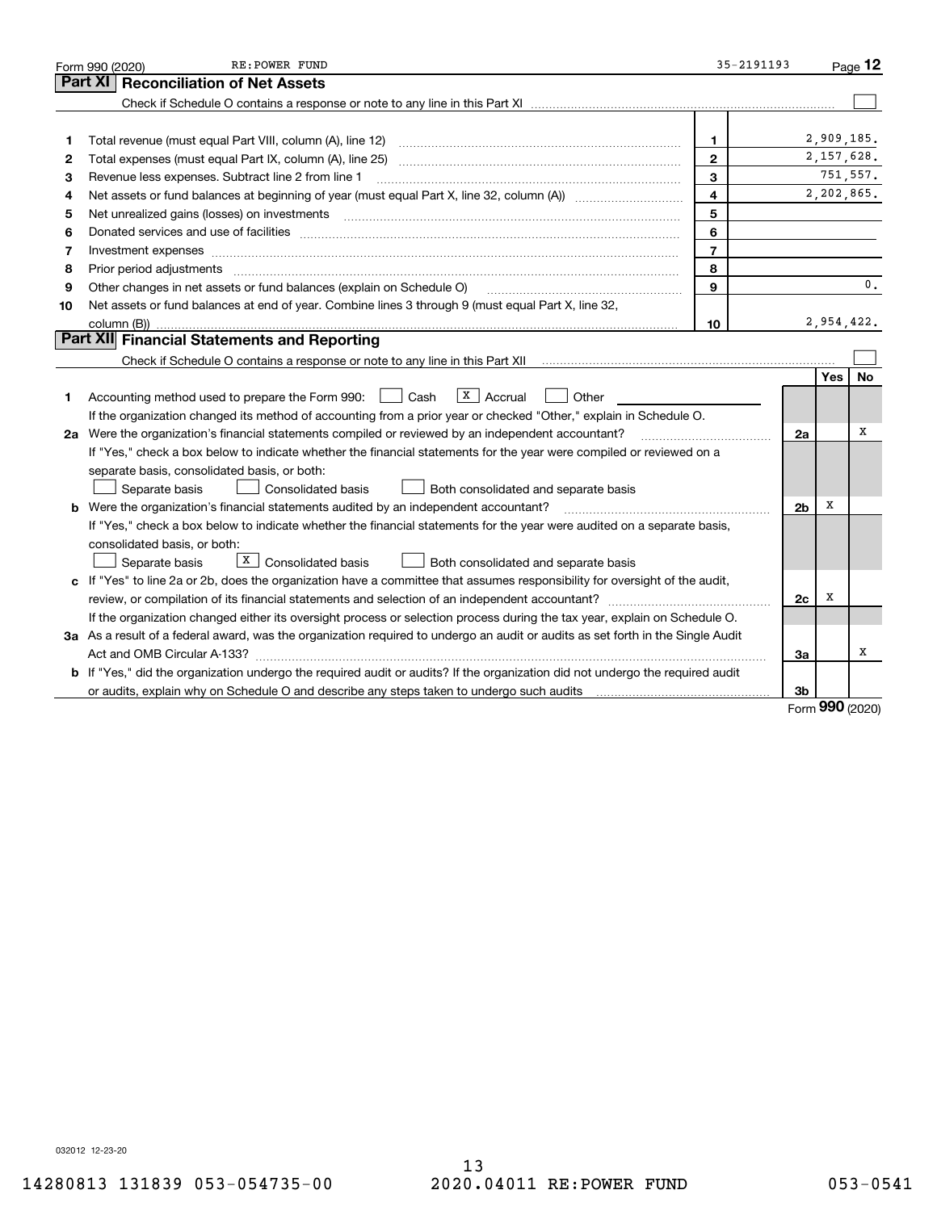Form 990 (2020) RE:POWER FUND 35-2191193 Page 12

## Part XI Reconciliation of Net Assets

Check if Schedule O contains a response or note to any line in this Part XI ☐

| | | | |
|---|---|---|---|
| 1 | Total revenue (must equal Part VIII, column (A), line 12) | 1 | 2,909,185. |
| 2 | Total expenses (must equal Part IX, column (A), line 25) | 2 | 2,157,628. |
| 3 | Revenue less expenses. Subtract line 2 from line 1 | 3 | 751,557. |
| 4 | Net assets or fund balances at beginning of year (must equal Part X, line 32, column (A)) | 4 | 2,202,865. |
| 5 | Net unrealized gains (losses) on investments | 5 | |
| 6 | Donated services and use of facilities | 6 | |
| 7 | Investment expenses | 7 | |
| 8 | Prior period adjustments | 8 | |
| 9 | Other changes in net assets or fund balances (explain on Schedule O) | 9 | 0. |
| 10 | Net assets or fund balances at end of year. Combine lines 3 through 9 (must equal Part X, line 32, column (B)) | 10 | 2,954,422. |

## Part XII Financial Statements and Reporting

Check if Schedule O contains a response or note to any line in this Part XII ☐

| | | | Yes | No |
|---|---|---|---|---|
| 1 | Accounting method used to prepare the Form 990: ☐ Cash ☒ Accrual ☐ Other<br>If the organization changed its method of accounting from a prior year or checked "Other," explain in Schedule O. | | | |
| 2a | Were the organization's financial statements compiled or reviewed by an independent accountant?<br>If "Yes," check a box below to indicate whether the financial statements for the year were compiled or reviewed on a separate basis, consolidated basis, or both:<br>☐ Separate basis ☐ Consolidated basis ☐ Both consolidated and separate basis | 2a | | X |
| b | Were the organization's financial statements audited by an independent accountant?<br>If "Yes," check a box below to indicate whether the financial statements for the year were audited on a separate basis, consolidated basis, or both:<br>☐ Separate basis ☒ Consolidated basis ☐ Both consolidated and separate basis | 2b | X | |
| c | If "Yes" to line 2a or 2b, does the organization have a committee that assumes responsibility for oversight of the audit, review, or compilation of its financial statements and selection of an independent accountant?<br>If the organization changed either its oversight process or selection process during the tax year, explain on Schedule O. | 2c | X | |
| 3a | As a result of a federal award, was the organization required to undergo an audit or audits as set forth in the Single Audit Act and OMB Circular A-133? | 3a | | X |
| b | If "Yes," did the organization undergo the required audit or audits? If the organization did not undergo the required audit or audits, explain why on Schedule O and describe any steps taken to undergo such audits | 3b | | |

Form **990** (2020)

032012 12-23-20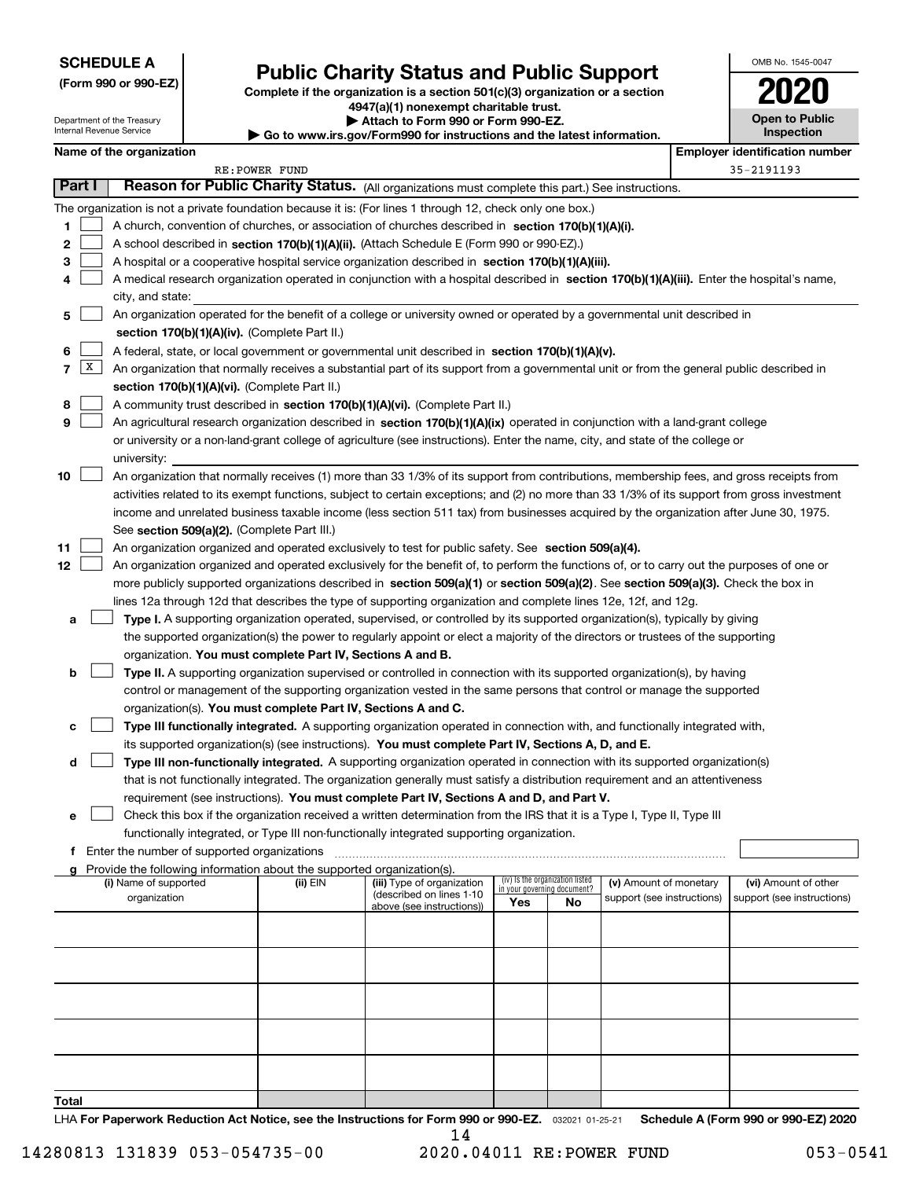**SCHEDULE A**
**(Form 990 or 990-EZ)**

Department of the Treasury
Internal Revenue Service

# Public Charity Status and Public Support

**Complete if the organization is a section 501(c)(3) organization or a section 4947(a)(1) nonexempt charitable trust.**
**▶ Attach to Form 990 or Form 990-EZ.**
**▶ Go to www.irs.gov/Form990 for instructions and the latest information.**

OMB No. 1545-0047
**2020**
**Open to Public Inspection**

**Name of the organization**: RE:POWER FUND
**Employer identification number**: 35-2191193

**Part I** **Reason for Public Charity Status.** (All organizations must complete this part.) See instructions.

The organization is not a private foundation because it is: (For lines 1 through 12, check only one box.)

1. [ ] A church, convention of churches, or association of churches described in **section 170(b)(1)(A)(i).**
2. [ ] A school described in **section 170(b)(1)(A)(ii).** (Attach Schedule E (Form 990 or 990-EZ).)
3. [ ] A hospital or a cooperative hospital service organization described in **section 170(b)(1)(A)(iii).**
4. [ ] A medical research organization operated in conjunction with a hospital described in **section 170(b)(1)(A)(iii).** Enter the hospital's name, city, and state:
5. [ ] An organization operated for the benefit of a college or university owned or operated by a governmental unit described in **section 170(b)(1)(A)(iv).** (Complete Part II.)
6. [ ] A federal, state, or local government or governmental unit described in **section 170(b)(1)(A)(v).**
7. [X] An organization that normally receives a substantial part of its support from a governmental unit or from the general public described in **section 170(b)(1)(A)(vi).** (Complete Part II.)
8. [ ] A community trust described in **section 170(b)(1)(A)(vi).** (Complete Part II.)
9. [ ] An agricultural research organization described in **section 170(b)(1)(A)(ix)** operated in conjunction with a land-grant college or university or a non-land-grant college of agriculture (see instructions). Enter the name, city, and state of the college or university:
10. [ ] An organization that normally receives (1) more than 33 1/3% of its support from contributions, membership fees, and gross receipts from activities related to its exempt functions, subject to certain exceptions; and (2) no more than 33 1/3% of its support from gross investment income and unrelated business taxable income (less section 511 tax) from businesses acquired by the organization after June 30, 1975. See **section 509(a)(2).** (Complete Part III.)
11. [ ] An organization organized and operated exclusively to test for public safety. See **section 509(a)(4).**
12. [ ] An organization organized and operated exclusively for the benefit of, to perform the functions of, or to carry out the purposes of one or more publicly supported organizations described in **section 509(a)(1)** or **section 509(a)(2)**. See **section 509(a)(3).** Check the box in lines 12a through 12d that describes the type of supporting organization and complete lines 12e, 12f, and 12g.
   - **a** [ ] **Type I.** A supporting organization operated, supervised, or controlled by its supported organization(s), typically by giving the supported organization(s) the power to regularly appoint or elect a majority of the directors or trustees of the supporting organization. **You must complete Part IV, Sections A and B.**
   - **b** [ ] **Type II.** A supporting organization supervised or controlled in connection with its supported organization(s), by having control or management of the supporting organization vested in the same persons that control or manage the supported organization(s). **You must complete Part IV, Sections A and C.**
   - **c** [ ] **Type III functionally integrated.** A supporting organization operated in connection with, and functionally integrated with, its supported organization(s) (see instructions). **You must complete Part IV, Sections A, D, and E.**
   - **d** [ ] **Type III non-functionally integrated.** A supporting organization operated in connection with its supported organization(s) that is not functionally integrated. The organization generally must satisfy a distribution requirement and an attentiveness requirement (see instructions). **You must complete Part IV, Sections A and D, and Part V.**
   - **e** [ ] Check this box if the organization received a written determination from the IRS that it is a Type I, Type II, Type III functionally integrated, or Type III non-functionally integrated supporting organization.
   - **f** Enter the number of supported organizations
   - **g** Provide the following information about the supported organization(s).

| (i) Name of supported organization | (ii) EIN | (iii) Type of organization (described on lines 1-10 above (see instructions)) | (iv) Is the organization listed in your governing document? Yes | No | (v) Amount of monetary support (see instructions) | (vi) Amount of other support (see instructions) |
|---|---|---|---|---|---|---|
| | | | | | | |
| | | | | | | |
| | | | | | | |
| | | | | | | |
| | | | | | | |
| **Total** | | | | | | |

LHA **For Paperwork Reduction Act Notice, see the Instructions for Form 990 or 990-EZ.** 032021 01-25-21 **Schedule A (Form 990 or 990-EZ) 2020**

14280813 131839 053-054735-00 2020.04011 RE:POWER FUND 053-0541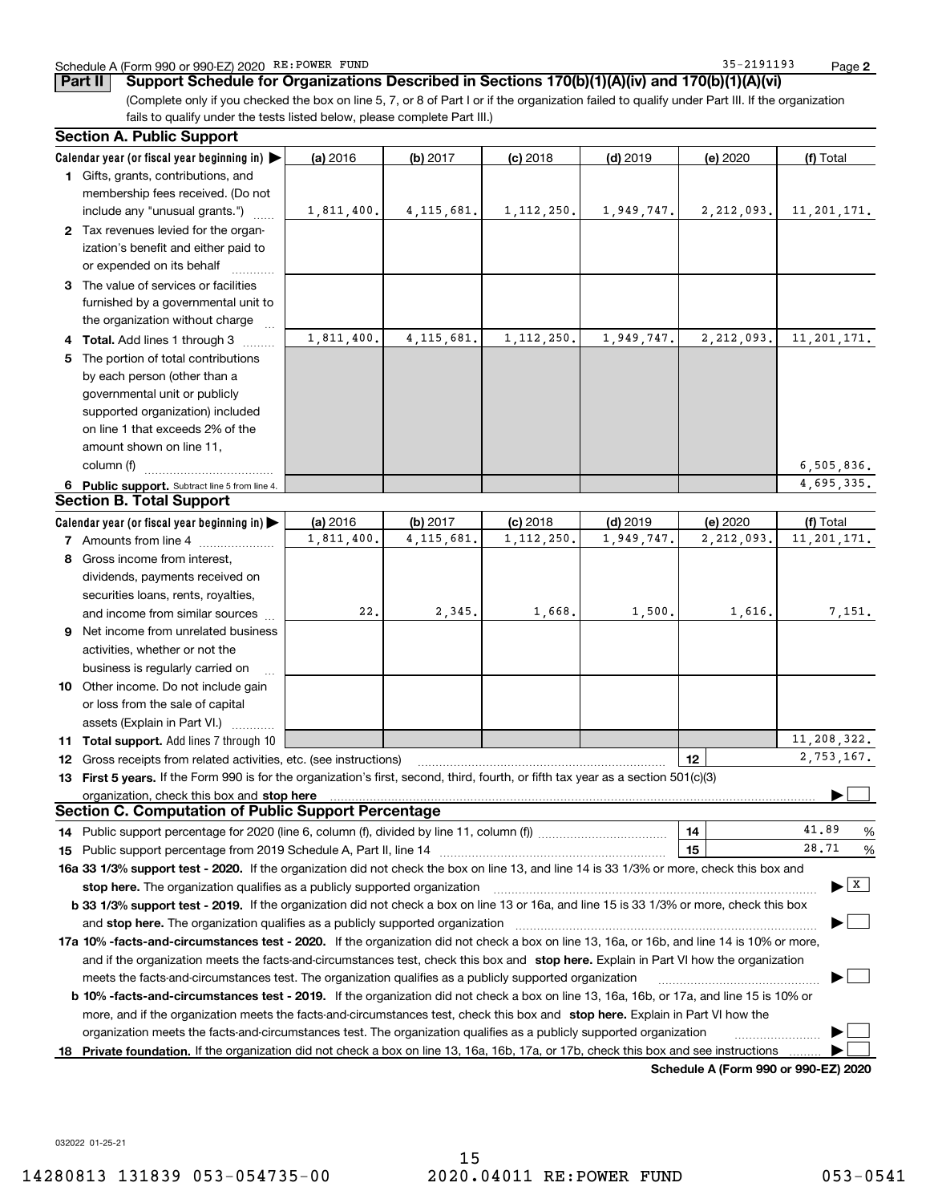Schedule A (Form 990 or 990-EZ) 2020 RE:POWER FUND 35-2191193 Page **2**

## Part II Support Schedule for Organizations Described in Sections 170(b)(1)(A)(iv) and 170(b)(1)(A)(vi)

(Complete only if you checked the box on line 5, 7, or 8 of Part I or if the organization failed to qualify under Part III. If the organization fails to qualify under the tests listed below, please complete Part III.)

### Section A. Public Support

| Calendar year (or fiscal year beginning in) ▶ | (a) 2016 | (b) 2017 | (c) 2018 | (d) 2019 | (e) 2020 | (f) Total |
|---|---|---|---|---|---|---|
| **1** Gifts, grants, contributions, and membership fees received. (Do not include any "unusual grants.") | 1,811,400. | 4,115,681. | 1,112,250. | 1,949,747. | 2,212,093. | 11,201,171. |
| **2** Tax revenues levied for the organization's benefit and either paid to or expended on its behalf | | | | | | |
| **3** The value of services or facilities furnished by a governmental unit to the organization without charge | | | | | | |
| **4 Total.** Add lines 1 through 3 | 1,811,400. | 4,115,681. | 1,112,250. | 1,949,747. | 2,212,093. | 11,201,171. |
| **5** The portion of total contributions by each person (other than a governmental unit or publicly supported organization) included on line 1 that exceeds 2% of the amount shown on line 11, column (f) | | | | | | 6,505,836. |
| **6 Public support.** Subtract line 5 from line 4. | | | | | | 4,695,335. |

### Section B. Total Support

| Calendar year (or fiscal year beginning in) ▶ | (a) 2016 | (b) 2017 | (c) 2018 | (d) 2019 | (e) 2020 | (f) Total |
|---|---|---|---|---|---|---|
| **7** Amounts from line 4 | 1,811,400. | 4,115,681. | 1,112,250. | 1,949,747. | 2,212,093. | 11,201,171. |
| **8** Gross income from interest, dividends, payments received on securities loans, rents, royalties, and income from similar sources | 22. | 2,345. | 1,668. | 1,500. | 1,616. | 7,151. |
| **9** Net income from unrelated business activities, whether or not the business is regularly carried on | | | | | | |
| **10** Other income. Do not include gain or loss from the sale of capital assets (Explain in Part VI.) | | | | | | |
| **11 Total support.** Add lines 7 through 10 | | | | | | 11,208,322. |

**12** Gross receipts from related activities, etc. (see instructions) **12** 2,753,167.

**13 First 5 years.** If the Form 990 is for the organization's first, second, third, fourth, or fifth tax year as a section 501(c)(3) organization, check this box and **stop here** ▶ ☐

### Section C. Computation of Public Support Percentage

**14** Public support percentage for 2020 (line 6, column (f), divided by line 11, column (f)) **14** 41.89 %

**15** Public support percentage from 2019 Schedule A, Part II, line 14 **15** 28.71 %

**16a 33 1/3% support test - 2020.** If the organization did not check the box on line 13, and line 14 is 33 1/3% or more, check this box and **stop here.** The organization qualifies as a publicly supported organization ▶ ☒

**b 33 1/3% support test - 2019.** If the organization did not check a box on line 13 or 16a, and line 15 is 33 1/3% or more, check this box and **stop here.** The organization qualifies as a publicly supported organization ▶ ☐

**17a 10% -facts-and-circumstances test - 2020.** If the organization did not check a box on line 13, 16a, or 16b, and line 14 is 10% or more, and if the organization meets the facts-and-circumstances test, check this box and **stop here.** Explain in Part VI how the organization meets the facts-and-circumstances test. The organization qualifies as a publicly supported organization ▶ ☐

**b 10% -facts-and-circumstances test - 2019.** If the organization did not check a box on line 13, 16a, 16b, or 17a, and line 15 is 10% or more, and if the organization meets the facts-and-circumstances test, check this box and **stop here.** Explain in Part VI how the organization meets the facts-and-circumstances test. The organization qualifies as a publicly supported organization ▶ ☐

**18 Private foundation.** If the organization did not check a box on line 13, 16a, 16b, 17a, or 17b, check this box and see instructions ▶ ☐

**Schedule A (Form 990 or 990-EZ) 2020**

032022 01-25-21

14280813 131839 053-054735-00 2020.04011 RE:POWER FUND 053-0541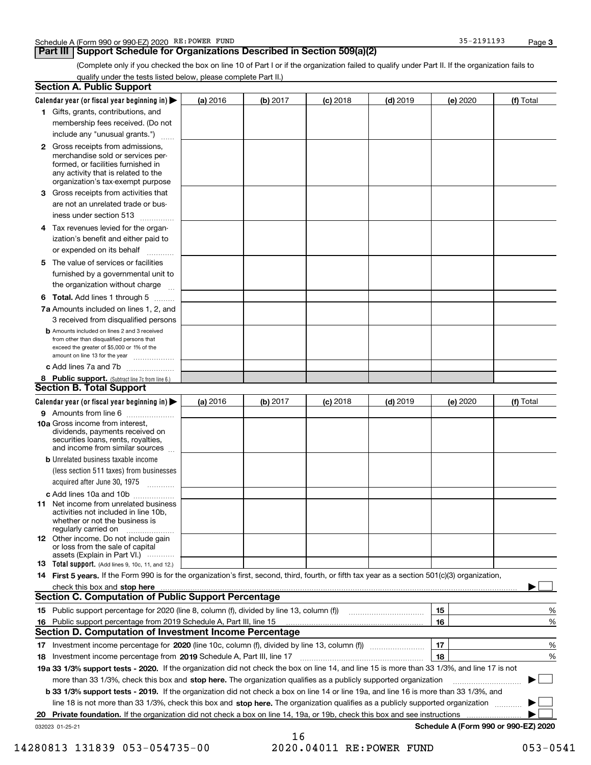Schedule A (Form 990 or 990-EZ) 2020 RE:POWER FUND 35-2191193

## Part III Support Schedule for Organizations Described in Section 509(a)(2)

(Complete only if you checked the box on line 10 of Part I or if the organization failed to qualify under Part II. If the organization fails to qualify under the tests listed below, please complete Part II.)

### Section A. Public Support

| Calendar year (or fiscal year beginning in) ▶ | (a) 2016 | (b) 2017 | (c) 2018 | (d) 2019 | (e) 2020 | (f) Total |
|---|---|---|---|---|---|---|
| **1** Gifts, grants, contributions, and membership fees received. (Do not include any "unusual grants.") | | | | | | |
| **2** Gross receipts from admissions, merchandise sold or services performed, or facilities furnished in any activity that is related to the organization's tax-exempt purpose | | | | | | |
| **3** Gross receipts from activities that are not an unrelated trade or business under section 513 | | | | | | |
| **4** Tax revenues levied for the organization's benefit and either paid to or expended on its behalf | | | | | | |
| **5** The value of services or facilities furnished by a governmental unit to the organization without charge | | | | | | |
| **6 Total.** Add lines 1 through 5 | | | | | | |
| **7a** Amounts included on lines 1, 2, and 3 received from disqualified persons | | | | | | |
| **b** Amounts included on lines 2 and 3 received from other than disqualified persons that exceed the greater of $5,000 or 1% of the amount on line 13 for the year | | | | | | |
| **c** Add lines 7a and 7b | | | | | | |
| **8 Public support.** (Subtract line 7c from line 6.) | | | | | | |

### Section B. Total Support

| Calendar year (or fiscal year beginning in) ▶ | (a) 2016 | (b) 2017 | (c) 2018 | (d) 2019 | (e) 2020 | (f) Total |
|---|---|---|---|---|---|---|
| **9** Amounts from line 6 | | | | | | |
| **10a** Gross income from interest, dividends, payments received on securities loans, rents, royalties, and income from similar sources | | | | | | |
| **b** Unrelated business taxable income (less section 511 taxes) from businesses acquired after June 30, 1975 | | | | | | |
| **c** Add lines 10a and 10b | | | | | | |
| **11** Net income from unrelated business activities not included in line 10b, whether or not the business is regularly carried on | | | | | | |
| **12** Other income. Do not include gain or loss from the sale of capital assets (Explain in Part VI.) | | | | | | |
| **13 Total support.** (Add lines 9, 10c, 11, and 12.) | | | | | | |

**14 First 5 years.** If the Form 990 is for the organization's first, second, third, fourth, or fifth tax year as a section 501(c)(3) organization, check this box and **stop here** ▶ ☐

### Section C. Computation of Public Support Percentage

| | | | |
|---|---|---|---|
| **15** Public support percentage for 2020 (line 8, column (f), divided by line 13, column (f)) | 15 | | % |
| **16** Public support percentage from 2019 Schedule A, Part III, line 15 | 16 | | % |

### Section D. Computation of Investment Income Percentage

| | | | |
|---|---|---|---|
| **17** Investment income percentage for **2020** (line 10c, column (f), divided by line 13, column (f)) | 17 | | % |
| **18** Investment income percentage from **2019** Schedule A, Part III, line 17 | 18 | | % |

**19a 33 1/3% support tests - 2020.** If the organization did not check the box on line 14, and line 15 is more than 33 1/3%, and line 17 is not more than 33 1/3%, check this box and **stop here.** The organization qualifies as a publicly supported organization ▶ ☐

**b 33 1/3% support tests - 2019.** If the organization did not check a box on line 14 or line 19a, and line 16 is more than 33 1/3%, and line 18 is not more than 33 1/3%, check this box and **stop here.** The organization qualifies as a publicly supported organization ▶ ☐

**20 Private foundation.** If the organization did not check a box on line 14, 19a, or 19b, check this box and see instructions ▶ ☐

032023 01-25-21 **Schedule A (Form 990 or 990-EZ) 2020**

14280813 131839 053-054735-00 2020.04011 RE:POWER FUND 053-0541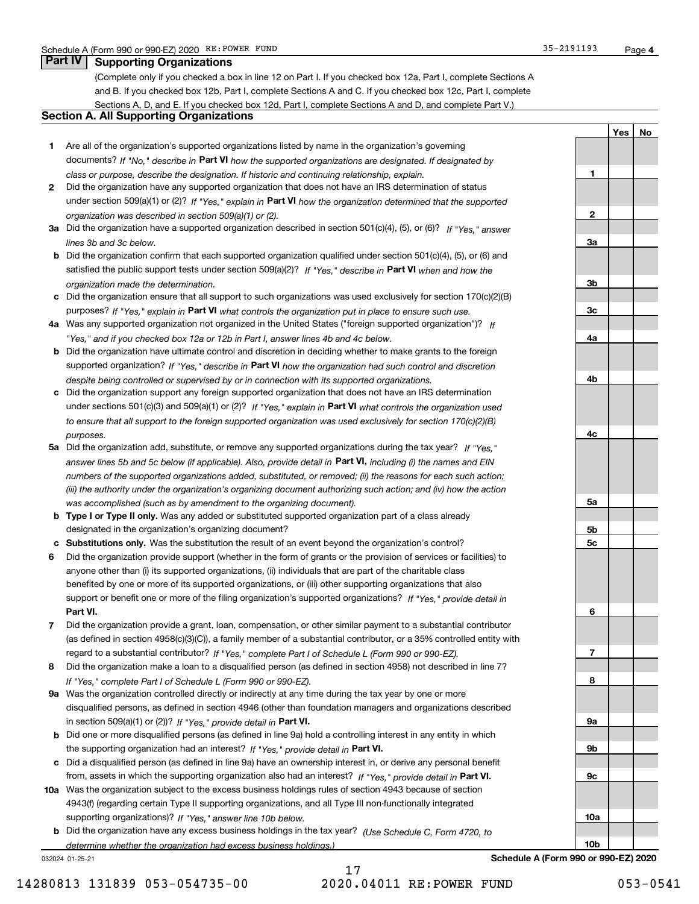## Part IV Supporting Organizations

(Complete only if you checked a box in line 12 on Part I. If you checked box 12a, Part I, complete Sections A and B. If you checked box 12b, Part I, complete Sections A and C. If you checked box 12c, Part I, complete Sections A, D, and E. If you checked box 12d, Part I, complete Sections A and D, and complete Part V.)

### Section A. All Supporting Organizations

| | | | Yes | No |
|---|---|---|---|---|
| **1** | Are all of the organization's supported organizations listed by name in the organization's governing documents? *If "No," describe in* **Part VI** *how the supported organizations are designated. If designated by class or purpose, describe the designation. If historic and continuing relationship, explain.* | 1 | | |
| **2** | Did the organization have any supported organization that does not have an IRS determination of status under section 509(a)(1) or (2)? *If "Yes," explain in* **Part VI** *how the organization determined that the supported organization was described in section 509(a)(1) or (2).* | 2 | | |
| **3a** | Did the organization have a supported organization described in section 501(c)(4), (5), or (6)? *If "Yes," answer lines 3b and 3c below.* | 3a | | |
| **b** | Did the organization confirm that each supported organization qualified under section 501(c)(4), (5), or (6) and satisfied the public support tests under section 509(a)(2)? *If "Yes," describe in* **Part VI** *when and how the organization made the determination.* | 3b | | |
| **c** | Did the organization ensure that all support to such organizations was used exclusively for section 170(c)(2)(B) purposes? *If "Yes," explain in* **Part VI** *what controls the organization put in place to ensure such use.* | 3c | | |
| **4a** | Was any supported organization not organized in the United States ("foreign supported organization")? *If "Yes," and if you checked box 12a or 12b in Part I, answer lines 4b and 4c below.* | 4a | | |
| **b** | Did the organization have ultimate control and discretion in deciding whether to make grants to the foreign supported organization? *If "Yes," describe in* **Part VI** *how the organization had such control and discretion despite being controlled or supervised by or in connection with its supported organizations.* | 4b | | |
| **c** | Did the organization support any foreign supported organization that does not have an IRS determination under sections 501(c)(3) and 509(a)(1) or (2)? *If "Yes," explain in* **Part VI** *what controls the organization used to ensure that all support to the foreign supported organization was used exclusively for section 170(c)(2)(B) purposes.* | 4c | | |
| **5a** | Did the organization add, substitute, or remove any supported organizations during the tax year? *If "Yes," answer lines 5b and 5c below (if applicable). Also, provide detail in* **Part VI,** *including (i) the names and EIN numbers of the supported organizations added, substituted, or removed; (ii) the reasons for each such action; (iii) the authority under the organization's organizing document authorizing such action; and (iv) how the action was accomplished (such as by amendment to the organizing document).* | 5a | | |
| **b** | **Type I or Type II only.** Was any added or substituted supported organization part of a class already designated in the organization's organizing document? | 5b | | |
| **c** | **Substitutions only.** Was the substitution the result of an event beyond the organization's control? | 5c | | |
| **6** | Did the organization provide support (whether in the form of grants or the provision of services or facilities) to anyone other than (i) its supported organizations, (ii) individuals that are part of the charitable class benefited by one or more of its supported organizations, or (iii) other supporting organizations that also support or benefit one or more of the filing organization's supported organizations? *If "Yes," provide detail in* **Part VI.** | 6 | | |
| **7** | Did the organization provide a grant, loan, compensation, or other similar payment to a substantial contributor (as defined in section 4958(c)(3)(C)), a family member of a substantial contributor, or a 35% controlled entity with regard to a substantial contributor? *If "Yes," complete Part I of Schedule L (Form 990 or 990-EZ).* | 7 | | |
| **8** | Did the organization make a loan to a disqualified person (as defined in section 4958) not described in line 7? *If "Yes," complete Part I of Schedule L (Form 990 or 990-EZ).* | 8 | | |
| **9a** | Was the organization controlled directly or indirectly at any time during the tax year by one or more disqualified persons, as defined in section 4946 (other than foundation managers and organizations described in section 509(a)(1) or (2))? *If "Yes," provide detail in* **Part VI.** | 9a | | |
| **b** | Did one or more disqualified persons (as defined in line 9a) hold a controlling interest in any entity in which the supporting organization had an interest? *If "Yes," provide detail in* **Part VI.** | 9b | | |
| **c** | Did a disqualified person (as defined in line 9a) have an ownership interest in, or derive any personal benefit from, assets in which the supporting organization also had an interest? *If "Yes," provide detail in* **Part VI.** | 9c | | |
| **10a** | Was the organization subject to the excess business holdings rules of section 4943 because of section 4943(f) (regarding certain Type II supporting organizations, and all Type III non-functionally integrated supporting organizations)? *If "Yes," answer line 10b below.* | 10a | | |
| **b** | Did the organization have any excess business holdings in the tax year? *(Use Schedule C, Form 4720, to determine whether the organization had excess business holdings.)* | 10b | | |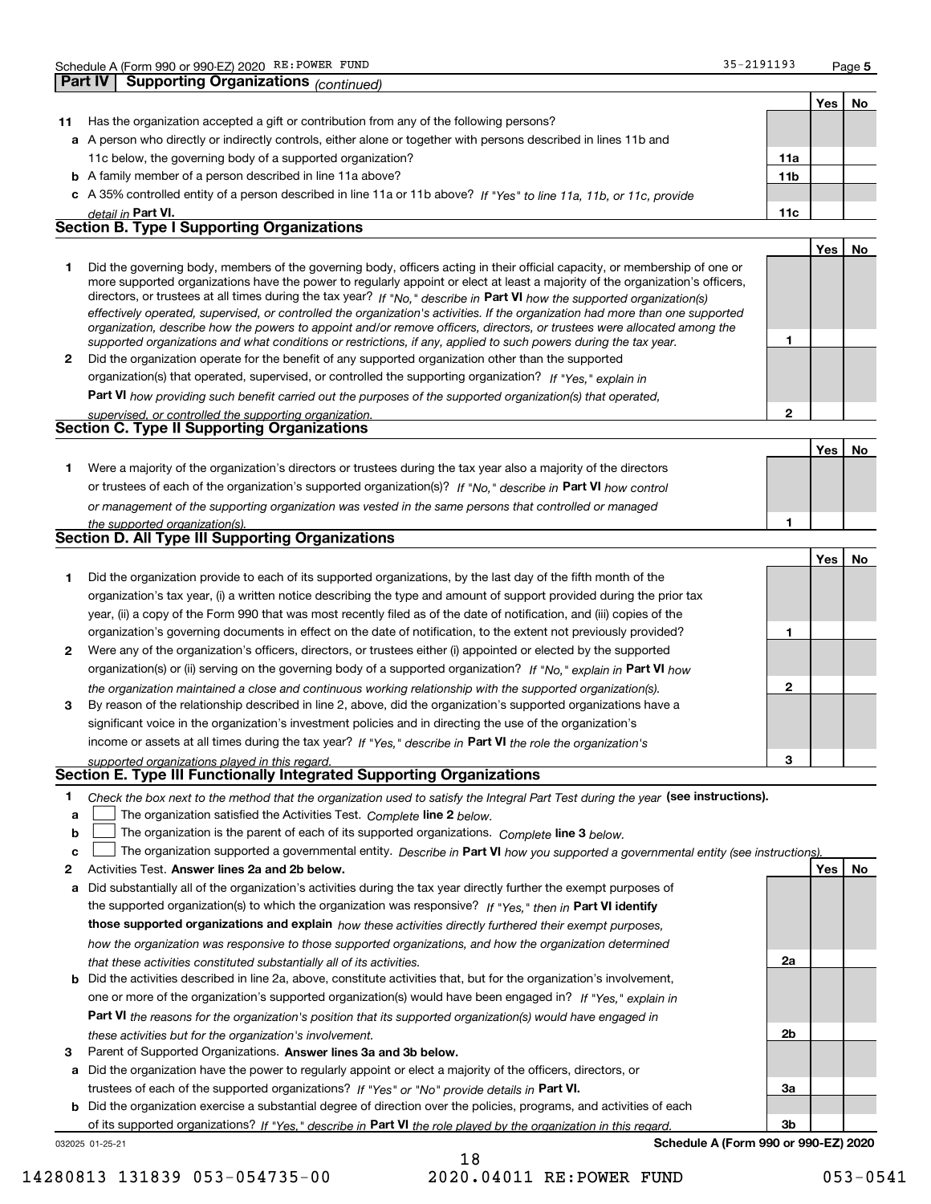Schedule A (Form 990 or 990-EZ) 2020 RE:POWER FUND 35-2191193

## Part IV Supporting Organizations *(continued)*

| | | | Yes | No |
|---|---|---|---|---|
| **11** | Has the organization accepted a gift or contribution from any of the following persons? | | | |
| **a** | A person who directly or indirectly controls, either alone or together with persons described in lines 11b and 11c below, the governing body of a supported organization? | **11a** | | |
| **b** | A family member of a person described in line 11a above? | **11b** | | |
| **c** | A 35% controlled entity of a person described in line 11a or 11b above? *If "Yes" to line 11a, 11b, or 11c, provide detail in* **Part VI.** | **11c** | | |

### Section B. Type I Supporting Organizations

| | | | Yes | No |
|---|---|---|---|---|
| **1** | Did the governing body, members of the governing body, officers acting in their official capacity, or membership of one or more supported organizations have the power to regularly appoint or elect at least a majority of the organization's officers, directors, or trustees at all times during the tax year? *If "No," describe in* **Part VI** *how the supported organization(s) effectively operated, supervised, or controlled the organization's activities. If the organization had more than one supported organization, describe how the powers to appoint and/or remove officers, directors, or trustees were allocated among the supported organizations and what conditions or restrictions, if any, applied to such powers during the tax year.* | **1** | | |
| **2** | Did the organization operate for the benefit of any supported organization other than the supported organization(s) that operated, supervised, or controlled the supporting organization? *If "Yes," explain in* **Part VI** *how providing such benefit carried out the purposes of the supported organization(s) that operated, supervised, or controlled the supporting organization.* | **2** | | |

### Section C. Type II Supporting Organizations

| | | | Yes | No |
|---|---|---|---|---|
| **1** | Were a majority of the organization's directors or trustees during the tax year also a majority of the directors or trustees of each of the organization's supported organization(s)? *If "No," describe in* **Part VI** *how control or management of the supporting organization was vested in the same persons that controlled or managed the supported organization(s).* | **1** | | |

### Section D. All Type III Supporting Organizations

| | | | Yes | No |
|---|---|---|---|---|
| **1** | Did the organization provide to each of its supported organizations, by the last day of the fifth month of the organization's tax year, (i) a written notice describing the type and amount of support provided during the prior tax year, (ii) a copy of the Form 990 that was most recently filed as of the date of notification, and (iii) copies of the organization's governing documents in effect on the date of notification, to the extent not previously provided? | **1** | | |
| **2** | Were any of the organization's officers, directors, or trustees either (i) appointed or elected by the supported organization(s) or (ii) serving on the governing body of a supported organization? *If "No," explain in* **Part VI** *how the organization maintained a close and continuous working relationship with the supported organization(s).* | **2** | | |
| **3** | By reason of the relationship described in line 2, above, did the organization's supported organizations have a significant voice in the organization's investment policies and in directing the use of the organization's income or assets at all times during the tax year? *If "Yes," describe in* **Part VI** *the role the organization's supported organizations played in this regard.* | **3** | | |

### Section E. Type III Functionally Integrated Supporting Organizations

**1** *Check the box next to the method that the organization used to satisfy the Integral Part Test during the year* **(see instructions).**

**a** ☐ The organization satisfied the Activities Test. *Complete* **line 2** *below.*

**b** ☐ The organization is the parent of each of its supported organizations. *Complete* **line 3** *below.*

**c** ☐ The organization supported a governmental entity. *Describe in* **Part VI** *how you supported a governmental entity (see instructions).*

| | | | Yes | No |
|---|---|---|---|---|
| **2** | Activities Test. **Answer lines 2a and 2b below.** | | | |
| **a** | Did substantially all of the organization's activities during the tax year directly further the exempt purposes of the supported organization(s) to which the organization was responsive? *If "Yes," then in* **Part VI identify those supported organizations and explain** *how these activities directly furthered their exempt purposes, how the organization was responsive to those supported organizations, and how the organization determined that these activities constituted substantially all of its activities.* | **2a** | | |
| **b** | Did the activities described in line 2a, above, constitute activities that, but for the organization's involvement, one or more of the organization's supported organization(s) would have been engaged in? *If "Yes," explain in* **Part VI** *the reasons for the organization's position that its supported organization(s) would have engaged in these activities but for the organization's involvement.* | **2b** | | |
| **3** | Parent of Supported Organizations. **Answer lines 3a and 3b below.** | | | |
| **a** | Did the organization have the power to regularly appoint or elect a majority of the officers, directors, or trustees of each of the supported organizations? *If "Yes" or "No" provide details in* **Part VI.** | **3a** | | |
| **b** | Did the organization exercise a substantial degree of direction over the policies, programs, and activities of each of its supported organizations? *If "Yes," describe in* **Part VI** *the role played by the organization in this regard.* | **3b** | | |

032025 01-25-21 **Schedule A (Form 990 or 990-EZ) 2020**

14280813 131839 053-054735-00 2020.04011 RE:POWER FUND 053-0541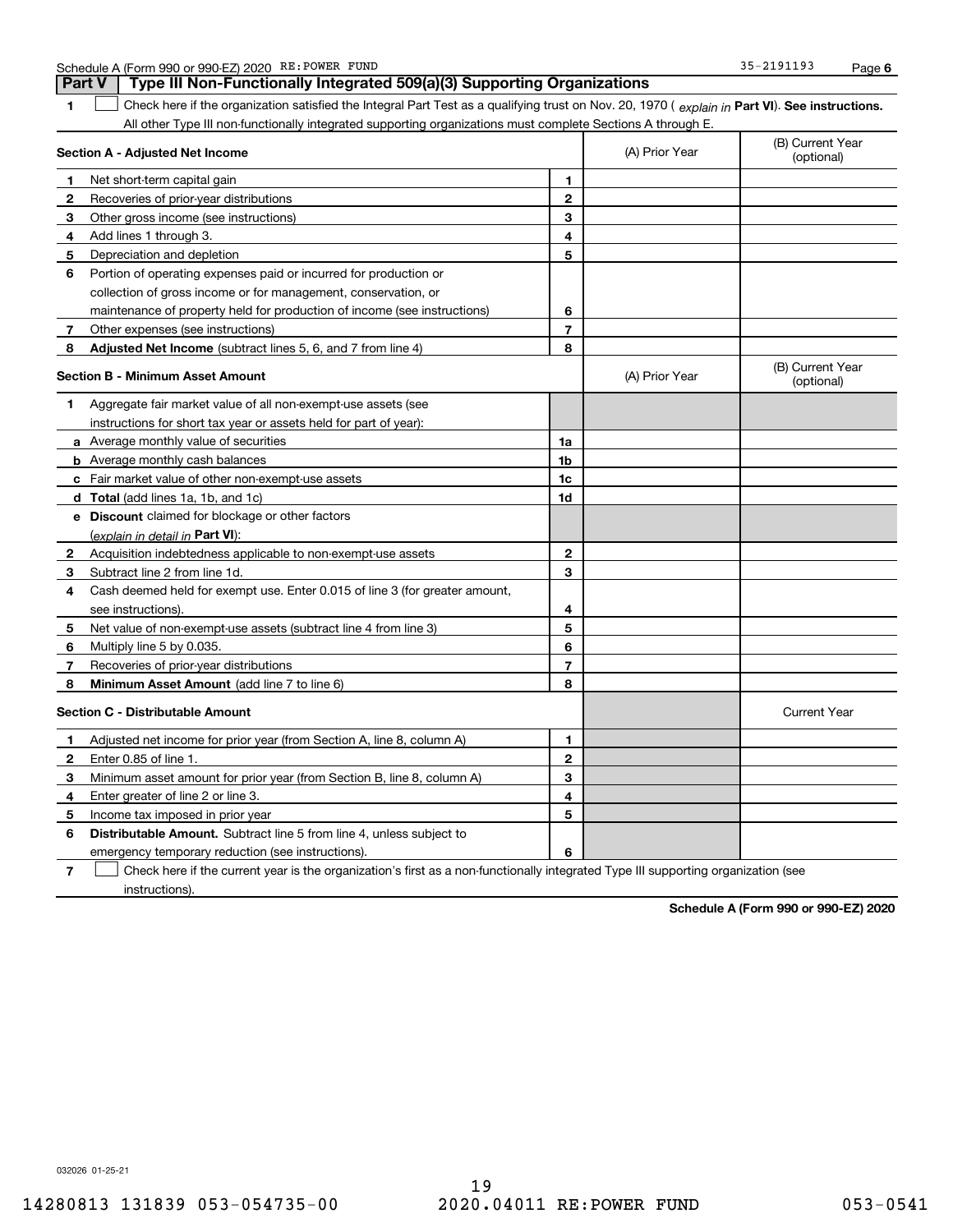Schedule A (Form 990 or 990-EZ) 2020 RE:POWER FUND 35-2191193 Page 6

## Part V Type III Non-Functionally Integrated 509(a)(3) Supporting Organizations

**1** ☐ Check here if the organization satisfied the Integral Part Test as a qualifying trust on Nov. 20, 1970 ( *explain in* **Part VI**). **See instructions.** All other Type III non-functionally integrated supporting organizations must complete Sections A through E.

| **Section A - Adjusted Net Income** | | | (A) Prior Year | (B) Current Year (optional) |
|---|---|---|---|---|
| **1** | Net short-term capital gain | **1** | | |
| **2** | Recoveries of prior-year distributions | **2** | | |
| **3** | Other gross income (see instructions) | **3** | | |
| **4** | Add lines 1 through 3. | **4** | | |
| **5** | Depreciation and depletion | **5** | | |
| **6** | Portion of operating expenses paid or incurred for production or collection of gross income or for management, conservation, or maintenance of property held for production of income (see instructions) | **6** | | |
| **7** | Other expenses (see instructions) | **7** | | |
| **8** | **Adjusted Net Income** (subtract lines 5, 6, and 7 from line 4) | **8** | | |

| **Section B - Minimum Asset Amount** | | | (A) Prior Year | (B) Current Year (optional) |
|---|---|---|---|---|
| **1** | Aggregate fair market value of all non-exempt-use assets (see instructions for short tax year or assets held for part of year): | | | |
| **a** | Average monthly value of securities | **1a** | | |
| **b** | Average monthly cash balances | **1b** | | |
| **c** | Fair market value of other non-exempt-use assets | **1c** | | |
| **d** | **Total** (add lines 1a, 1b, and 1c) | **1d** | | |
| **e** | **Discount** claimed for blockage or other factors (*explain in detail in* **Part VI**): | | | |
| **2** | Acquisition indebtedness applicable to non-exempt-use assets | **2** | | |
| **3** | Subtract line 2 from line 1d. | **3** | | |
| **4** | Cash deemed held for exempt use. Enter 0.015 of line 3 (for greater amount, see instructions). | **4** | | |
| **5** | Net value of non-exempt-use assets (subtract line 4 from line 3) | **5** | | |
| **6** | Multiply line 5 by 0.035. | **6** | | |
| **7** | Recoveries of prior-year distributions | **7** | | |
| **8** | **Minimum Asset Amount** (add line 7 to line 6) | **8** | | |

| **Section C - Distributable Amount** | | | | Current Year |
|---|---|---|---|---|
| **1** | Adjusted net income for prior year (from Section A, line 8, column A) | **1** | | |
| **2** | Enter 0.85 of line 1. | **2** | | |
| **3** | Minimum asset amount for prior year (from Section B, line 8, column A) | **3** | | |
| **4** | Enter greater of line 2 or line 3. | **4** | | |
| **5** | Income tax imposed in prior year | **5** | | |
| **6** | **Distributable Amount.** Subtract line 5 from line 4, unless subject to emergency temporary reduction (see instructions). | **6** | | |

**7** ☐ Check here if the current year is the organization's first as a non-functionally integrated Type III supporting organization (see instructions).

**Schedule A (Form 990 or 990-EZ) 2020**

032026 01-25-21

14280813 131839 053-054735-00 2020.04011 RE:POWER FUND 053-0541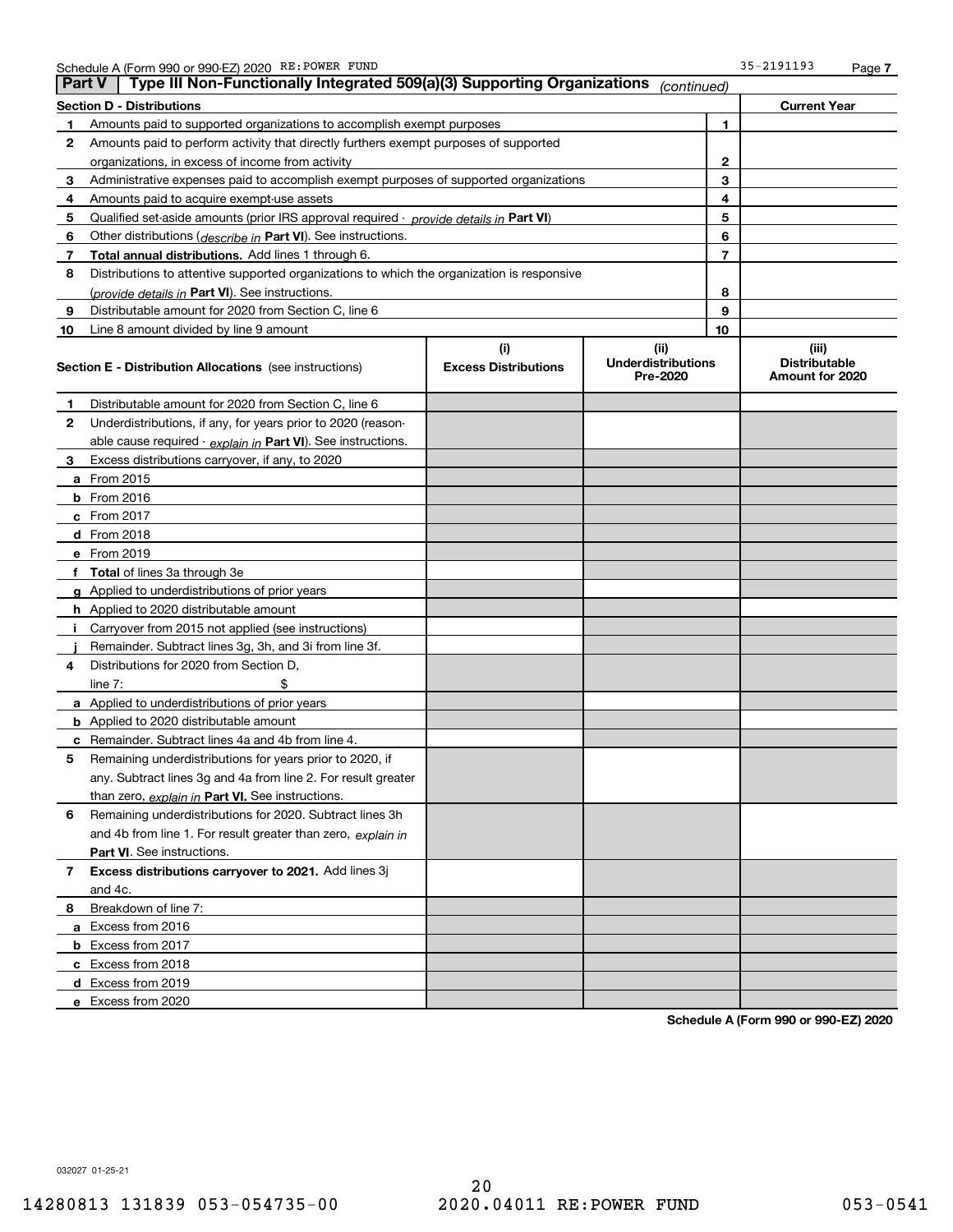Schedule A (Form 990 or 990-EZ) 2020 RE:POWER FUND 35-2191193

## Part V — Type III Non-Functionally Integrated 509(a)(3) Supporting Organizations *(continued)*

| Section D - Distributions | | | Current Year |
|---|---|---|---|
| 1 | Amounts paid to supported organizations to accomplish exempt purposes | 1 | |
| 2 | Amounts paid to perform activity that directly furthers exempt purposes of supported organizations, in excess of income from activity | 2 | |
| 3 | Administrative expenses paid to accomplish exempt purposes of supported organizations | 3 | |
| 4 | Amounts paid to acquire exempt-use assets | 4 | |
| 5 | Qualified set-aside amounts (prior IRS approval required - *provide details in* **Part VI**) | 5 | |
| 6 | Other distributions (*describe in* **Part VI**). See instructions. | 6 | |
| 7 | **Total annual distributions.** Add lines 1 through 6. | 7 | |
| 8 | Distributions to attentive supported organizations to which the organization is responsive (*provide details in* **Part VI**). See instructions. | 8 | |
| 9 | Distributable amount for 2020 from Section C, line 6 | 9 | |
| 10 | Line 8 amount divided by line 9 amount | 10 | |

| Section E - Distribution Allocations (see instructions) | (i) Excess Distributions | (ii) Underdistributions Pre-2020 | (iii) Distributable Amount for 2020 |
|---|---|---|---|
| **1** Distributable amount for 2020 from Section C, line 6 | | | |
| **2** Underdistributions, if any, for years prior to 2020 (reasonable cause required - *explain in* **Part VI**). See instructions. | | | |
| **3** Excess distributions carryover, if any, to 2020 | | | |
| **a** From 2015 | | | |
| **b** From 2016 | | | |
| **c** From 2017 | | | |
| **d** From 2018 | | | |
| **e** From 2019 | | | |
| **f Total** of lines 3a through 3e | | | |
| **g** Applied to underdistributions of prior years | | | |
| **h** Applied to 2020 distributable amount | | | |
| **i** Carryover from 2015 not applied (see instructions) | | | |
| **j** Remainder. Subtract lines 3g, 3h, and 3i from line 3f. | | | |
| **4** Distributions for 2020 from Section D, line 7: $ | | | |
| **a** Applied to underdistributions of prior years | | | |
| **b** Applied to 2020 distributable amount | | | |
| **c** Remainder. Subtract lines 4a and 4b from line 4. | | | |
| **5** Remaining underdistributions for years prior to 2020, if any. Subtract lines 3g and 4a from line 2. For result greater than zero, *explain in* **Part VI.** See instructions. | | | |
| **6** Remaining underdistributions for 2020. Subtract lines 3h and 4b from line 1. For result greater than zero, *explain in* **Part VI**. See instructions. | | | |
| **7 Excess distributions carryover to 2021.** Add lines 3j and 4c. | | | |
| **8** Breakdown of line 7: | | | |
| **a** Excess from 2016 | | | |
| **b** Excess from 2017 | | | |
| **c** Excess from 2018 | | | |
| **d** Excess from 2019 | | | |
| **e** Excess from 2020 | | | |

**Schedule A (Form 990 or 990-EZ) 2020**

032027 01-25-21

14280813 131839 053-054735-00 2020.04011 RE:POWER FUND 053-0541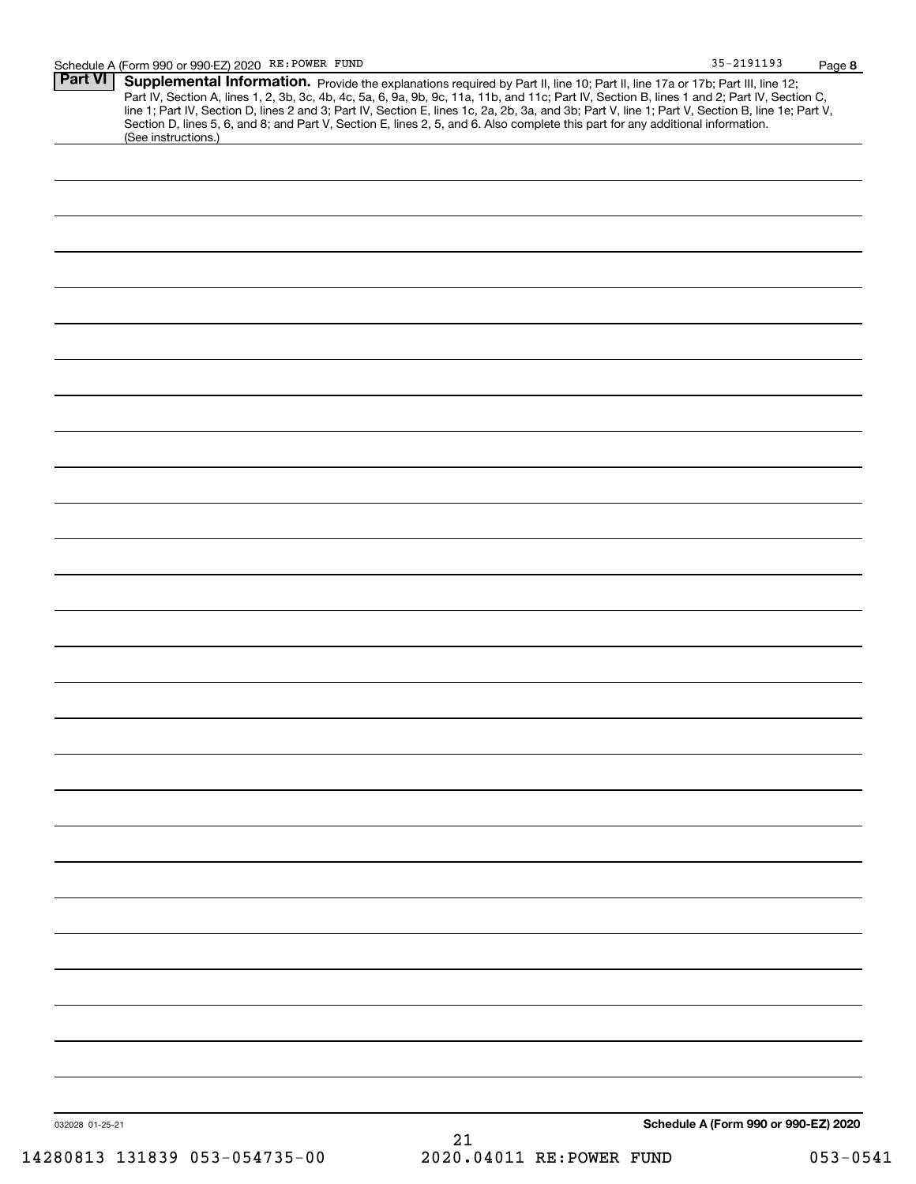## Part VI Supplemental Information.

Provide the explanations required by Part II, line 10; Part II, line 17a or 17b; Part III, line 12; Part IV, Section A, lines 1, 2, 3b, 3c, 4b, 4c, 5a, 6, 9a, 9b, 9c, 11a, 11b, and 11c; Part IV, Section B, lines 1 and 2; Part IV, Section C, line 1; Part IV, Section D, lines 2 and 3; Part IV, Section E, lines 1c, 2a, 2b, 3a, and 3b; Part V, line 1; Part V, Section B, line 1e; Part V, Section D, lines 5, 6, and 8; and Part V, Section E, lines 2, 5, and 6. Also complete this part for any additional information. (See instructions.)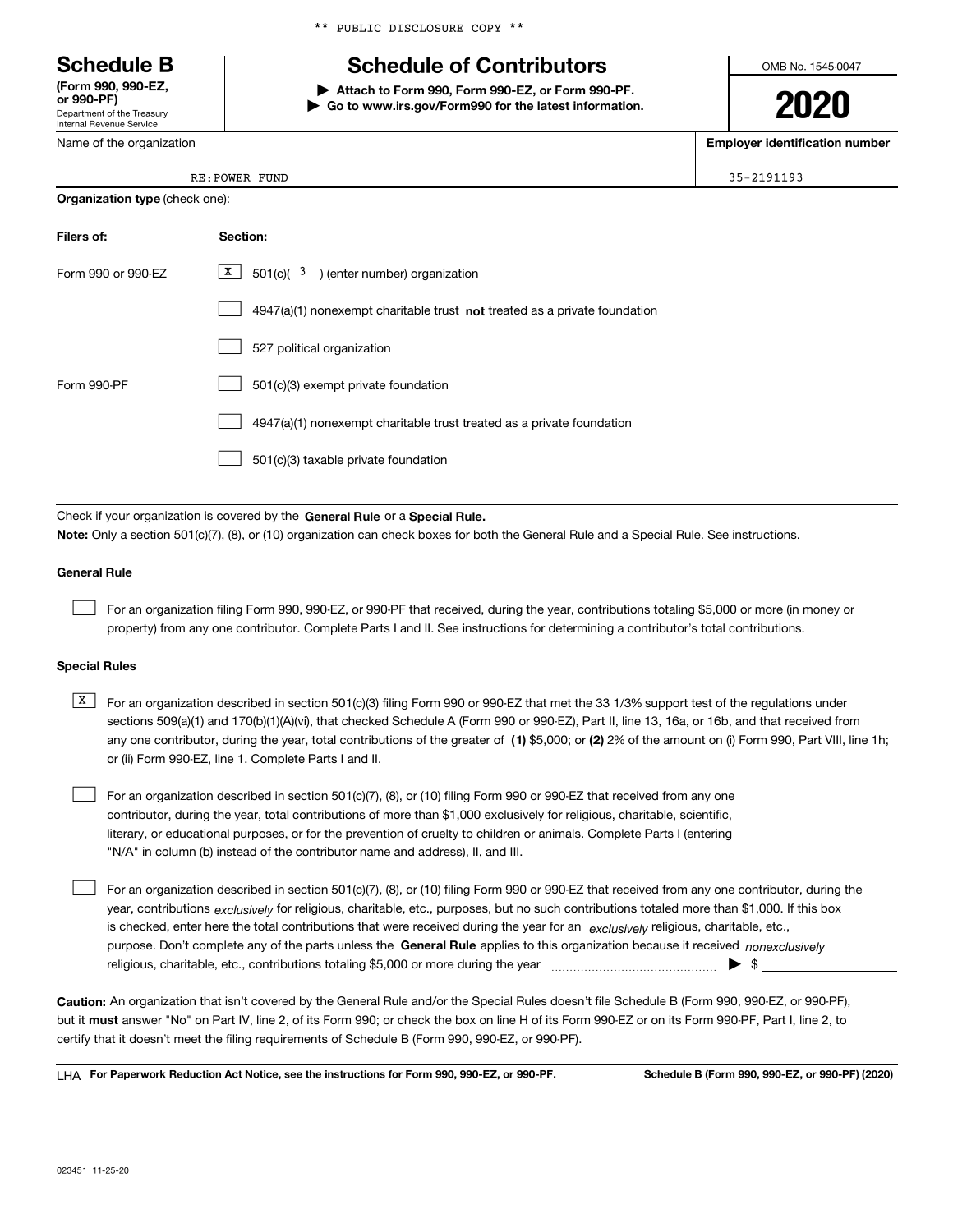** PUBLIC DISCLOSURE COPY **

# Schedule B

**(Form 990, 990-EZ, or 990-PF)**
Department of the Treasury
Internal Revenue Service

## Schedule of Contributors

▶ **Attach to Form 990, Form 990-EZ, or Form 990-PF.**
▶ **Go to www.irs.gov/Form990 for the latest information.**

OMB No. 1545-0047

**2020**

| Name of the organization | Employer identification number |
|---|---|
| RE:POWER FUND | 35-2191193 |

**Organization type** (check one):

| Filers of: | Section: |
|---|---|
| Form 990 or 990-EZ | [X] 501(c)( 3 ) (enter number) organization |
| | [ ] 4947(a)(1) nonexempt charitable trust **not** treated as a private foundation |
| | [ ] 527 political organization |
| Form 990-PF | [ ] 501(c)(3) exempt private foundation |
| | [ ] 4947(a)(1) nonexempt charitable trust treated as a private foundation |
| | [ ] 501(c)(3) taxable private foundation |

Check if your organization is covered by the **General Rule** or a **Special Rule.**

**Note:** Only a section 501(c)(7), (8), or (10) organization can check boxes for both the General Rule and a Special Rule. See instructions.

### General Rule

[ ] For an organization filing Form 990, 990-EZ, or 990-PF that received, during the year, contributions totaling $5,000 or more (in money or property) from any one contributor. Complete Parts I and II. See instructions for determining a contributor's total contributions.

### Special Rules

[X] For an organization described in section 501(c)(3) filing Form 990 or 990-EZ that met the 33 1/3% support test of the regulations under sections 509(a)(1) and 170(b)(1)(A)(vi), that checked Schedule A (Form 990 or 990-EZ), Part II, line 13, 16a, or 16b, and that received from any one contributor, during the year, total contributions of the greater of **(1)** $5,000; or **(2)** 2% of the amount on (i) Form 990, Part VIII, line 1h; or (ii) Form 990-EZ, line 1. Complete Parts I and II.

[ ] For an organization described in section 501(c)(7), (8), or (10) filing Form 990 or 990-EZ that received from any one contributor, during the year, total contributions of more than $1,000 exclusively for religious, charitable, scientific, literary, or educational purposes, or for the prevention of cruelty to children or animals. Complete Parts I (entering "N/A" in column (b) instead of the contributor name and address), II, and III.

[ ] For an organization described in section 501(c)(7), (8), or (10) filing Form 990 or 990-EZ that received from any one contributor, during the year, contributions *exclusively* for religious, charitable, etc., purposes, but no such contributions totaled more than $1,000. If this box is checked, enter here the total contributions that were received during the year for an *exclusively* religious, charitable, etc., purpose. Don't complete any of the parts unless the **General Rule** applies to this organization because it received *nonexclusively* religious, charitable, etc., contributions totaling $5,000 or more during the year ▶ $ ____________

**Caution:** An organization that isn't covered by the General Rule and/or the Special Rules doesn't file Schedule B (Form 990, 990-EZ, or 990-PF), but it **must** answer "No" on Part IV, line 2, of its Form 990; or check the box on line H of its Form 990-EZ or on its Form 990-PF, Part I, line 2, to certify that it doesn't meet the filing requirements of Schedule B (Form 990, 990-EZ, or 990-PF).

LHA **For Paperwork Reduction Act Notice, see the instructions for Form 990, 990-EZ, or 990-PF.** **Schedule B (Form 990, 990-EZ, or 990-PF) (2020)**

023451 11-25-20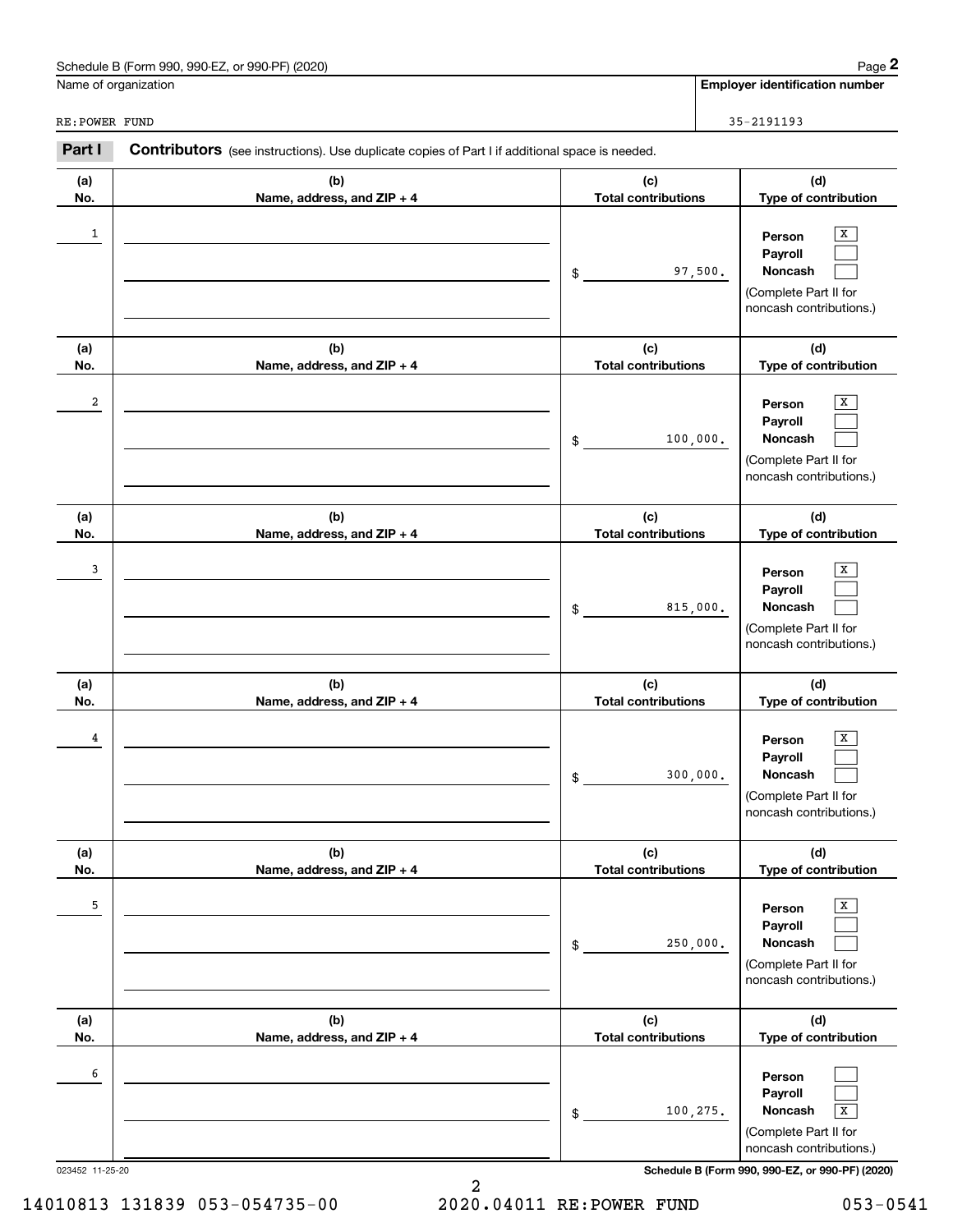Name of organization

RE:POWER FUND

**Employer identification number**

35-2191193

**Part I** **Contributors** (see instructions). Use duplicate copies of Part I if additional space is needed.

| (a) No. | (b) Name, address, and ZIP + 4 | (c) Total contributions | (d) Type of contribution |
|---|---|---|---|
| 1 | | $ 97,500. | Person [X] Payroll [ ] Noncash [ ] (Complete Part II for noncash contributions.) |
| 2 | | $ 100,000. | Person [X] Payroll [ ] Noncash [ ] (Complete Part II for noncash contributions.) |
| 3 | | $ 815,000. | Person [X] Payroll [ ] Noncash [ ] (Complete Part II for noncash contributions.) |
| 4 | | $ 300,000. | Person [X] Payroll [ ] Noncash [ ] (Complete Part II for noncash contributions.) |
| 5 | | $ 250,000. | Person [X] Payroll [ ] Noncash [ ] (Complete Part II for noncash contributions.) |
| 6 | | $ 100,275. | Person [ ] Payroll [ ] Noncash [X] (Complete Part II for noncash contributions.) |

023452 11-25-20

**Schedule B (Form 990, 990-EZ, or 990-PF) (2020)**

14010813 131839 053-054735-00 2020.04011 RE:POWER FUND 053-0541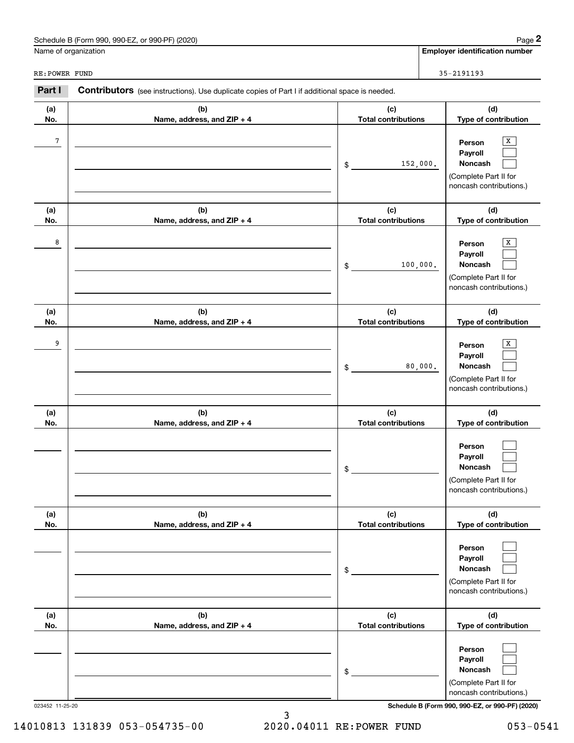Name of organization

RE:POWER FUND

**Employer identification number**

35-2191193

**Part I** **Contributors** (see instructions). Use duplicate copies of Part I if additional space is needed.

| (a) No. | (b) Name, address, and ZIP + 4 | (c) Total contributions | (d) Type of contribution |
|---|---|---|---|
| 7 | | $ 152,000. | Person [X] Payroll [ ] Noncash [ ] (Complete Part II for noncash contributions.) |
| 8 | | $ 100,000. | Person [X] Payroll [ ] Noncash [ ] (Complete Part II for noncash contributions.) |
| 9 | | $ 80,000. | Person [X] Payroll [ ] Noncash [ ] (Complete Part II for noncash contributions.) |
| | | $ | Person [ ] Payroll [ ] Noncash [ ] (Complete Part II for noncash contributions.) |
| | | $ | Person [ ] Payroll [ ] Noncash [ ] (Complete Part II for noncash contributions.) |
| | | $ | Person [ ] Payroll [ ] Noncash [ ] (Complete Part II for noncash contributions.) |

023452 11-25-20

14010813 131839 053-054735-00 2020.04011 RE:POWER FUND 053-0541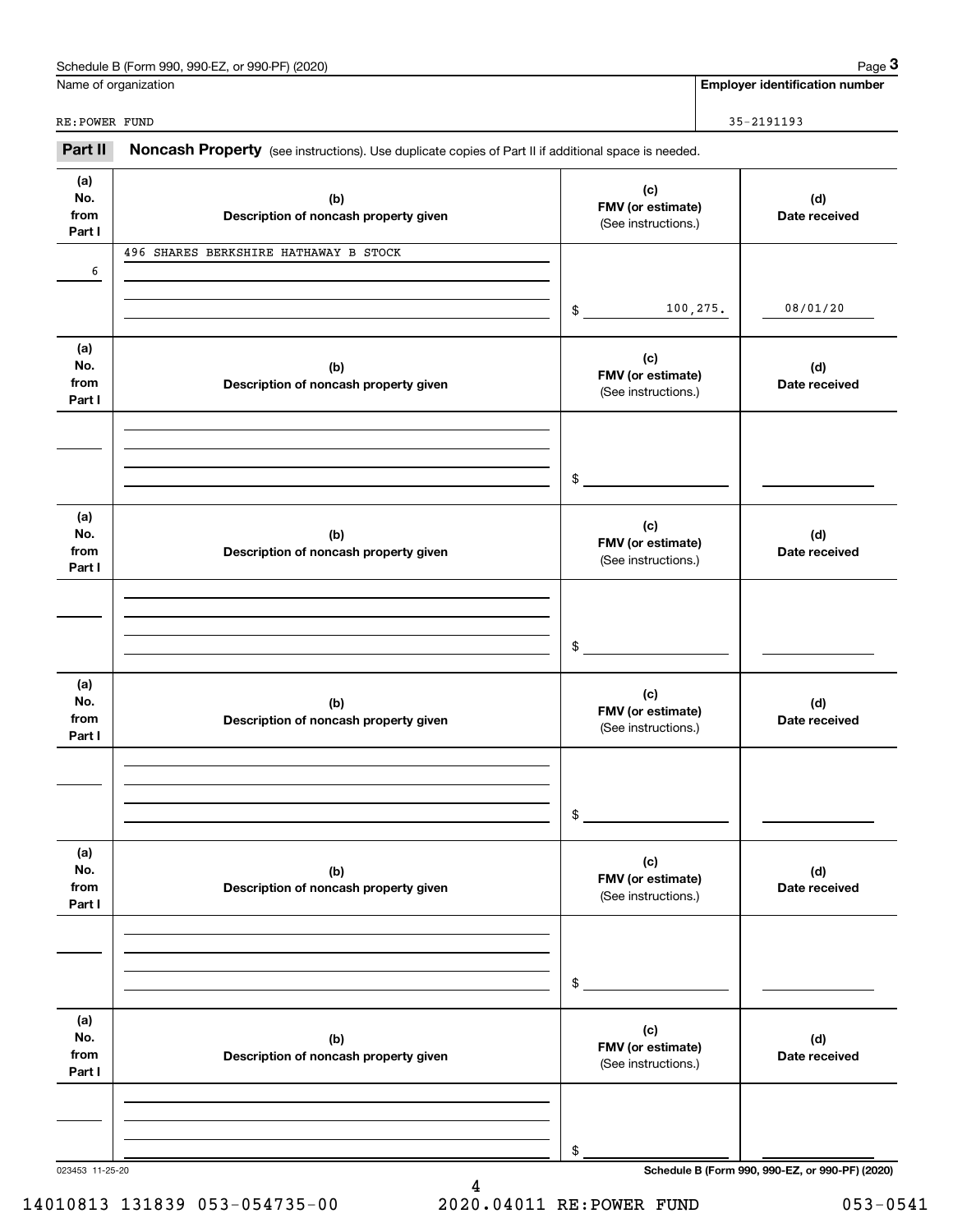Name of organization: RE:POWER FUND

Employer identification number: 35-2191193

## Part II Noncash Property

(see instructions). Use duplicate copies of Part II if additional space is needed.

| (a) No. from Part I | (b) Description of noncash property given | (c) FMV (or estimate) (See instructions.) | (d) Date received |
|---|---|---|---|
| 6 | 496 SHARES BERKSHIRE HATHAWAY B STOCK | $ 100,275. | 08/01/20 |
| | | $ | |
| | | $ | |
| | | $ | |
| | | $ | |
| | | $ | |

023453 11-25-20

Schedule B (Form 990, 990-EZ, or 990-PF) (2020)

14010813 131839 053-054735-00 2020.04011 RE:POWER FUND 053-0541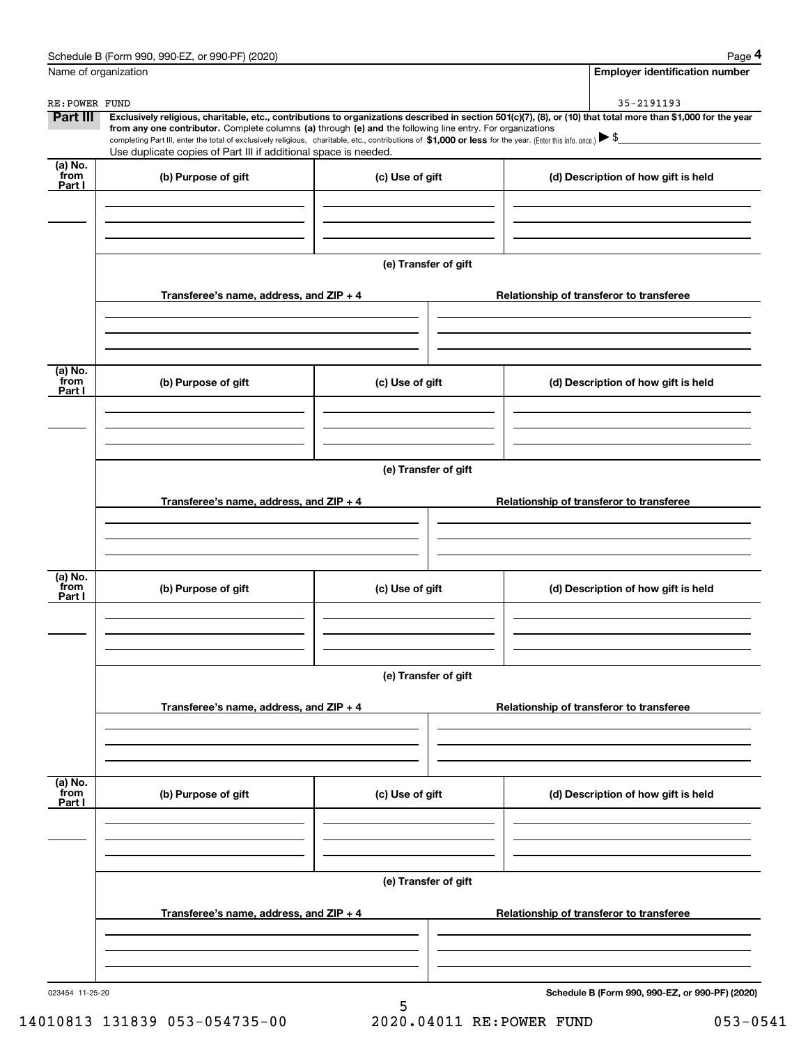Name of organization

RE:POWER FUND

**Employer identification number**

35-2191193

**Part III** **Exclusively religious, charitable, etc., contributions to organizations described in section 501(c)(7), (8), or (10) that total more than $1,000 for the year from any one contributor.** Complete columns **(a)** through **(e)** and the following line entry. For organizations completing Part III, enter the total of exclusively religious, charitable, etc., contributions of **$1,000 or less** for the year. (Enter this info. once.) ▶ $

Use duplicate copies of Part III if additional space is needed.

| (a) No. from Part I | (b) Purpose of gift | (c) Use of gift | (d) Description of how gift is held |
|---|---|---|---|
| | | | |

**(e) Transfer of gift**

| Transferee's name, address, and ZIP + 4 | Relationship of transferor to transferee |
|---|---|
| | |

| (a) No. from Part I | (b) Purpose of gift | (c) Use of gift | (d) Description of how gift is held |
|---|---|---|---|
| | | | |

**(e) Transfer of gift**

| Transferee's name, address, and ZIP + 4 | Relationship of transferor to transferee |
|---|---|
| | |

| (a) No. from Part I | (b) Purpose of gift | (c) Use of gift | (d) Description of how gift is held |
|---|---|---|---|
| | | | |

**(e) Transfer of gift**

| Transferee's name, address, and ZIP + 4 | Relationship of transferor to transferee |
|---|---|
| | |

| (a) No. from Part I | (b) Purpose of gift | (c) Use of gift | (d) Description of how gift is held |
|---|---|---|---|
| | | | |

**(e) Transfer of gift**

| Transferee's name, address, and ZIP + 4 | Relationship of transferor to transferee |
|---|---|
| | |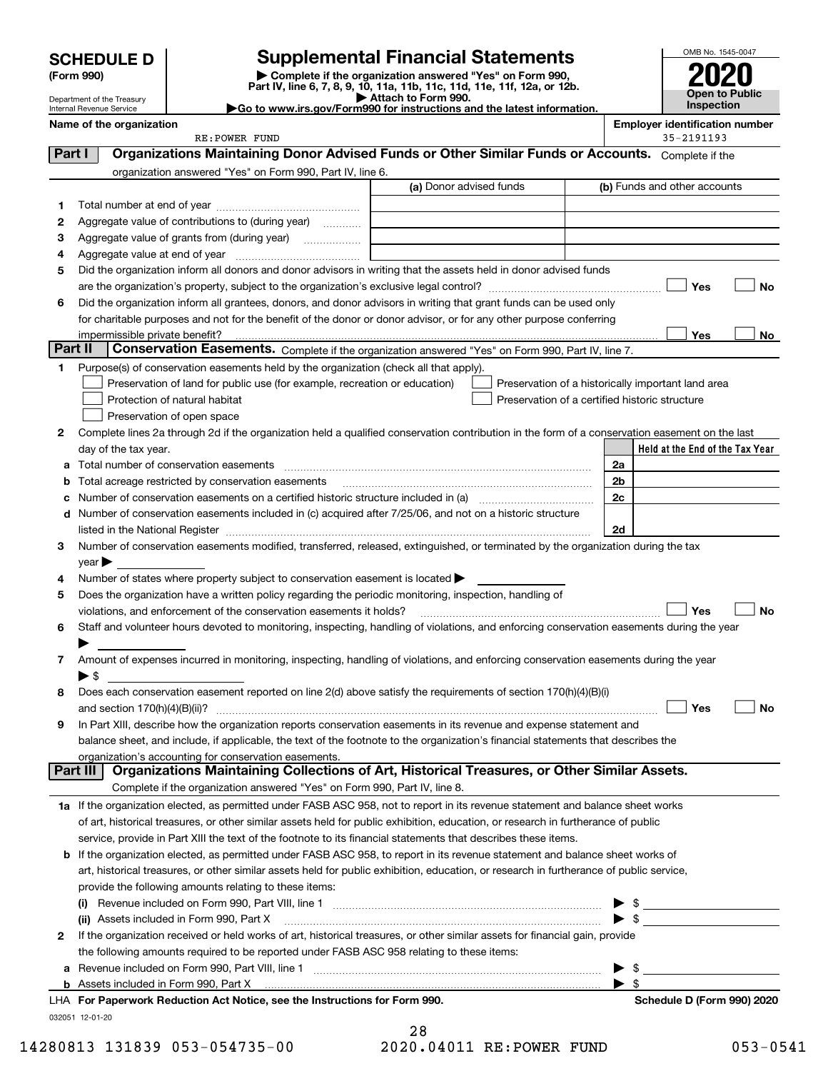# SCHEDULE D (Form 990)

Department of the Treasury
Internal Revenue Service

## Supplemental Financial Statements

▶ Complete if the organization answered "Yes" on Form 990, Part IV, line 6, 7, 8, 9, 10, 11a, 11b, 11c, 11d, 11e, 11f, 12a, or 12b.
▶ Attach to Form 990.
▶Go to www.irs.gov/Form990 for instructions and the latest information.

OMB No. 1545-0047

**2020**

**Open to Public Inspection**

**Name of the organization**
RE:POWER FUND

**Employer identification number**
35-2191193

**Part I** **Organizations Maintaining Donor Advised Funds or Other Similar Funds or Accounts.** Complete if the organization answered "Yes" on Form 990, Part IV, line 6.

| | | (a) Donor advised funds | (b) Funds and other accounts |
|---|---|---|---|
| 1 | Total number at end of year | | |
| 2 | Aggregate value of contributions to (during year) | | |
| 3 | Aggregate value of grants from (during year) | | |
| 4 | Aggregate value at end of year | | |

5 Did the organization inform all donors and donor advisors in writing that the assets held in donor advised funds are the organization's property, subject to the organization's exclusive legal control? ☐ Yes ☐ No

6 Did the organization inform all grantees, donors, and donor advisors in writing that grant funds can be used only for charitable purposes and not for the benefit of the donor or donor advisor, or for any other purpose conferring impermissible private benefit? ☐ Yes ☐ No

**Part II** **Conservation Easements.** Complete if the organization answered "Yes" on Form 990, Part IV, line 7.

1 Purpose(s) of conservation easements held by the organization (check all that apply).
- ☐ Preservation of land for public use (for example, recreation or education)
- ☐ Protection of natural habitat
- ☐ Preservation of open space
- ☐ Preservation of a historically important land area
- ☐ Preservation of a certified historic structure

2 Complete lines 2a through 2d if the organization held a qualified conservation contribution in the form of a conservation easement on the last day of the tax year.

| | | | Held at the End of the Tax Year |
|---|---|---|---|
| a | Total number of conservation easements | 2a | |
| b | Total acreage restricted by conservation easements | 2b | |
| c | Number of conservation easements on a certified historic structure included in (a) | 2c | |
| d | Number of conservation easements included in (c) acquired after 7/25/06, and not on a historic structure listed in the National Register | 2d | |

3 Number of conservation easements modified, transferred, released, extinguished, or terminated by the organization during the tax year ▶

4 Number of states where property subject to conservation easement is located ▶

5 Does the organization have a written policy regarding the periodic monitoring, inspection, handling of violations, and enforcement of the conservation easements it holds? ☐ Yes ☐ No

6 Staff and volunteer hours devoted to monitoring, inspecting, handling of violations, and enforcing conservation easements during the year ▶

7 Amount of expenses incurred in monitoring, inspecting, handling of violations, and enforcing conservation easements during the year ▶ $

8 Does each conservation easement reported on line 2(d) above satisfy the requirements of section 170(h)(4)(B)(i) and section 170(h)(4)(B)(ii)? ☐ Yes ☐ No

9 In Part XIII, describe how the organization reports conservation easements in its revenue and expense statement and balance sheet, and include, if applicable, the text of the footnote to the organization's financial statements that describes the organization's accounting for conservation easements.

**Part III** **Organizations Maintaining Collections of Art, Historical Treasures, or Other Similar Assets.** Complete if the organization answered "Yes" on Form 990, Part IV, line 8.

1a If the organization elected, as permitted under FASB ASC 958, not to report in its revenue statement and balance sheet works of art, historical treasures, or other similar assets held for public exhibition, education, or research in furtherance of public service, provide in Part XIII the text of the footnote to its financial statements that describes these items.

b If the organization elected, as permitted under FASB ASC 958, to report in its revenue statement and balance sheet works of art, historical treasures, or other similar assets held for public exhibition, education, or research in furtherance of public service, provide the following amounts relating to these items:

(i) Revenue included on Form 990, Part VIII, line 1 ▶ $

(ii) Assets included in Form 990, Part X ▶ $

2 If the organization received or held works of art, historical treasures, or other similar assets for financial gain, provide the following amounts required to be reported under FASB ASC 958 relating to these items:

a Revenue included on Form 990, Part VIII, line 1 ▶ $

b Assets included in Form 990, Part X ▶ $

LHA **For Paperwork Reduction Act Notice, see the Instructions for Form 990.** **Schedule D (Form 990) 2020**

032051 12-01-20

14280813 131839 053-054735-00 2020.04011 RE:POWER FUND 053-0541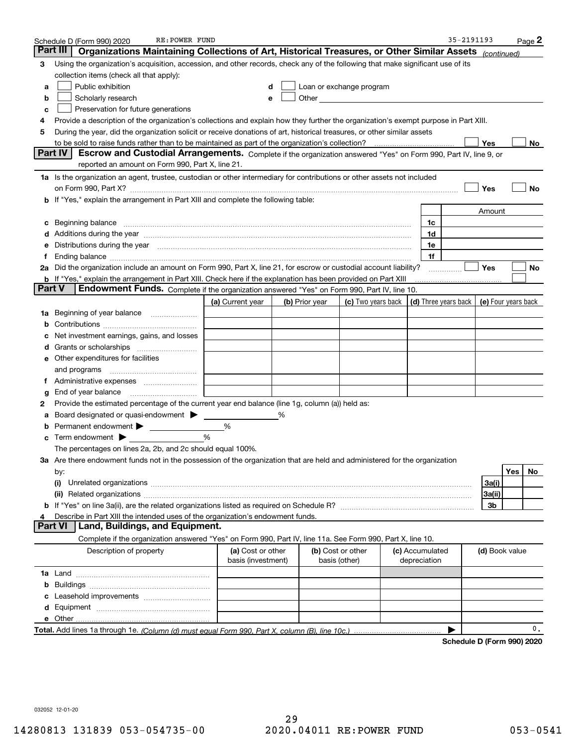Schedule D (Form 990) 2020 RE:POWER FUND 35-2191193

## Part III Organizations Maintaining Collections of Art, Historical Treasures, or Other Similar Assets *(continued)*

3 Using the organization's acquisition, accession, and other records, check any of the following that make significant use of its collection items (check all that apply):

- a ☐ Public exhibition
- b ☐ Scholarly research
- c ☐ Preservation for future generations
- d ☐ Loan or exchange program
- e ☐ Other

4 Provide a description of the organization's collections and explain how they further the organization's exempt purpose in Part XIII.

5 During the year, did the organization solicit or receive donations of art, historical treasures, or other similar assets to be sold to raise funds rather than to be maintained as part of the organization's collection? ☐ Yes ☐ No

## Part IV Escrow and Custodial Arrangements.

Complete if the organization answered "Yes" on Form 990, Part IV, line 9, or reported an amount on Form 990, Part X, line 21.

1a Is the organization an agent, trustee, custodian or other intermediary for contributions or other assets not included on Form 990, Part X? ☐ Yes ☐ No

b If "Yes," explain the arrangement in Part XIII and complete the following table:

| | | Amount |
|---|---|---|
| c Beginning balance | 1c | |
| d Additions during the year | 1d | |
| e Distributions during the year | 1e | |
| f Ending balance | 1f | |

2a Did the organization include an amount on Form 990, Part X, line 21, for escrow or custodial account liability? ☐ Yes ☐ No

b If "Yes," explain the arrangement in Part XIII. Check here if the explanation has been provided on Part XIII ☐

## Part V Endowment Funds.

Complete if the organization answered "Yes" on Form 990, Part IV, line 10.

| | (a) Current year | (b) Prior year | (c) Two years back | (d) Three years back | (e) Four years back |
|---|---|---|---|---|---|
| 1a Beginning of year balance | | | | | |
| b Contributions | | | | | |
| c Net investment earnings, gains, and losses | | | | | |
| d Grants or scholarships | | | | | |
| e Other expenditures for facilities and programs | | | | | |
| f Administrative expenses | | | | | |
| g End of year balance | | | | | |

2 Provide the estimated percentage of the current year end balance (line 1g, column (a)) held as:

a Board designated or quasi-endowment ▶ _____ %

b Permanent endowment ▶ _____ %

c Term endowment ▶ _____ %

The percentages on lines 2a, 2b, and 2c should equal 100%.

3a Are there endowment funds not in the possession of the organization that are held and administered for the organization by:

| | | Yes | No |
|---|---|---|---|
| (i) Unrelated organizations | 3a(i) | | |
| (ii) Related organizations | 3a(ii) | | |
| b If "Yes" on line 3a(ii), are the related organizations listed as required on Schedule R? | 3b | | |

4 Describe in Part XIII the intended uses of the organization's endowment funds.

## Part VI Land, Buildings, and Equipment.

Complete if the organization answered "Yes" on Form 990, Part IV, line 11a. See Form 990, Part X, line 10.

| Description of property | (a) Cost or other basis (investment) | (b) Cost or other basis (other) | (c) Accumulated depreciation | (d) Book value |
|---|---|---|---|---|
| 1a Land | | | | |
| b Buildings | | | | |
| c Leasehold improvements | | | | |
| d Equipment | | | | |
| e Other | | | | |
| **Total.** Add lines 1a through 1e. *(Column (d) must equal Form 990, Part X, column (B), line 10c.)* | | | ▶ | 0. |

**Schedule D (Form 990) 2020**

032052 12-01-20

14280813 131839 053-054735-00 2020.04011 RE:POWER FUND 053-0541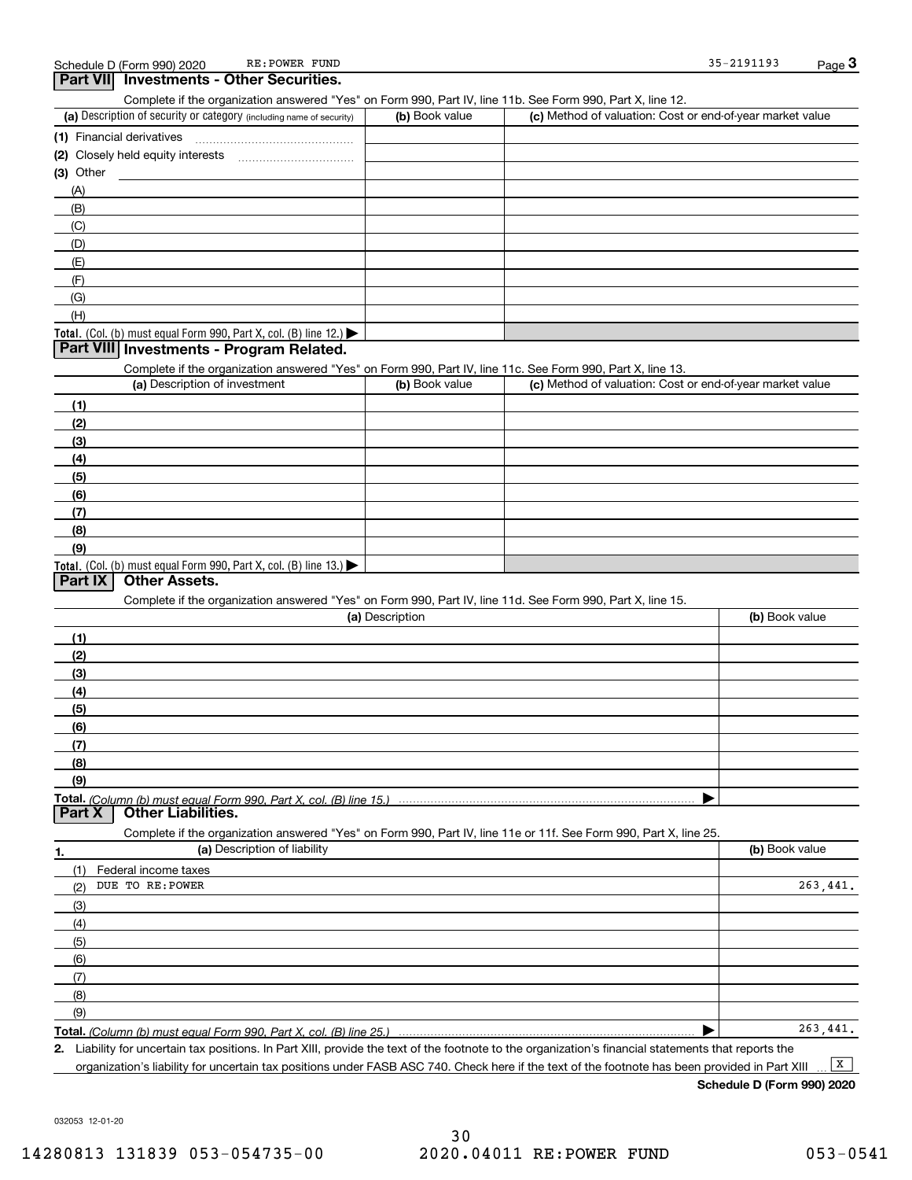Schedule D (Form 990) 2020 RE:POWER FUND 35-2191193

## Part VII Investments - Other Securities.

Complete if the organization answered "Yes" on Form 990, Part IV, line 11b. See Form 990, Part X, line 12.

| (a) Description of security or category (including name of security) | (b) Book value | (c) Method of valuation: Cost or end-of-year market value |
|---|---|---|
| (1) Financial derivatives | | |
| (2) Closely held equity interests | | |
| (3) Other | | |
| (A) | | |
| (B) | | |
| (C) | | |
| (D) | | |
| (E) | | |
| (F) | | |
| (G) | | |
| (H) | | |
| **Total.** (Col. (b) must equal Form 990, Part X, col. (B) line 12.) ▶ | | |

## Part VIII Investments - Program Related.

Complete if the organization answered "Yes" on Form 990, Part IV, line 11c. See Form 990, Part X, line 13.

| (a) Description of investment | (b) Book value | (c) Method of valuation: Cost or end-of-year market value |
|---|---|---|
| (1) | | |
| (2) | | |
| (3) | | |
| (4) | | |
| (5) | | |
| (6) | | |
| (7) | | |
| (8) | | |
| (9) | | |
| **Total.** (Col. (b) must equal Form 990, Part X, col. (B) line 13.) ▶ | | |

## Part IX Other Assets.

Complete if the organization answered "Yes" on Form 990, Part IV, line 11d. See Form 990, Part X, line 15.

| (a) Description | (b) Book value |
|---|---|
| (1) | |
| (2) | |
| (3) | |
| (4) | |
| (5) | |
| (6) | |
| (7) | |
| (8) | |
| (9) | |
| **Total.** *(Column (b) must equal Form 990, Part X, col. (B) line 15.)* ▶ | |

## Part X Other Liabilities.

Complete if the organization answered "Yes" on Form 990, Part IV, line 11e or 11f. See Form 990, Part X, line 25.

| 1. (a) Description of liability | (b) Book value |
|---|---|
| (1) Federal income taxes | |
| (2) DUE TO RE:POWER | 263,441. |
| (3) | |
| (4) | |
| (5) | |
| (6) | |
| (7) | |
| (8) | |
| (9) | |
| **Total.** *(Column (b) must equal Form 990, Part X, col. (B) line 25.)* ▶ | 263,441. |

**2.** Liability for uncertain tax positions. In Part XIII, provide the text of the footnote to the organization's financial statements that reports the organization's liability for uncertain tax positions under FASB ASC 740. Check here if the text of the footnote has been provided in Part XIII ... [X]

**Schedule D (Form 990) 2020**

032053 12-01-20

14280813 131839 053-054735-00 2020.04011 RE:POWER FUND 053-0541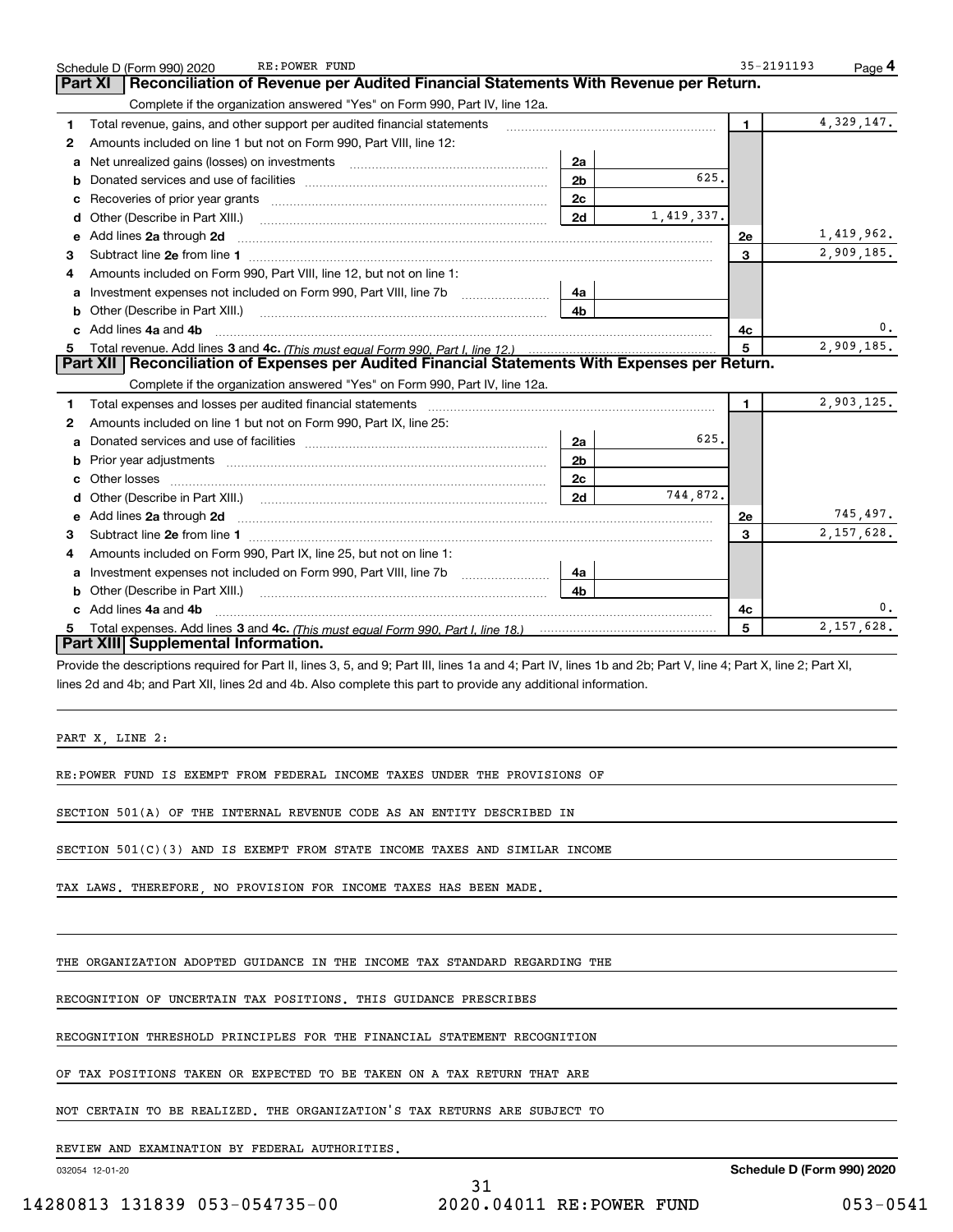Schedule D (Form 990) 2020 RE:POWER FUND 35-2191193

## Part XI Reconciliation of Revenue per Audited Financial Statements With Revenue per Return.

Complete if the organization answered "Yes" on Form 990, Part IV, line 12a.

| | | | | | |
|---|---|---|---|---|---|
| **1** | Total revenue, gains, and other support per audited financial statements | | | 1 | 4,329,147. |
| **2** | Amounts included on line 1 but not on Form 990, Part VIII, line 12: | | | | |
| **a** | Net unrealized gains (losses) on investments | 2a | | | |
| **b** | Donated services and use of facilities | 2b | 625. | | |
| **c** | Recoveries of prior year grants | 2c | | | |
| **d** | Other (Describe in Part XIII.) | 2d | 1,419,337. | | |
| **e** | Add lines **2a** through **2d** | | | 2e | 1,419,962. |
| **3** | Subtract line **2e** from line **1** | | | 3 | 2,909,185. |
| **4** | Amounts included on Form 990, Part VIII, line 12, but not on line 1: | | | | |
| **a** | Investment expenses not included on Form 990, Part VIII, line 7b | 4a | | | |
| **b** | Other (Describe in Part XIII.) | 4b | | | |
| **c** | Add lines **4a** and **4b** | | | 4c | 0. |
| **5** | Total revenue. Add lines **3** and **4c.** *(This must equal Form 990, Part I, line 12.)* | | | 5 | 2,909,185. |

## Part XII Reconciliation of Expenses per Audited Financial Statements With Expenses per Return.

Complete if the organization answered "Yes" on Form 990, Part IV, line 12a.

| | | | | | |
|---|---|---|---|---|---|
| **1** | Total expenses and losses per audited financial statements | | | 1 | 2,903,125. |
| **2** | Amounts included on line 1 but not on Form 990, Part IX, line 25: | | | | |
| **a** | Donated services and use of facilities | 2a | 625. | | |
| **b** | Prior year adjustments | 2b | | | |
| **c** | Other losses | 2c | | | |
| **d** | Other (Describe in Part XIII.) | 2d | 744,872. | | |
| **e** | Add lines **2a** through **2d** | | | 2e | 745,497. |
| **3** | Subtract line **2e** from line **1** | | | 3 | 2,157,628. |
| **4** | Amounts included on Form 990, Part IX, line 25, but not on line 1: | | | | |
| **a** | Investment expenses not included on Form 990, Part VIII, line 7b | 4a | | | |
| **b** | Other (Describe in Part XIII.) | 4b | | | |
| **c** | Add lines **4a** and **4b** | | | 4c | 0. |
| **5** | Total expenses. Add lines **3** and **4c.** *(This must equal Form 990, Part I, line 18.)* | | | 5 | 2,157,628. |

## Part XIII Supplemental Information.

Provide the descriptions required for Part II, lines 3, 5, and 9; Part III, lines 1a and 4; Part IV, lines 1b and 2b; Part V, line 4; Part X, line 2; Part XI, lines 2d and 4b; and Part XII, lines 2d and 4b. Also complete this part to provide any additional information.

PART X, LINE 2:

RE:POWER FUND IS EXEMPT FROM FEDERAL INCOME TAXES UNDER THE PROVISIONS OF SECTION 501(A) OF THE INTERNAL REVENUE CODE AS AN ENTITY DESCRIBED IN SECTION 501(C)(3) AND IS EXEMPT FROM STATE INCOME TAXES AND SIMILAR INCOME TAX LAWS. THEREFORE, NO PROVISION FOR INCOME TAXES HAS BEEN MADE.

THE ORGANIZATION ADOPTED GUIDANCE IN THE INCOME TAX STANDARD REGARDING THE RECOGNITION OF UNCERTAIN TAX POSITIONS. THIS GUIDANCE PRESCRIBES RECOGNITION THRESHOLD PRINCIPLES FOR THE FINANCIAL STATEMENT RECOGNITION OF TAX POSITIONS TAKEN OR EXPECTED TO BE TAKEN ON A TAX RETURN THAT ARE NOT CERTAIN TO BE REALIZED. THE ORGANIZATION'S TAX RETURNS ARE SUBJECT TO REVIEW AND EXAMINATION BY FEDERAL AUTHORITIES.

032054 12-01-20 **Schedule D (Form 990) 2020**

14280813 131839 053-054735-00 2020.04011 RE:POWER FUND 053-0541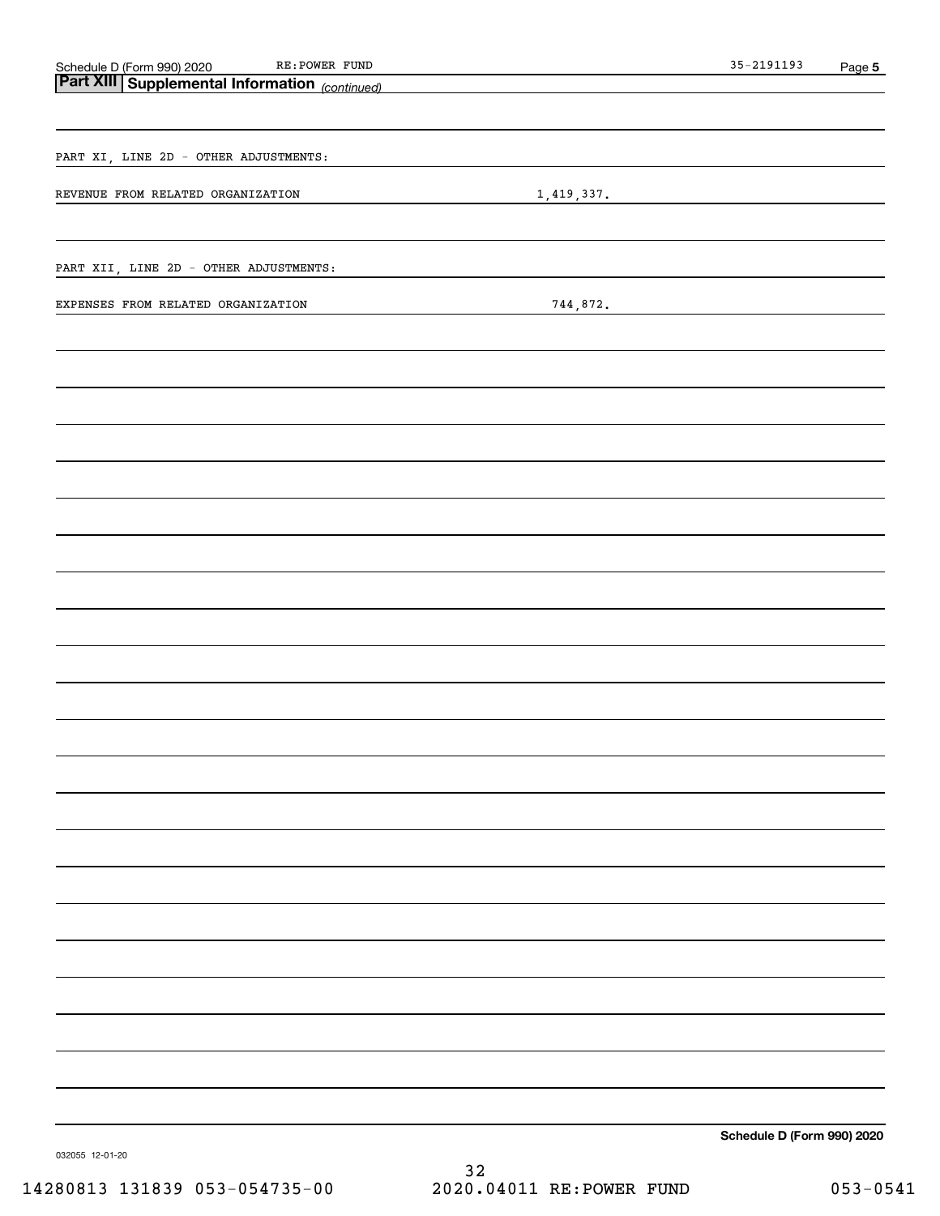## Part XIII Supplemental Information *(continued)*

PART XI, LINE 2D - OTHER ADJUSTMENTS:

| | |
|---|---|
| REVENUE FROM RELATED ORGANIZATION | 1,419,337. |

PART XII, LINE 2D - OTHER ADJUSTMENTS:

| | |
|---|---|
| EXPENSES FROM RELATED ORGANIZATION | 744,872. |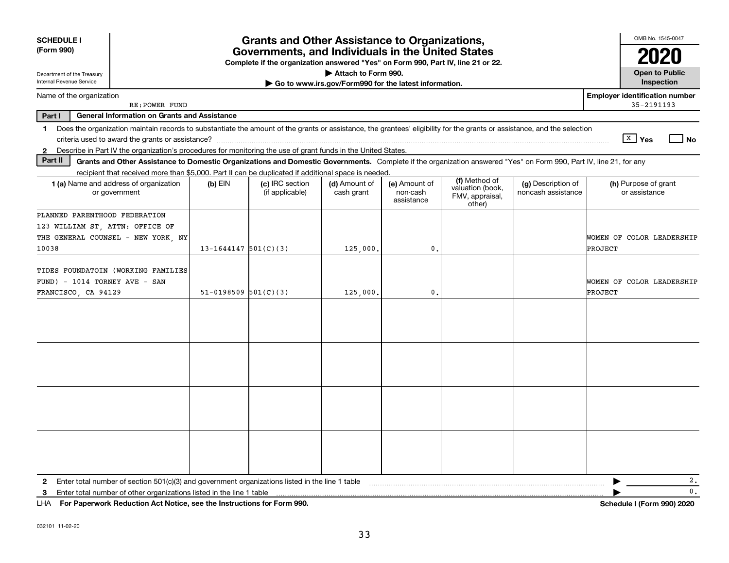**SCHEDULE I (Form 990)**

Department of the Treasury
Internal Revenue Service

# Grants and Other Assistance to Organizations, Governments, and Individuals in the United States

**Complete if the organization answered "Yes" on Form 990, Part IV, line 21 or 22.**

▶ Attach to Form 990.

▶ Go to www.irs.gov/Form990 for the latest information.

OMB No. 1545-0047

**2020**

**Open to Public Inspection**

Name of the organization: RE:POWER FUND

**Employer identification number**: 35-2191193

**Part I General Information on Grants and Assistance**

1 Does the organization maintain records to substantiate the amount of the grants or assistance, the grantees' eligibility for the grants or assistance, and the selection criteria used to award the grants or assistance? [X] Yes [ ] No

2 Describe in Part IV the organization's procedures for monitoring the use of grant funds in the United States.

**Part II Grants and Other Assistance to Domestic Organizations and Domestic Governments.** Complete if the organization answered "Yes" on Form 990, Part IV, line 21, for any recipient that received more than $5,000. Part II can be duplicated if additional space is needed.

| 1 (a) Name and address of organization or government | (b) EIN | (c) IRC section (if applicable) | (d) Amount of cash grant | (e) Amount of non-cash assistance | (f) Method of valuation (book, FMV, appraisal, other) | (g) Description of noncash assistance | (h) Purpose of grant or assistance |
|---|---|---|---|---|---|---|---|
| PLANNED PARENTHOOD FEDERATION 123 WILLIAM ST, ATTN: OFFICE OF THE GENERAL COUNSEL - NEW YORK, NY 10038 | 13-1644147 | 501(C)(3) | 125,000. | 0. | | | WOMEN OF COLOR LEADERSHIP PROJECT |
| TIDES FOUNDATOIN (WORKING FAMILIES FUND) - 1014 TORNEY AVE - SAN FRANCISCO, CA 94129 | 51-0198509 | 501(C)(3) | 125,000. | 0. | | | WOMEN OF COLOR LEADERSHIP PROJECT |
| | | | | | | | |
| | | | | | | | |
| | | | | | | | |
| | | | | | | | |

2 Enter total number of section 501(c)(3) and government organizations listed in the line 1 table ▶ 2.

3 Enter total number of other organizations listed in the line 1 table ▶ 0.

LHA **For Paperwork Reduction Act Notice, see the Instructions for Form 990.** **Schedule I (Form 990) 2020**

032101 11-02-20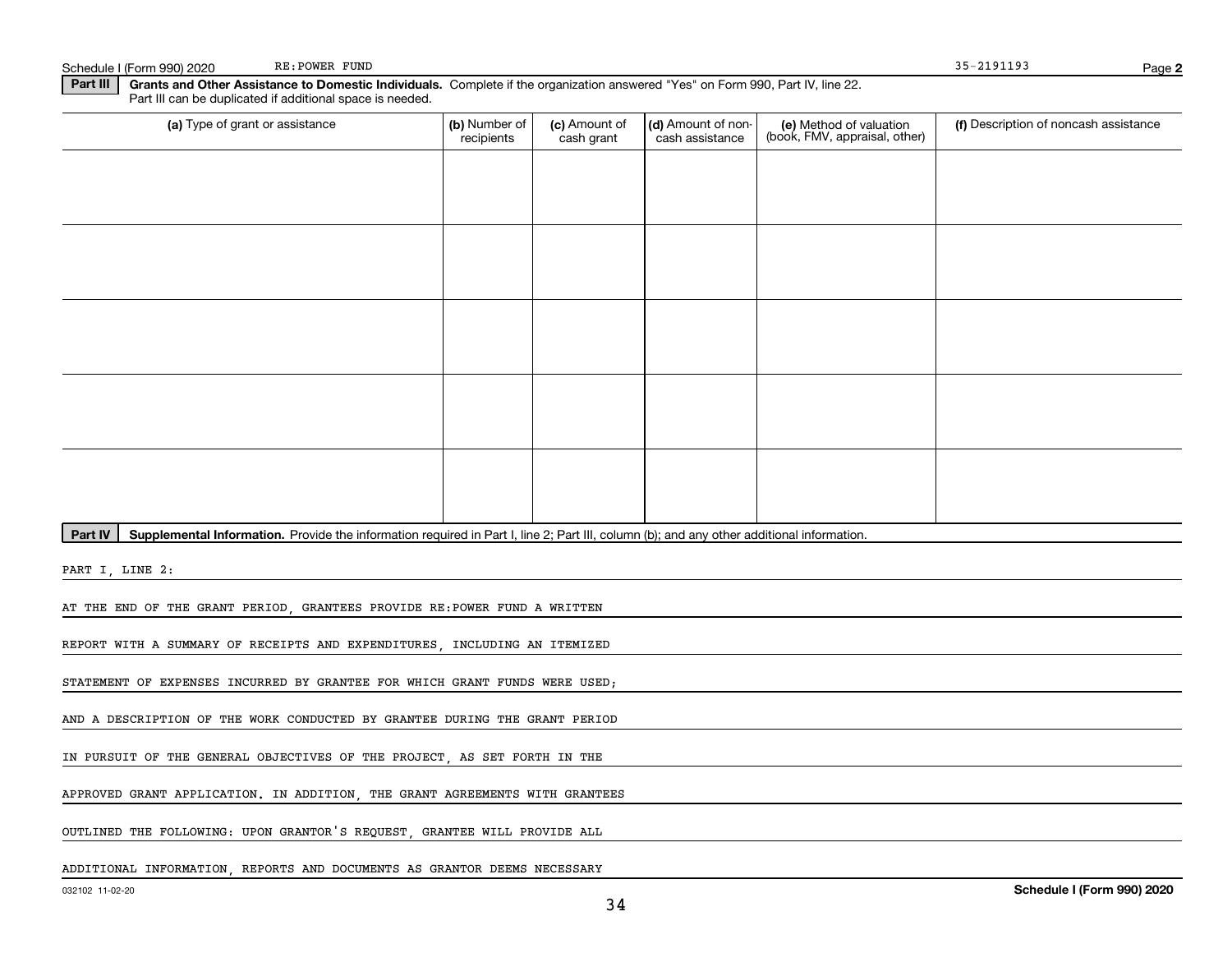Schedule I (Form 990) 2020 RE:POWER FUND 35-2191193 Page **2**

**Part III** **Grants and Other Assistance to Domestic Individuals.** Complete if the organization answered "Yes" on Form 990, Part IV, line 22. Part III can be duplicated if additional space is needed.

| (a) Type of grant or assistance | (b) Number of recipients | (c) Amount of cash grant | (d) Amount of non-cash assistance | (e) Method of valuation (book, FMV, appraisal, other) | (f) Description of noncash assistance |
|---|---|---|---|---|---|
| | | | | | |
| | | | | | |
| | | | | | |
| | | | | | |
| | | | | | |

**Part IV** **Supplemental Information.** Provide the information required in Part I, line 2; Part III, column (b); and any other additional information.

PART I, LINE 2:

AT THE END OF THE GRANT PERIOD, GRANTEES PROVIDE RE:POWER FUND A WRITTEN

REPORT WITH A SUMMARY OF RECEIPTS AND EXPENDITURES, INCLUDING AN ITEMIZED

STATEMENT OF EXPENSES INCURRED BY GRANTEE FOR WHICH GRANT FUNDS WERE USED;

AND A DESCRIPTION OF THE WORK CONDUCTED BY GRANTEE DURING THE GRANT PERIOD

IN PURSUIT OF THE GENERAL OBJECTIVES OF THE PROJECT, AS SET FORTH IN THE

APPROVED GRANT APPLICATION. IN ADDITION, THE GRANT AGREEMENTS WITH GRANTEES

OUTLINED THE FOLLOWING: UPON GRANTOR'S REQUEST, GRANTEE WILL PROVIDE ALL

ADDITIONAL INFORMATION, REPORTS AND DOCUMENTS AS GRANTOR DEEMS NECESSARY

032102 11-02-20 **Schedule I (Form 990) 2020**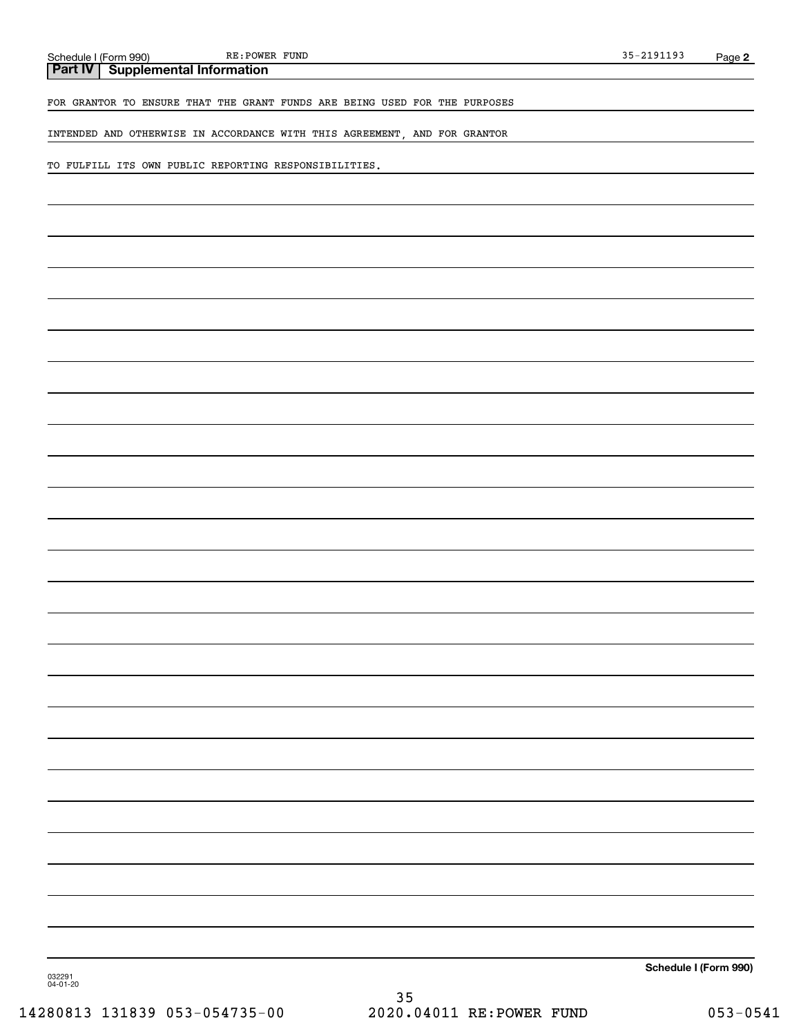## Part IV Supplemental Information

FOR GRANTOR TO ENSURE THAT THE GRANT FUNDS ARE BEING USED FOR THE PURPOSES

INTENDED AND OTHERWISE IN ACCORDANCE WITH THIS AGREEMENT, AND FOR GRANTOR

TO FULFILL ITS OWN PUBLIC REPORTING RESPONSIBILITIES.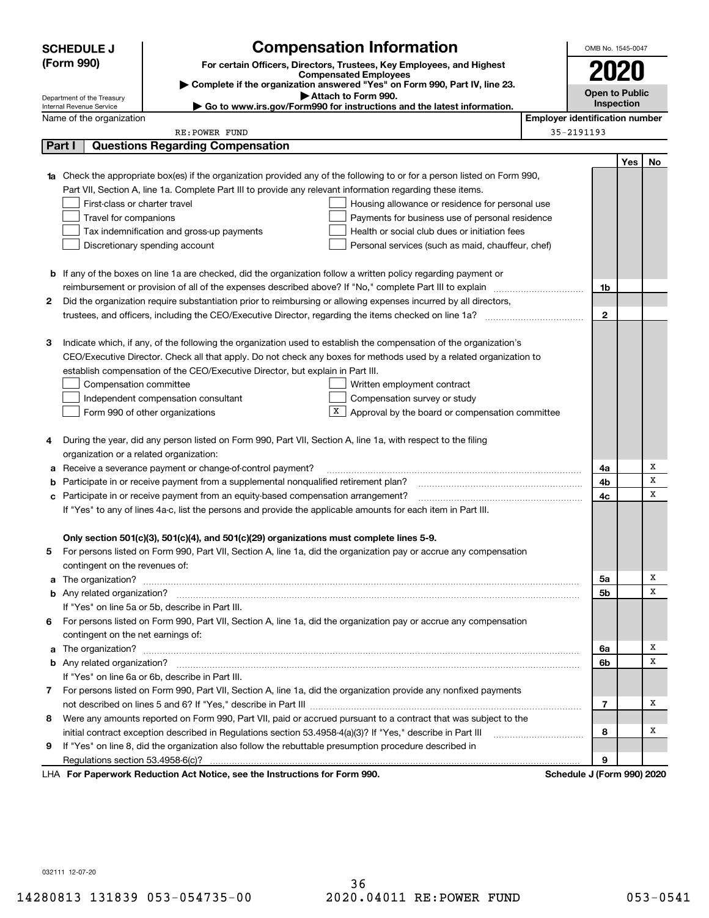**SCHEDULE J (Form 990)**

Department of the Treasury
Internal Revenue Service

# Compensation Information

**For certain Officers, Directors, Trustees, Key Employees, and Highest Compensated Employees**

▶ **Complete if the organization answered "Yes" on Form 990, Part IV, line 23.**

▶ **Attach to Form 990.**

▶ **Go to www.irs.gov/Form990 for instructions and the latest information.**

OMB No. 1545-0047

**2020**

**Open to Public Inspection**

Name of the organization: RE:POWER FUND

Employer identification number: 35-2191193

## Part I — Questions Regarding Compensation

| | | | Yes | No |
|---|---|---|---|---|
| **1a** | Check the appropriate box(es) if the organization provided any of the following to or for a person listed on Form 990, Part VII, Section A, line 1a. Complete Part III to provide any relevant information regarding these items.<br>☐ First-class or charter travel ☐ Housing allowance or residence for personal use<br>☐ Travel for companions ☐ Payments for business use of personal residence<br>☐ Tax indemnification and gross-up payments ☐ Health or social club dues or initiation fees<br>☐ Discretionary spending account ☐ Personal services (such as maid, chauffeur, chef) | | | |
| **b** | If any of the boxes on line 1a are checked, did the organization follow a written policy regarding payment or reimbursement or provision of all of the expenses described above? If "No," complete Part III to explain | 1b | | |
| **2** | Did the organization require substantiation prior to reimbursing or allowing expenses incurred by all directors, trustees, and officers, including the CEO/Executive Director, regarding the items checked on line 1a? | 2 | | |
| **3** | Indicate which, if any, of the following the organization used to establish the compensation of the organization's CEO/Executive Director. Check all that apply. Do not check any boxes for methods used by a related organization to establish compensation of the CEO/Executive Director, but explain in Part III.<br>☐ Compensation committee ☐ Written employment contract<br>☐ Independent compensation consultant ☐ Compensation survey or study<br>☐ Form 990 of other organizations ☒ Approval by the board or compensation committee | | | |
| **4** | During the year, did any person listed on Form 990, Part VII, Section A, line 1a, with respect to the filing organization or a related organization: | | | |
| **a** | Receive a severance payment or change-of-control payment? | 4a | | X |
| **b** | Participate in or receive payment from a supplemental nonqualified retirement plan? | 4b | | X |
| **c** | Participate in or receive payment from an equity-based compensation arrangement? | 4c | | X |
| | If "Yes" to any of lines 4a-c, list the persons and provide the applicable amounts for each item in Part III. | | | |
| | **Only section 501(c)(3), 501(c)(4), and 501(c)(29) organizations must complete lines 5-9.** | | | |
| **5** | For persons listed on Form 990, Part VII, Section A, line 1a, did the organization pay or accrue any compensation contingent on the revenues of: | | | |
| **a** | The organization? | 5a | | X |
| **b** | Any related organization? | 5b | | X |
| | If "Yes" on line 5a or 5b, describe in Part III. | | | |
| **6** | For persons listed on Form 990, Part VII, Section A, line 1a, did the organization pay or accrue any compensation contingent on the net earnings of: | | | |
| **a** | The organization? | 6a | | X |
| **b** | Any related organization? | 6b | | X |
| | If "Yes" on line 6a or 6b, describe in Part III. | | | |
| **7** | For persons listed on Form 990, Part VII, Section A, line 1a, did the organization provide any nonfixed payments not described on lines 5 and 6? If "Yes," describe in Part III | 7 | | X |
| **8** | Were any amounts reported on Form 990, Part VII, paid or accrued pursuant to a contract that was subject to the initial contract exception described in Regulations section 53.4958-4(a)(3)? If "Yes," describe in Part III | 8 | | X |
| **9** | If "Yes" on line 8, did the organization also follow the rebuttable presumption procedure described in Regulations section 53.4958-6(c)? | 9 | | |

LHA **For Paperwork Reduction Act Notice, see the Instructions for Form 990.** **Schedule J (Form 990) 2020**

032111 12-07-20

14280813 131839 053-054735-00 2020.04011 RE:POWER FUND 053-0541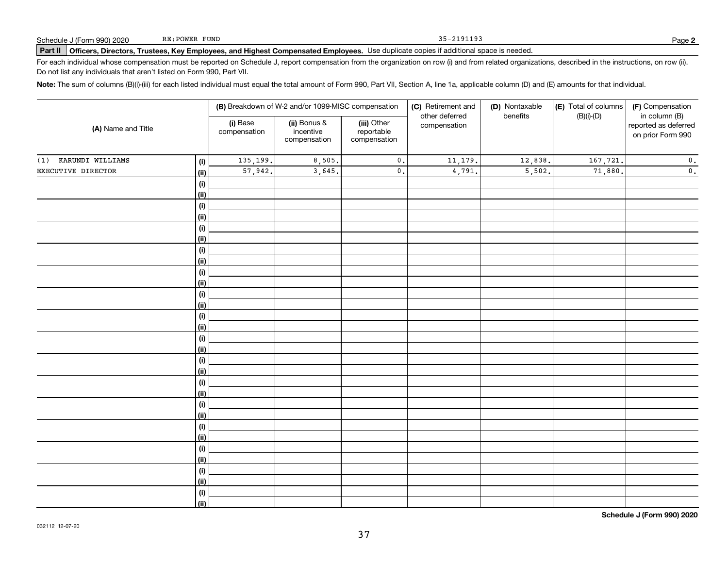Schedule J (Form 990) 2020 RE:POWER FUND 35-2191193

**Part II** **Officers, Directors, Trustees, Key Employees, and Highest Compensated Employees.** Use duplicate copies if additional space is needed.

For each individual whose compensation must be reported on Schedule J, report compensation from the organization on row (i) and from related organizations, described in the instructions, on row (ii). Do not list any individuals that aren't listed on Form 990, Part VII.

**Note:** The sum of columns (B)(i)-(iii) for each listed individual must equal the total amount of Form 990, Part VII, Section A, line 1a, applicable column (D) and (E) amounts for that individual.

| (A) Name and Title | | (B) Breakdown of W-2 and/or 1099-MISC compensation | | | (C) Retirement and other deferred compensation | (D) Nontaxable benefits | (E) Total of columns (B)(i)-(D) | (F) Compensation in column (B) reported as deferred on prior Form 990 |
|---|---|---|---|---|---|---|---|---|
| | | (i) Base compensation | (ii) Bonus & incentive compensation | (iii) Other reportable compensation | | | | |
| (1) KARUNDI WILLIAMS | (i) | 135,199. | 8,505. | 0. | 11,179. | 12,838. | 167,721. | 0. |
| EXECUTIVE DIRECTOR | (ii) | 57,942. | 3,645. | 0. | 4,791. | 5,502. | 71,880. | 0. |
| | (i) | | | | | | | |
| | (ii) | | | | | | | |
| | (i) | | | | | | | |
| | (ii) | | | | | | | |
| | (i) | | | | | | | |
| | (ii) | | | | | | | |
| | (i) | | | | | | | |
| | (ii) | | | | | | | |
| | (i) | | | | | | | |
| | (ii) | | | | | | | |
| | (i) | | | | | | | |
| | (ii) | | | | | | | |
| | (i) | | | | | | | |
| | (ii) | | | | | | | |
| | (i) | | | | | | | |
| | (ii) | | | | | | | |
| | (i) | | | | | | | |
| | (ii) | | | | | | | |
| | (i) | | | | | | | |
| | (ii) | | | | | | | |
| | (i) | | | | | | | |
| | (ii) | | | | | | | |
| | (i) | | | | | | | |
| | (ii) | | | | | | | |
| | (i) | | | | | | | |
| | (ii) | | | | | | | |
| | (i) | | | | | | | |
| | (ii) | | | | | | | |
| | (i) | | | | | | | |
| | (ii) | | | | | | | |

**Schedule J (Form 990) 2020**

032112 12-07-20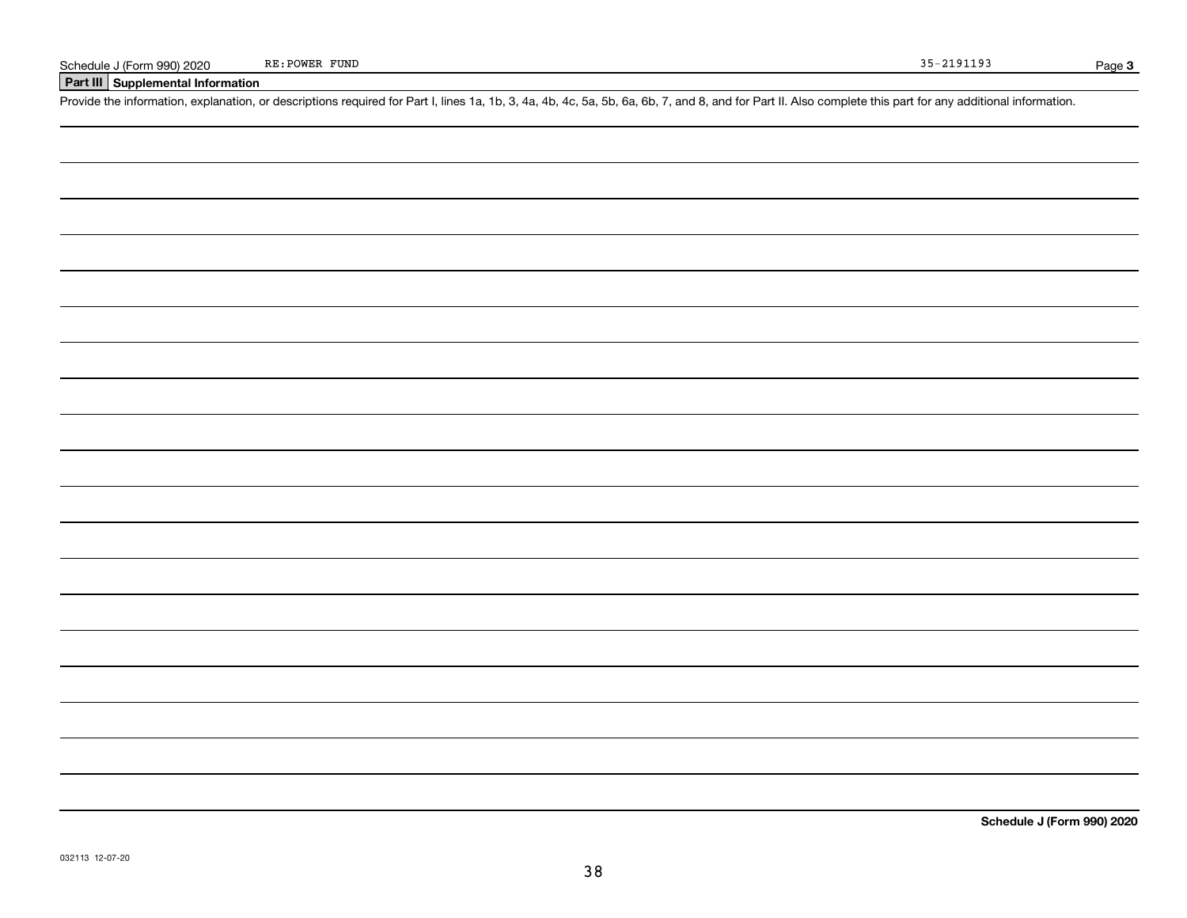Schedule J (Form 990) 2020 RE:POWER FUND 35-2191193

## Part III Supplemental Information

Provide the information, explanation, or descriptions required for Part I, lines 1a, 1b, 3, 4a, 4b, 4c, 5a, 5b, 6a, 6b, 7, and 8, and for Part II. Also complete this part for any additional information.

**Schedule J (Form 990) 2020**

032113 12-07-20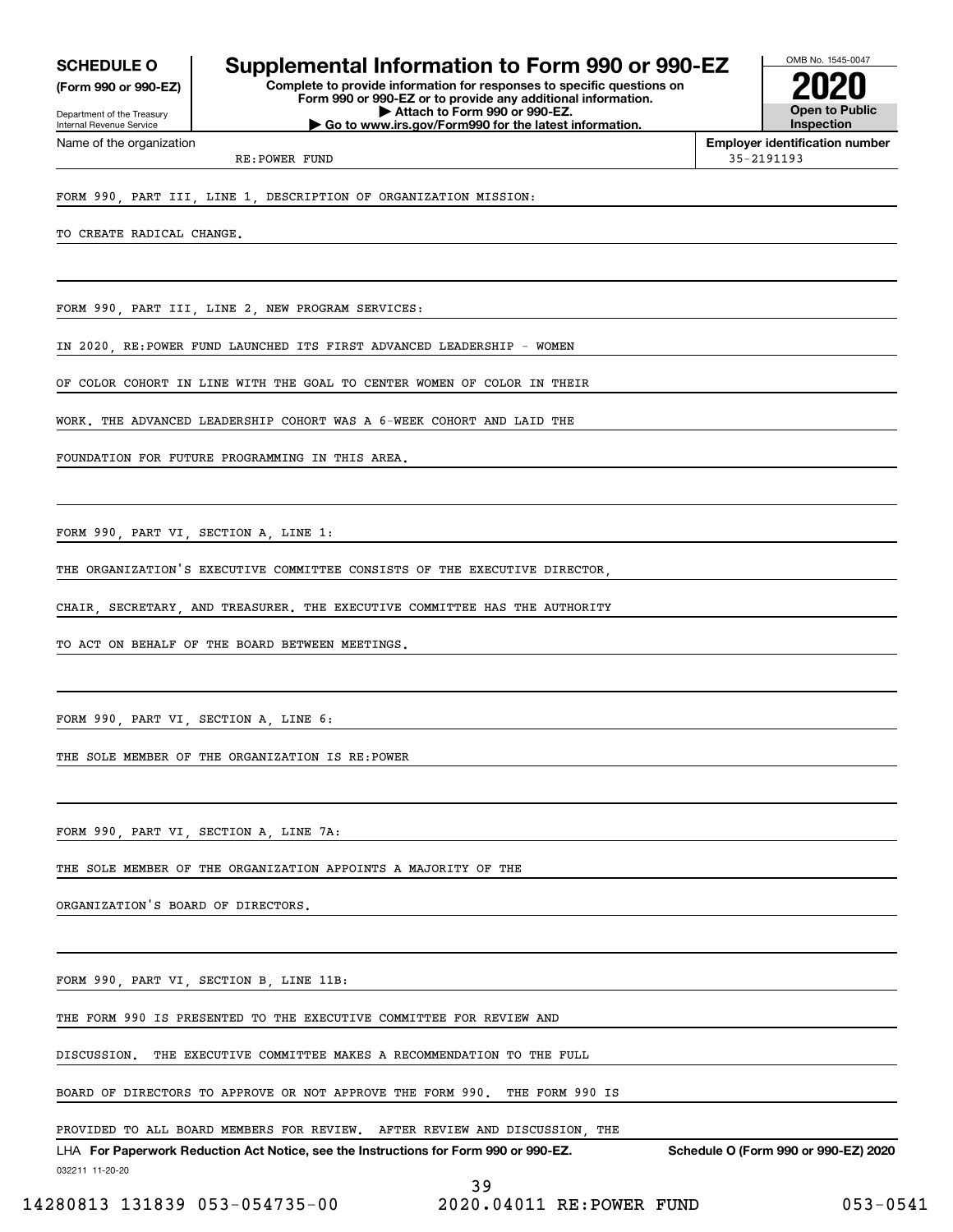**SCHEDULE O**
**(Form 990 or 990-EZ)**

Department of the Treasury
Internal Revenue Service

# Supplemental Information to Form 990 or 990-EZ

**Complete to provide information for responses to specific questions on Form 990 or 990-EZ or to provide any additional information.**
**▶ Attach to Form 990 or 990-EZ.**
**▶ Go to www.irs.gov/Form990 for the latest information.**

OMB No. 1545-0047
**2020**
**Open to Public Inspection**

Name of the organization: RE:POWER FUND
**Employer identification number**: 35-2191193

FORM 990, PART III, LINE 1, DESCRIPTION OF ORGANIZATION MISSION:

TO CREATE RADICAL CHANGE.

FORM 990, PART III, LINE 2, NEW PROGRAM SERVICES:

IN 2020, RE:POWER FUND LAUNCHED ITS FIRST ADVANCED LEADERSHIP - WOMEN OF COLOR COHORT IN LINE WITH THE GOAL TO CENTER WOMEN OF COLOR IN THEIR WORK. THE ADVANCED LEADERSHIP COHORT WAS A 6-WEEK COHORT AND LAID THE FOUNDATION FOR FUTURE PROGRAMMING IN THIS AREA.

FORM 990, PART VI, SECTION A, LINE 1:

THE ORGANIZATION'S EXECUTIVE COMMITTEE CONSISTS OF THE EXECUTIVE DIRECTOR, CHAIR, SECRETARY, AND TREASURER. THE EXECUTIVE COMMITTEE HAS THE AUTHORITY TO ACT ON BEHALF OF THE BOARD BETWEEN MEETINGS.

FORM 990, PART VI, SECTION A, LINE 6:

THE SOLE MEMBER OF THE ORGANIZATION IS RE:POWER

FORM 990, PART VI, SECTION A, LINE 7A:

THE SOLE MEMBER OF THE ORGANIZATION APPOINTS A MAJORITY OF THE ORGANIZATION'S BOARD OF DIRECTORS.

FORM 990, PART VI, SECTION B, LINE 11B:

THE FORM 990 IS PRESENTED TO THE EXECUTIVE COMMITTEE FOR REVIEW AND DISCUSSION. THE EXECUTIVE COMMITTEE MAKES A RECOMMENDATION TO THE FULL BOARD OF DIRECTORS TO APPROVE OR NOT APPROVE THE FORM 990. THE FORM 990 IS PROVIDED TO ALL BOARD MEMBERS FOR REVIEW. AFTER REVIEW AND DISCUSSION, THE

LHA **For Paperwork Reduction Act Notice, see the Instructions for Form 990 or 990-EZ.** **Schedule O (Form 990 or 990-EZ) 2020**
032211 11-20-20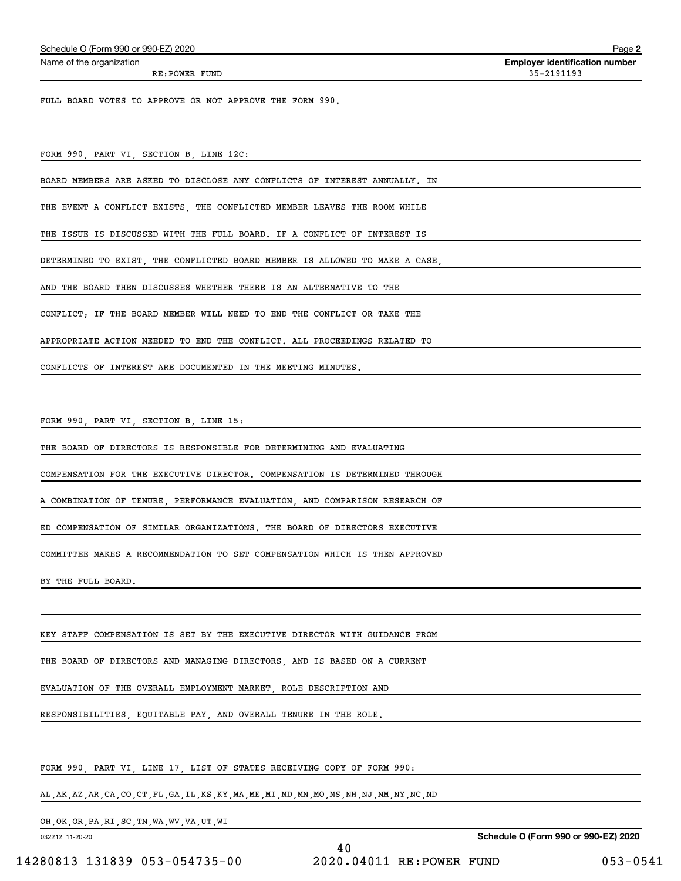Name of the organization: RE:POWER FUND

Employer identification number: 35-2191193

FULL BOARD VOTES TO APPROVE OR NOT APPROVE THE FORM 990.

FORM 990, PART VI, SECTION B, LINE 12C:

BOARD MEMBERS ARE ASKED TO DISCLOSE ANY CONFLICTS OF INTEREST ANNUALLY. IN THE EVENT A CONFLICT EXISTS, THE CONFLICTED MEMBER LEAVES THE ROOM WHILE THE ISSUE IS DISCUSSED WITH THE FULL BOARD. IF A CONFLICT OF INTEREST IS DETERMINED TO EXIST, THE CONFLICTED BOARD MEMBER IS ALLOWED TO MAKE A CASE, AND THE BOARD THEN DISCUSSES WHETHER THERE IS AN ALTERNATIVE TO THE CONFLICT; IF THE BOARD MEMBER WILL NEED TO END THE CONFLICT OR TAKE THE APPROPRIATE ACTION NEEDED TO END THE CONFLICT. ALL PROCEEDINGS RELATED TO CONFLICTS OF INTEREST ARE DOCUMENTED IN THE MEETING MINUTES.

FORM 990, PART VI, SECTION B, LINE 15:

THE BOARD OF DIRECTORS IS RESPONSIBLE FOR DETERMINING AND EVALUATING COMPENSATION FOR THE EXECUTIVE DIRECTOR. COMPENSATION IS DETERMINED THROUGH A COMBINATION OF TENURE, PERFORMANCE EVALUATION, AND COMPARISON RESEARCH OF ED COMPENSATION OF SIMILAR ORGANIZATIONS. THE BOARD OF DIRECTORS EXECUTIVE COMMITTEE MAKES A RECOMMENDATION TO SET COMPENSATION WHICH IS THEN APPROVED BY THE FULL BOARD.

KEY STAFF COMPENSATION IS SET BY THE EXECUTIVE DIRECTOR WITH GUIDANCE FROM THE BOARD OF DIRECTORS AND MANAGING DIRECTORS, AND IS BASED ON A CURRENT EVALUATION OF THE OVERALL EMPLOYMENT MARKET, ROLE DESCRIPTION AND RESPONSIBILITIES, EQUITABLE PAY, AND OVERALL TENURE IN THE ROLE.

FORM 990, PART VI, LINE 17, LIST OF STATES RECEIVING COPY OF FORM 990:

AL,AK,AZ,AR,CA,CO,CT,FL,GA,IL,KS,KY,MA,ME,MI,MD,MN,MO,MS,NH,NJ,NM,NY,NC,ND
OH,OK,OR,PA,RI,SC,TN,WA,WV,VA,UT,WI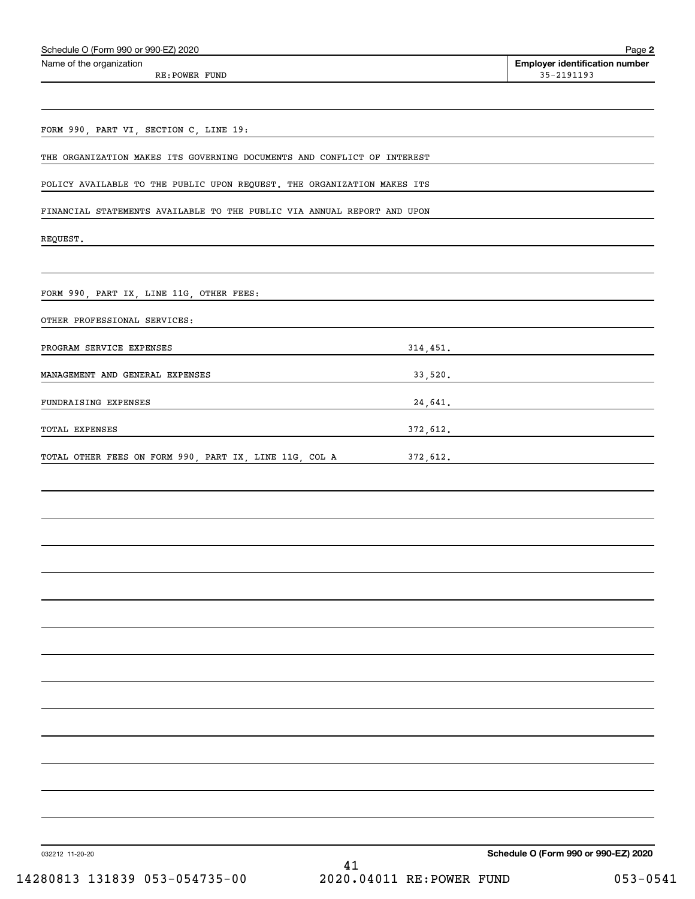Schedule O (Form 990 or 990-EZ) 2020

Name of the organization: RE:POWER FUND

Employer identification number: 35-2191193

FORM 990, PART VI, SECTION C, LINE 19:

THE ORGANIZATION MAKES ITS GOVERNING DOCUMENTS AND CONFLICT OF INTEREST POLICY AVAILABLE TO THE PUBLIC UPON REQUEST. THE ORGANIZATION MAKES ITS FINANCIAL STATEMENTS AVAILABLE TO THE PUBLIC VIA ANNUAL REPORT AND UPON REQUEST.

FORM 990, PART IX, LINE 11G, OTHER FEES:

OTHER PROFESSIONAL SERVICES:

| | |
|---|---|
| PROGRAM SERVICE EXPENSES | 314,451. |
| MANAGEMENT AND GENERAL EXPENSES | 33,520. |
| FUNDRAISING EXPENSES | 24,641. |
| TOTAL EXPENSES | 372,612. |
| TOTAL OTHER FEES ON FORM 990, PART IX, LINE 11G, COL A | 372,612. |

032212 11-20-20

Schedule O (Form 990 or 990-EZ) 2020

14280813 131839 053-054735-00 2020.04011 RE:POWER FUND 053-0541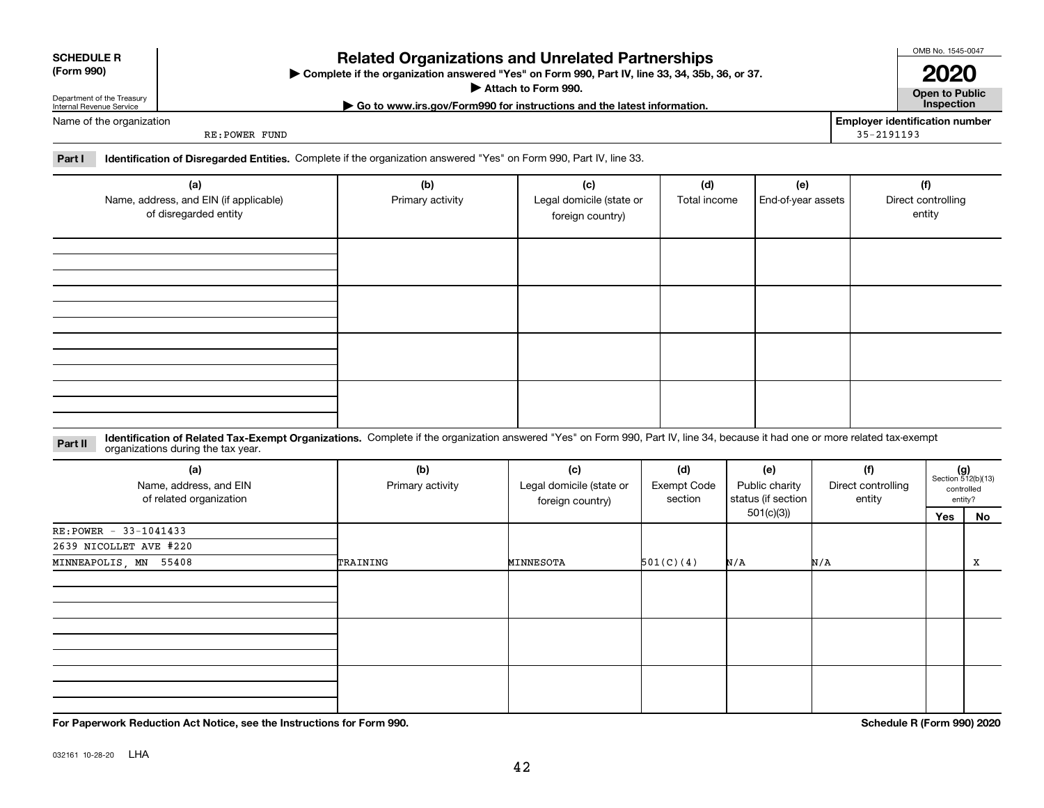**SCHEDULE R (Form 990)**

Department of the Treasury
Internal Revenue Service

# Related Organizations and Unrelated Partnerships

▶ Complete if the organization answered "Yes" on Form 990, Part IV, line 33, 34, 35b, 36, or 37.
▶ Attach to Form 990.
▶ Go to www.irs.gov/Form990 for instructions and the latest information.

OMB No. 1545-0047

**2020**

**Open to Public Inspection**

Name of the organization: RE:POWER FUND

Employer identification number: 35-2191193

**Part I** **Identification of Disregarded Entities.** Complete if the organization answered "Yes" on Form 990, Part IV, line 33.

| (a) Name, address, and EIN (if applicable) of disregarded entity | (b) Primary activity | (c) Legal domicile (state or foreign country) | (d) Total income | (e) End-of-year assets | (f) Direct controlling entity |
|---|---|---|---|---|---|
| | | | | | |
| | | | | | |
| | | | | | |
| | | | | | |

**Part II** **Identification of Related Tax-Exempt Organizations.** Complete if the organization answered "Yes" on Form 990, Part IV, line 34, because it had one or more related tax-exempt organizations during the tax year.

| (a) Name, address, and EIN of related organization | (b) Primary activity | (c) Legal domicile (state or foreign country) | (d) Exempt Code section | (e) Public charity status (if section 501(c)(3)) | (f) Direct controlling entity | (g) Section 512(b)(13) controlled entity? Yes | No |
|---|---|---|---|---|---|---|---|
| RE:POWER - 33-1041433<br>2639 NICOLLET AVE #220<br>MINNEAPOLIS, MN 55408 | TRAINING | MINNESOTA | 501(C)(4) | N/A | N/A | | X |
| | | | | | | | |
| | | | | | | | |
| | | | | | | | |

**For Paperwork Reduction Act Notice, see the Instructions for Form 990.**

**Schedule R (Form 990) 2020**

032161 10-28-20 LHA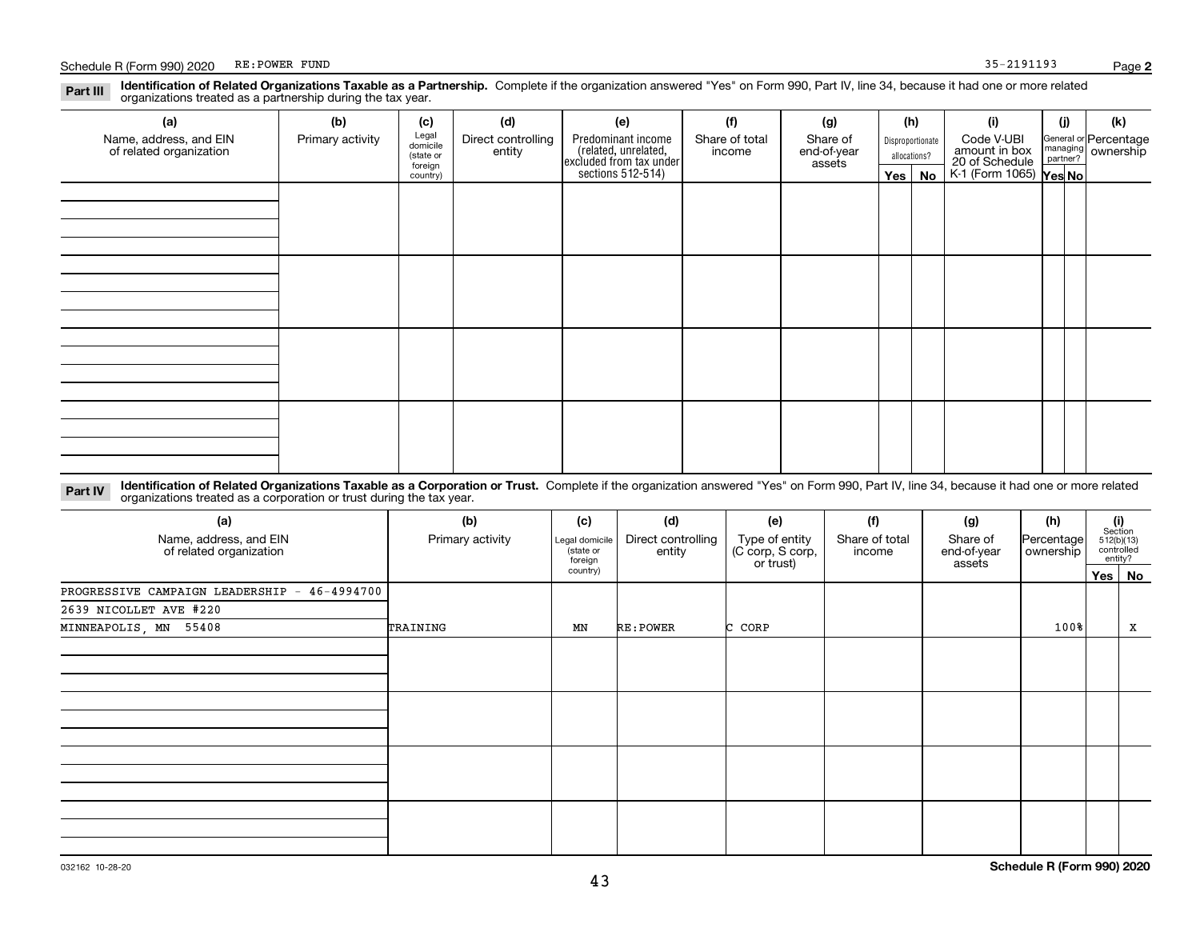Schedule R (Form 990) 2020 RE:POWER FUND 35-2191193 Page **2**

**Part III** **Identification of Related Organizations Taxable as a Partnership.** Complete if the organization answered "Yes" on Form 990, Part IV, line 34, because it had one or more related organizations treated as a partnership during the tax year.

| (a) Name, address, and EIN of related organization | (b) Primary activity | (c) Legal domicile (state or foreign country) | (d) Direct controlling entity | (e) Predominant income (related, unrelated, excluded from tax under sections 512-514) | (f) Share of total income | (g) Share of end-of-year assets | (h) Disproportionate allocations? Yes | (h) No | (i) Code V-UBI amount in box 20 of Schedule K-1 (Form 1065) | (j) General or managing partner? Yes | (j) No | (k) Percentage ownership |
|---|---|---|---|---|---|---|---|---|---|---|---|---|
| | | | | | | | | | | | | |
| | | | | | | | | | | | | |
| | | | | | | | | | | | | |
| | | | | | | | | | | | | |

**Part IV** **Identification of Related Organizations Taxable as a Corporation or Trust.** Complete if the organization answered "Yes" on Form 990, Part IV, line 34, because it had one or more related organizations treated as a corporation or trust during the tax year.

| (a) Name, address, and EIN of related organization | (b) Primary activity | (c) Legal domicile (state or foreign country) | (d) Direct controlling entity | (e) Type of entity (C corp, S corp, or trust) | (f) Share of total income | (g) Share of end-of-year assets | (h) Percentage ownership | (i) Section 512(b)(13) controlled entity? Yes | (i) No |
|---|---|---|---|---|---|---|---|---|---|
| PROGRESSIVE CAMPAIGN LEADERSHIP - 46-4994700<br>2639 NICOLLET AVE #220<br>MINNEAPOLIS, MN 55408 | TRAINING | MN | RE:POWER | C CORP | | | 100% | | X |
| | | | | | | | | | |
| | | | | | | | | | |
| | | | | | | | | | |
| | | | | | | | | | |

032162 10-28-20 **Schedule R (Form 990) 2020**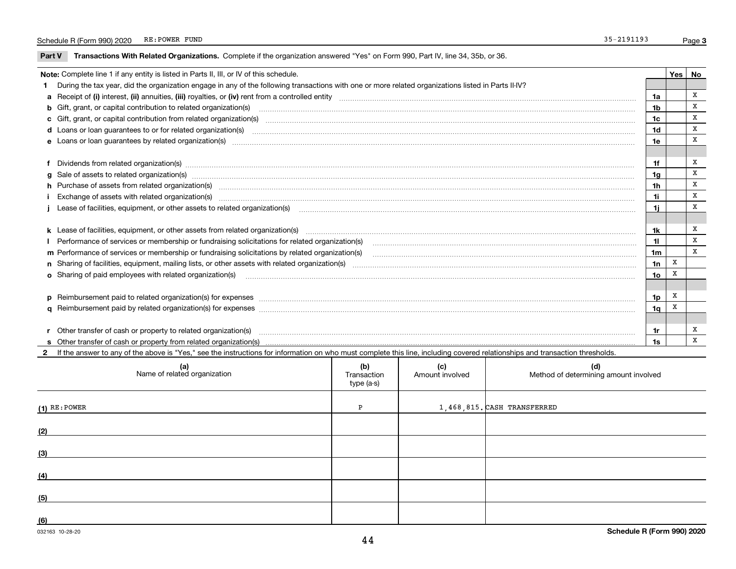Schedule R (Form 990) 2020 RE:POWER FUND 35-2191193

## Part V Transactions With Related Organizations.

Complete if the organization answered "Yes" on Form 990, Part IV, line 34, 35b, or 36.

**Note:** Complete line 1 if any entity is listed in Parts II, III, or IV of this schedule.

| | | | Yes | No |
|---|---|---|---|---|
| **1** | During the tax year, did the organization engage in any of the following transactions with one or more related organizations listed in Parts II-IV? | | | |
| **a** | Receipt of (i) interest, (ii) annuities, (iii) royalties, or (iv) rent from a controlled entity | 1a | | X |
| **b** | Gift, grant, or capital contribution to related organization(s) | 1b | | X |
| **c** | Gift, grant, or capital contribution from related organization(s) | 1c | | X |
| **d** | Loans or loan guarantees to or for related organization(s) | 1d | | X |
| **e** | Loans or loan guarantees by related organization(s) | 1e | | X |
| **f** | Dividends from related organization(s) | 1f | | X |
| **g** | Sale of assets to related organization(s) | 1g | | X |
| **h** | Purchase of assets from related organization(s) | 1h | | X |
| **i** | Exchange of assets with related organization(s) | 1i | | X |
| **j** | Lease of facilities, equipment, or other assets to related organization(s) | 1j | | X |
| **k** | Lease of facilities, equipment, or other assets from related organization(s) | 1k | | X |
| **l** | Performance of services or membership or fundraising solicitations for related organization(s) | 1l | | X |
| **m** | Performance of services or membership or fundraising solicitations by related organization(s) | 1m | | X |
| **n** | Sharing of facilities, equipment, mailing lists, or other assets with related organization(s) | 1n | X | |
| **o** | Sharing of paid employees with related organization(s) | 1o | X | |
| **p** | Reimbursement paid to related organization(s) for expenses | 1p | X | |
| **q** | Reimbursement paid by related organization(s) for expenses | 1q | X | |
| **r** | Other transfer of cash or property to related organization(s) | 1r | | X |
| **s** | Other transfer of cash or property from related organization(s) | 1s | | X |

**2** If the answer to any of the above is "Yes," see the instructions for information on who must complete this line, including covered relationships and transaction thresholds.

| | (a) Name of related organization | (b) Transaction type (a-s) | (c) Amount involved | (d) Method of determining amount involved |
|---|---|---|---|---|
| (1) | RE:POWER | P | 1,468,815. | CASH TRANSFERRED |
| (2) | | | | |
| (3) | | | | |
| (4) | | | | |
| (5) | | | | |
| (6) | | | | |

032163 10-28-20 **Schedule R (Form 990) 2020**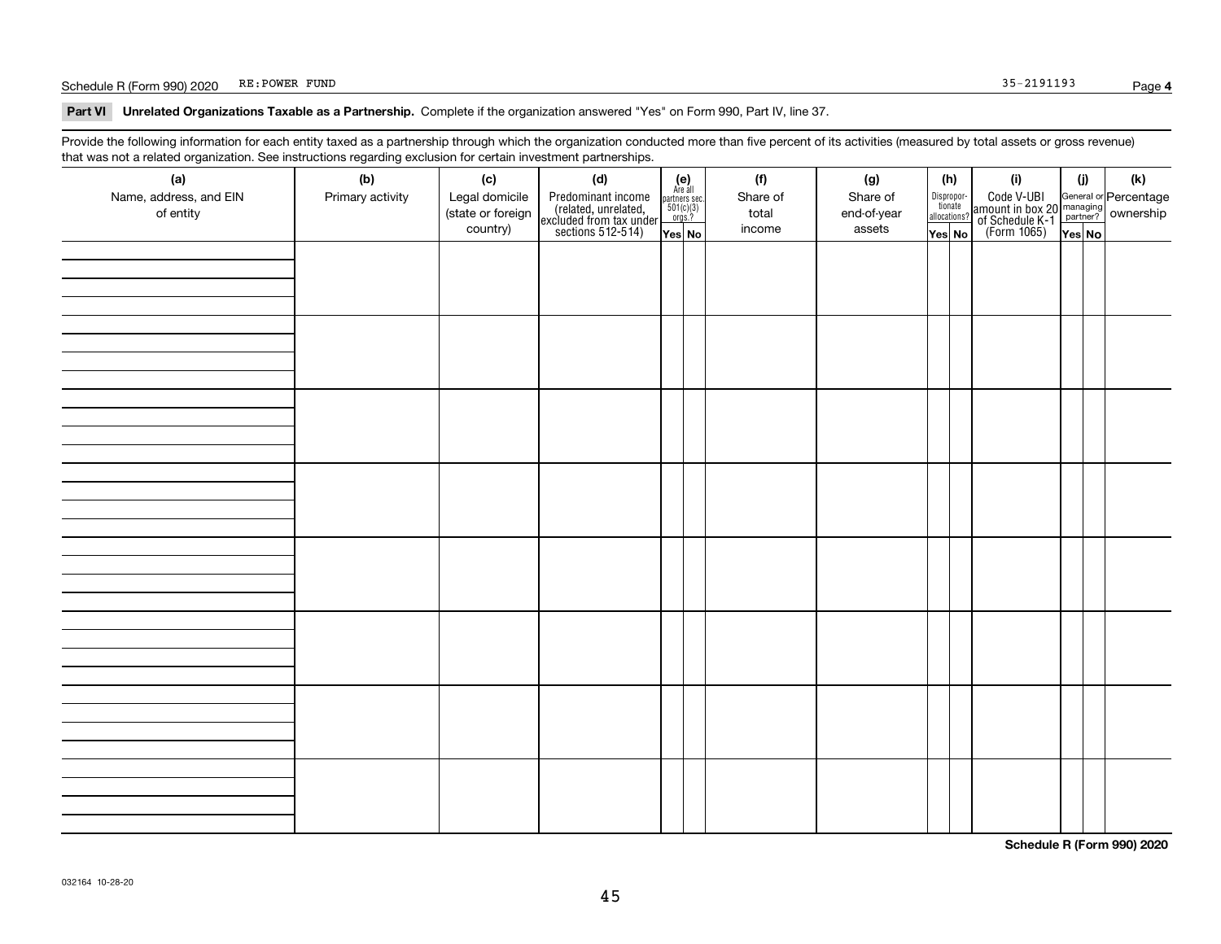Schedule R (Form 990) 2020 RE:POWER FUND 35-2191193

## Part VI Unrelated Organizations Taxable as a Partnership.

Complete if the organization answered "Yes" on Form 990, Part IV, line 37.

Provide the following information for each entity taxed as a partnership through which the organization conducted more than five percent of its activities (measured by total assets or gross revenue) that was not a related organization. See instructions regarding exclusion for certain investment partnerships.

| (a) Name, address, and EIN of entity | (b) Primary activity | (c) Legal domicile (state or foreign country) | (d) Predominant income (related, unrelated, excluded from tax under sections 512-514) | (e) Are all partners sec. 501(c)(3) orgs.? Yes | (e) No | (f) Share of total income | (g) Share of end-of-year assets | (h) Disproportionate allocations? Yes | (h) No | (i) Code V-UBI amount in box 20 of Schedule K-1 (Form 1065) | (j) General or managing partner? Yes | (j) No | (k) Percentage ownership |
|---|---|---|---|---|---|---|---|---|---|---|---|---|---|
| | | | | | | | | | | | | | |
| | | | | | | | | | | | | | |
| | | | | | | | | | | | | | |
| | | | | | | | | | | | | | |
| | | | | | | | | | | | | | |
| | | | | | | | | | | | | | |
| | | | | | | | | | | | | | |
| | | | | | | | | | | | | | |

Schedule R (Form 990) 2020

032164 10-28-20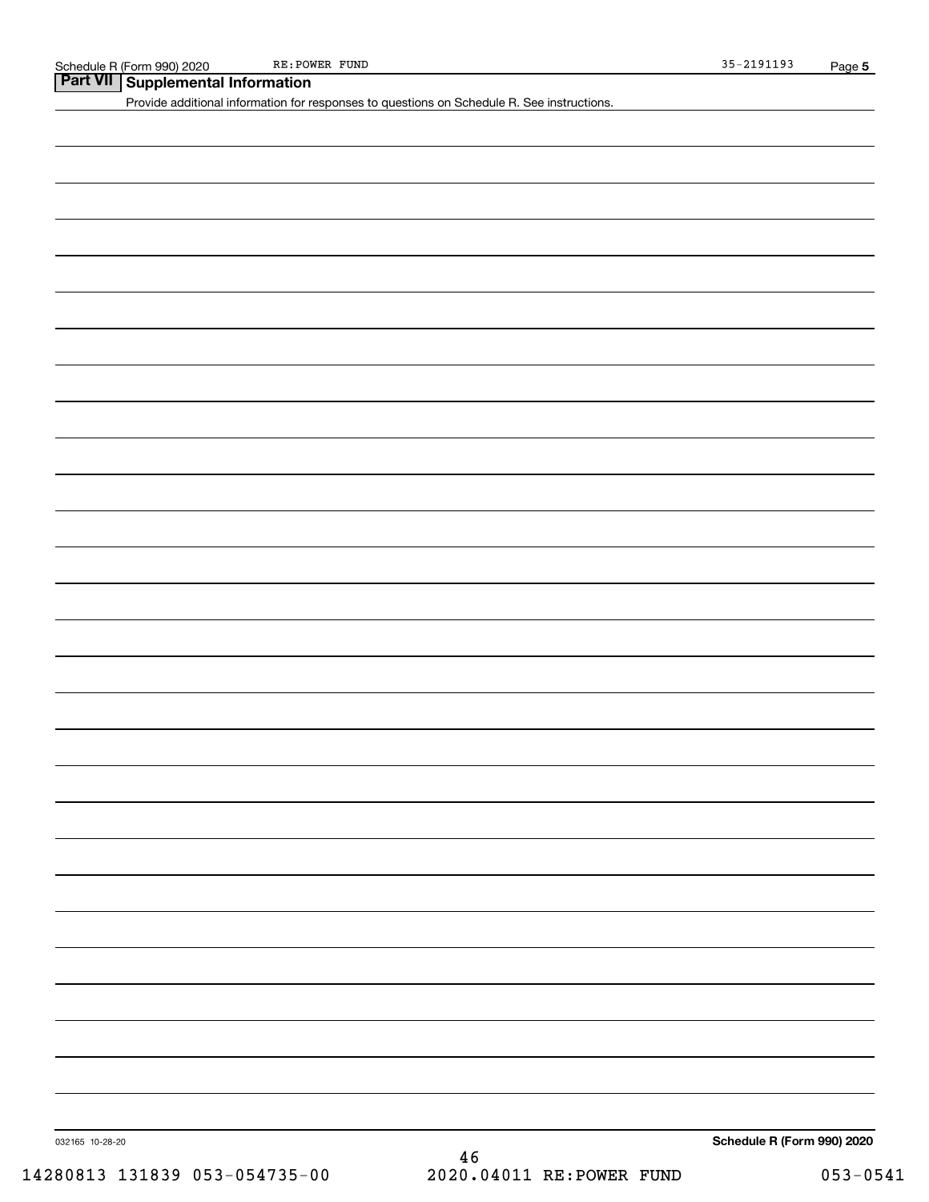## Part VII Supplemental Information

Provide additional information for responses to questions on Schedule R. See instructions.